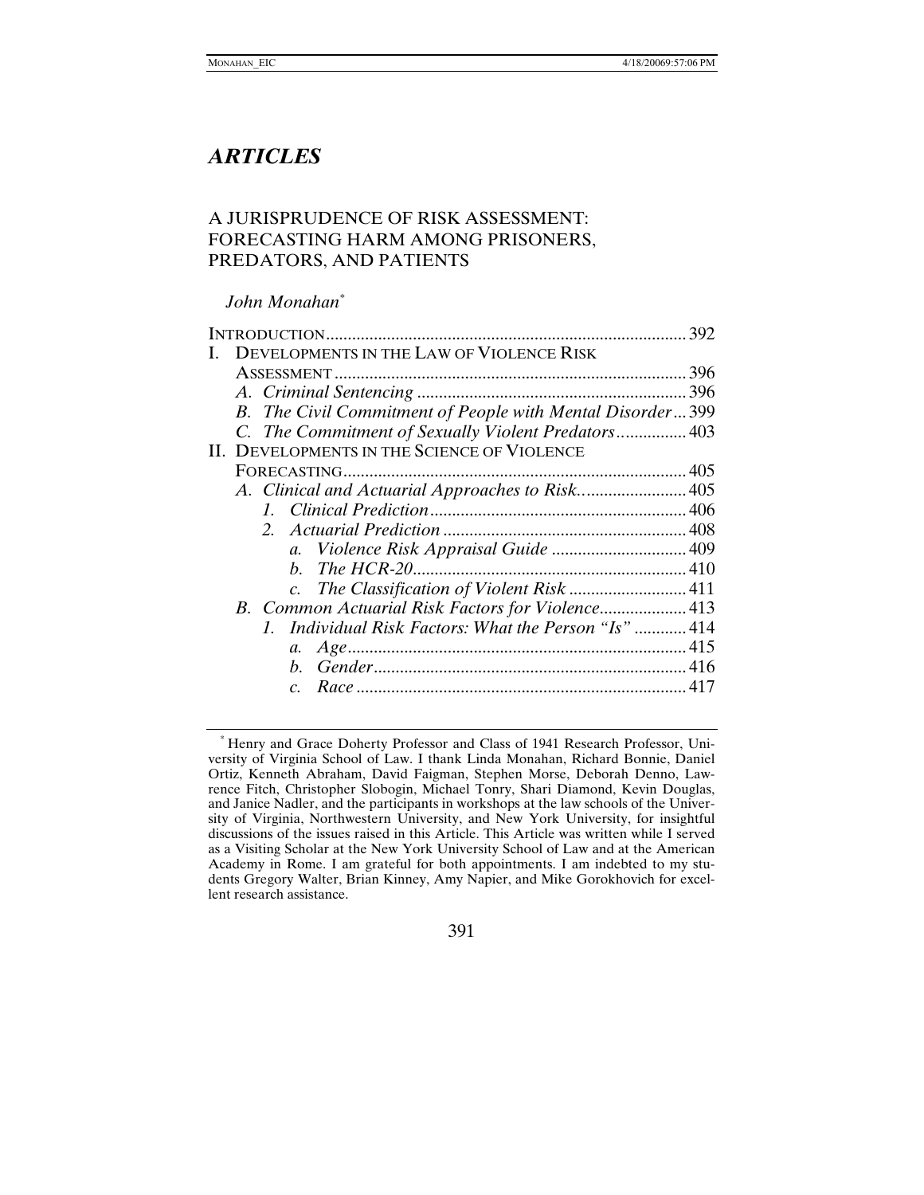# *ARTICLES*

## A JURISPRUDENCE OF RISK ASSESSMENT: FORECASTING HARM AMONG PRISONERS, PREDATORS, AND PATIENTS

*John Monahan*[*]

INTRODUCTION .......... 392

I. DEVELOPMENTS IN THE LAW OF VIOLENCE RISK ASSESSMENT .......... 396
   - *A. Criminal Sentencing* .......... 396
   - *B. The Civil Commitment of People with Mental Disorder* .......... 399
   - *C. The Commitment of Sexually Violent Predators* .......... 403

II. DEVELOPMENTS IN THE SCIENCE OF VIOLENCE FORECASTING .......... 405
   - *A. Clinical and Actuarial Approaches to Risk* .......... 405
     - *1. Clinical Prediction* .......... 406
     - *2. Actuarial Prediction* .......... 408
       - *a. Violence Risk Appraisal Guide* .......... 409
       - *b. The HCR-20* .......... 410
       - *c. The Classification of Violent Risk* .......... 411
   - *B. Common Actuarial Risk Factors for Violence* .......... 413
     - *1. Individual Risk Factors: What the Person "Is"* .......... 414
       - *a. Age* .......... 415
       - *b. Gender* .......... 416
       - *c. Race* .......... 417

[*] Henry and Grace Doherty Professor and Class of 1941 Research Professor, University of Virginia School of Law. I thank Linda Monahan, Richard Bonnie, Daniel Ortiz, Kenneth Abraham, David Faigman, Stephen Morse, Deborah Denno, Lawrence Fitch, Christopher Slobogin, Michael Tonry, Shari Diamond, Kevin Douglas, and Janice Nadler, and the participants in workshops at the law schools of the University of Virginia, Northwestern University, and New York University, for insightful discussions of the issues raised in this Article. This Article was written while I served as a Visiting Scholar at the New York University School of Law and at the American Academy in Rome. I am grateful for both appointments. I am indebted to my students Gregory Walter, Brian Kinney, Amy Napier, and Mike Gorokhovich for excellent research assistance.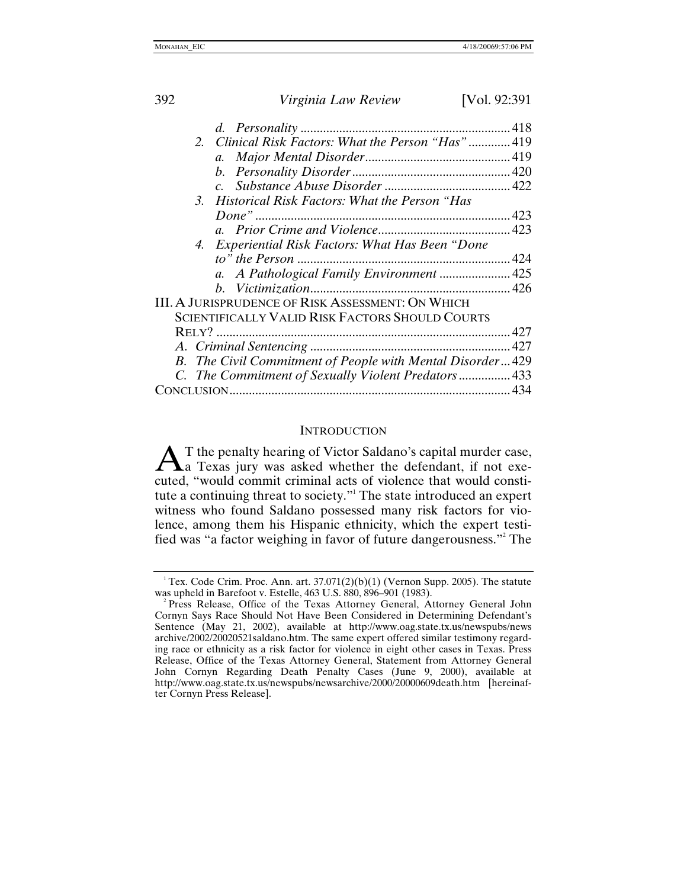d. *Personality* ............................................................... 418

2. *Clinical Risk Factors: What the Person "Has"* ............ 419

a. *Major Mental Disorder* ............................................ 419

b. *Personality Disorder* ............................................... 420

c. *Substance Abuse Disorder* ...................................... 422

3. *Historical Risk Factors: What the Person "Has Done"* ............................................................................. 423

a. *Prior Crime and Violence* ........................................ 423

4. *Experiential Risk Factors: What Has Been "Done to" the Person* ................................................................ 424

a. *A Pathological Family Environment* ..................... 425

b. *Victimization* ............................................................ 426

III. A JURISPRUDENCE OF RISK ASSESSMENT: ON WHICH SCIENTIFICALLY VALID RISK FACTORS SHOULD COURTS RELY? ......................................................................................... 427

A. *Criminal Sentencing* ............................................................ 427

B. *The Civil Commitment of People with Mental Disorder* ... 429

C. *The Commitment of Sexually Violent Predators* ............... 433

CONCLUSION ..................................................................................... 434

## INTRODUCTION

AT the penalty hearing of Victor Saldano's capital murder case, a Texas jury was asked whether the defendant, if not executed, "would commit criminal acts of violence that would constitute a continuing threat to society."[1] The state introduced an expert witness who found Saldano possessed many risk factors for violence, among them his Hispanic ethnicity, which the expert testified was "a factor weighing in favor of future dangerousness."[2] The

[1] Tex. Code Crim. Proc. Ann. art. 37.071(2)(b)(1) (Vernon Supp. 2005). The statute was upheld in Barefoot v. Estelle, 463 U.S. 880, 896–901 (1983).

[2] Press Release, Office of the Texas Attorney General, Attorney General John Cornyn Says Race Should Not Have Been Considered in Determining Defendant's Sentence (May 21, 2002), available at http://www.oag.state.tx.us/newspubs/newsarchive/2002/20020521saldano.htm. The same expert offered similar testimony regarding race or ethnicity as a risk factor for violence in eight other cases in Texas. Press Release, Office of the Texas Attorney General, Statement from Attorney General John Cornyn Regarding Death Penalty Cases (June 9, 2000), available at http://www.oag.state.tx.us/newspubs/newsarchive/2000/20000609death.htm [hereinafter Cornyn Press Release].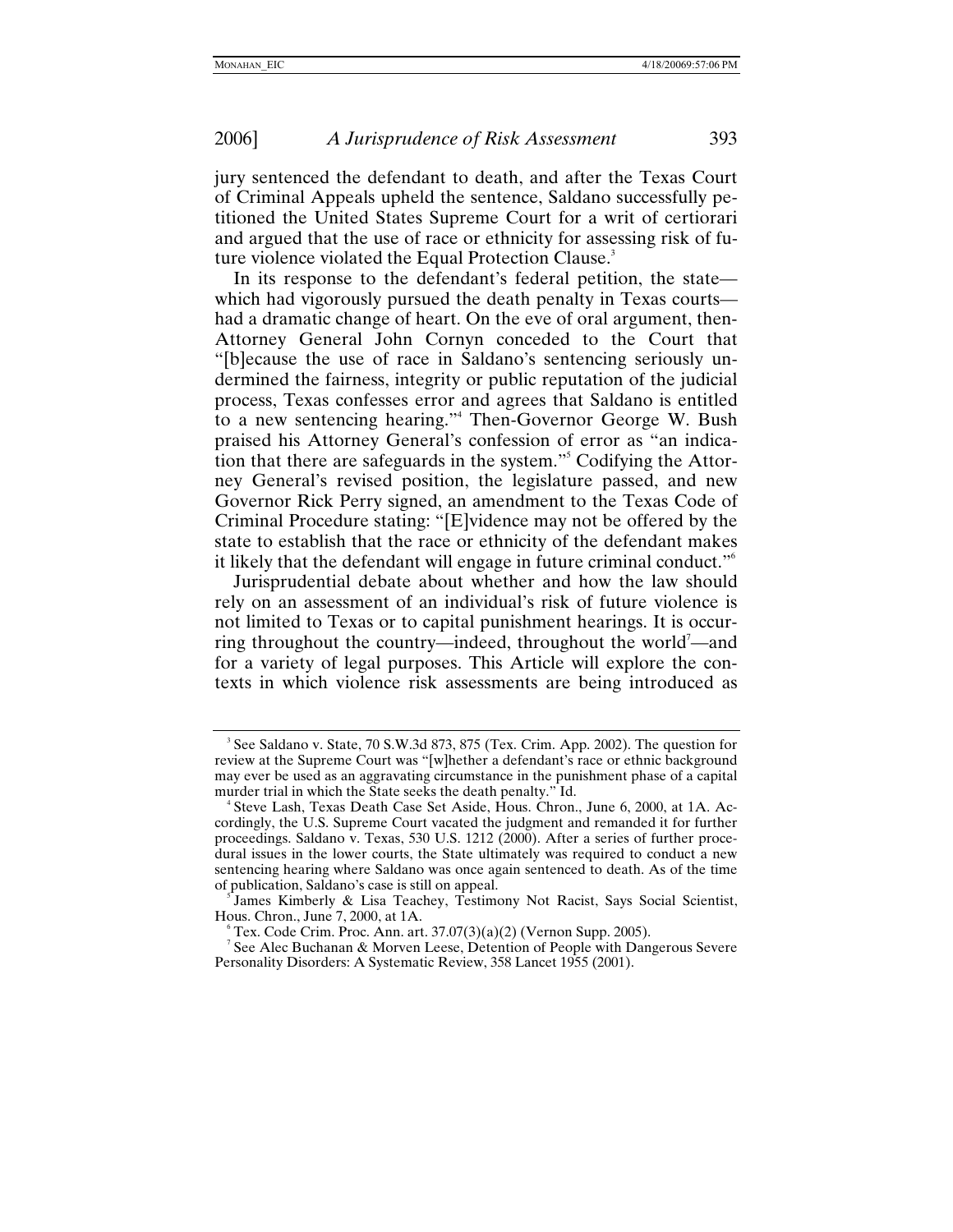jury sentenced the defendant to death, and after the Texas Court of Criminal Appeals upheld the sentence, Saldano successfully petitioned the United States Supreme Court for a writ of certiorari and argued that the use of race or ethnicity for assessing risk of future violence violated the Equal Protection Clause.[3]

In its response to the defendant's federal petition, the state—which had vigorously pursued the death penalty in Texas courts—had a dramatic change of heart. On the eve of oral argument, then-Attorney General John Cornyn conceded to the Court that "[b]ecause the use of race in Saldano's sentencing seriously undermined the fairness, integrity or public reputation of the judicial process, Texas confesses error and agrees that Saldano is entitled to a new sentencing hearing."[4] Then-Governor George W. Bush praised his Attorney General's confession of error as "an indication that there are safeguards in the system."[5] Codifying the Attorney General's revised position, the legislature passed, and new Governor Rick Perry signed, an amendment to the Texas Code of Criminal Procedure stating: "[E]vidence may not be offered by the state to establish that the race or ethnicity of the defendant makes it likely that the defendant will engage in future criminal conduct."[6]

Jurisprudential debate about whether and how the law should rely on an assessment of an individual's risk of future violence is not limited to Texas or to capital punishment hearings. It is occurring throughout the country—indeed, throughout the world[7]—and for a variety of legal purposes. This Article will explore the contexts in which violence risk assessments are being introduced as

---

[3] See Saldano v. State, 70 S.W.3d 873, 875 (Tex. Crim. App. 2002). The question for review at the Supreme Court was "[w]hether a defendant's race or ethnic background may ever be used as an aggravating circumstance in the punishment phase of a capital murder trial in which the State seeks the death penalty." Id.

[4] Steve Lash, Texas Death Case Set Aside, Hous. Chron., June 6, 2000, at 1A. Accordingly, the U.S. Supreme Court vacated the judgment and remanded it for further proceedings. Saldano v. Texas, 530 U.S. 1212 (2000). After a series of further procedural issues in the lower courts, the State ultimately was required to conduct a new sentencing hearing where Saldano was once again sentenced to death. As of the time of publication, Saldano's case is still on appeal.

[5] James Kimberly & Lisa Teachey, Testimony Not Racist, Says Social Scientist, Hous. Chron., June 7, 2000, at 1A.

[6] Tex. Code Crim. Proc. Ann. art. 37.07(3)(a)(2) (Vernon Supp. 2005).

[7] See Alec Buchanan & Morven Leese, Detention of People with Dangerous Severe Personality Disorders: A Systematic Review, 358 Lancet 1955 (2001).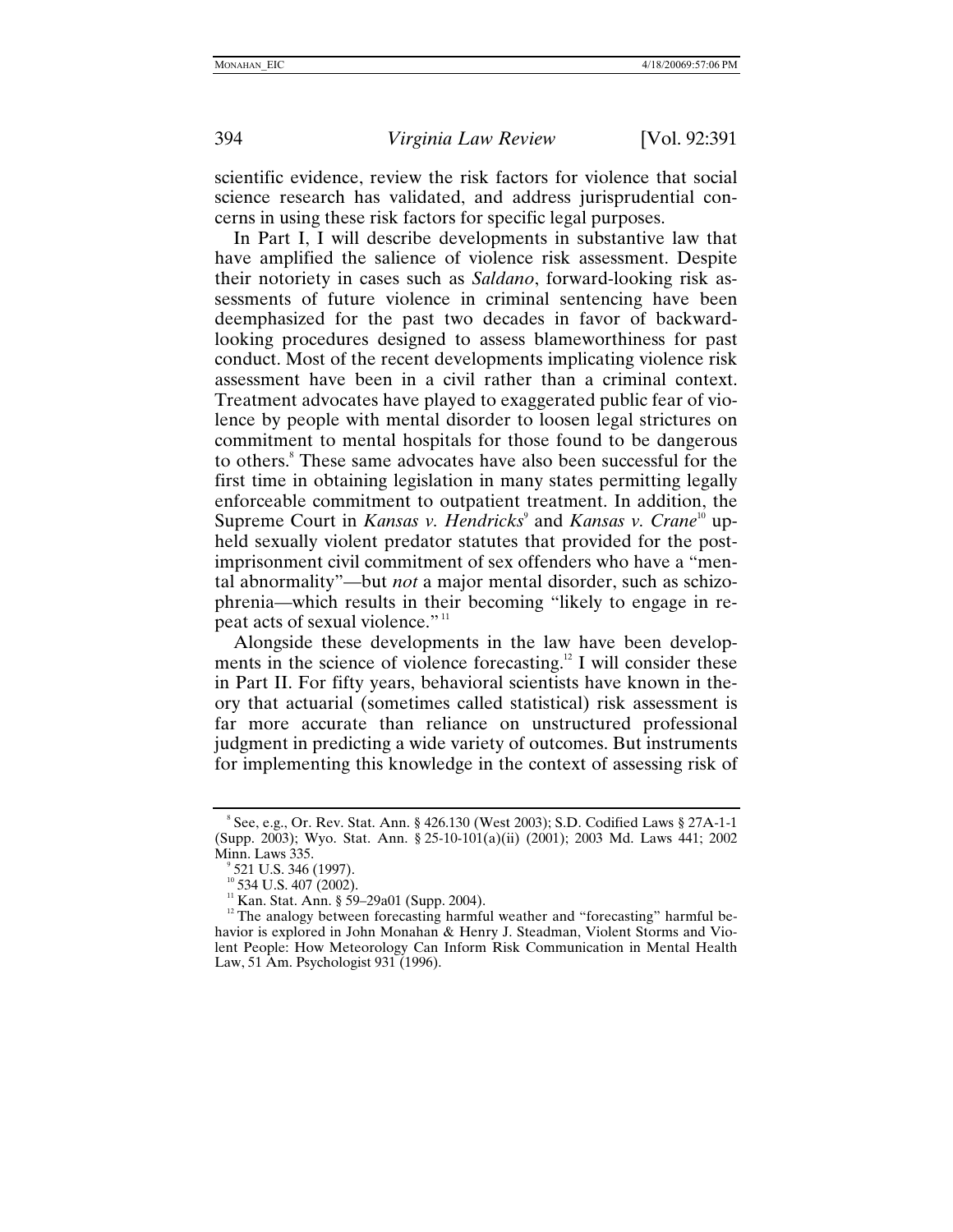scientific evidence, review the risk factors for violence that social science research has validated, and address jurisprudential concerns in using these risk factors for specific legal purposes.

In Part I, I will describe developments in substantive law that have amplified the salience of violence risk assessment. Despite their notoriety in cases such as *Saldano*, forward-looking risk assessments of future violence in criminal sentencing have been deemphasized for the past two decades in favor of backward-looking procedures designed to assess blameworthiness for past conduct. Most of the recent developments implicating violence risk assessment have been in a civil rather than a criminal context. Treatment advocates have played to exaggerated public fear of violence by people with mental disorder to loosen legal strictures on commitment to mental hospitals for those found to be dangerous to others.[8] These same advocates have also been successful for the first time in obtaining legislation in many states permitting legally enforceable commitment to outpatient treatment. In addition, the Supreme Court in *Kansas v. Hendricks*[9] and *Kansas v. Crane*[10] upheld sexually violent predator statutes that provided for the post-imprisonment civil commitment of sex offenders who have a "mental abnormality"—but *not* a major mental disorder, such as schizophrenia—which results in their becoming "likely to engage in repeat acts of sexual violence."[11]

Alongside these developments in the law have been developments in the science of violence forecasting.[12] I will consider these in Part II. For fifty years, behavioral scientists have known in theory that actuarial (sometimes called statistical) risk assessment is far more accurate than reliance on unstructured professional judgment in predicting a wide variety of outcomes. But instruments for implementing this knowledge in the context of assessing risk of

---

[8] See, e.g., Or. Rev. Stat. Ann. § 426.130 (West 2003); S.D. Codified Laws § 27A-1-1 (Supp. 2003); Wyo. Stat. Ann. § 25-10-101(a)(ii) (2001); 2003 Md. Laws 441; 2002 Minn. Laws 335.

[9] 521 U.S. 346 (1997).

[10] 534 U.S. 407 (2002).

[11] Kan. Stat. Ann. § 59–29a01 (Supp. 2004).

[12] The analogy between forecasting harmful weather and "forecasting" harmful behavior is explored in John Monahan & Henry J. Steadman, Violent Storms and Violent People: How Meteorology Can Inform Risk Communication in Mental Health Law, 51 Am. Psychologist 931 (1996).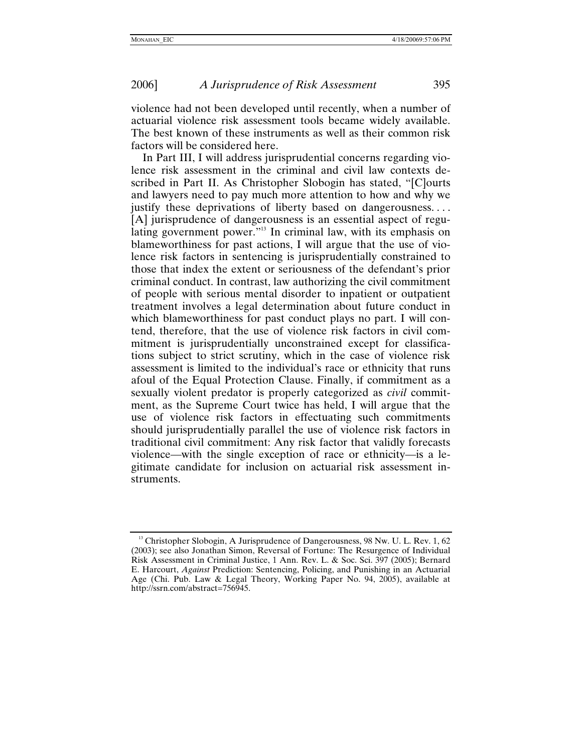violence had not been developed until recently, when a number of actuarial violence risk assessment tools became widely available. The best known of these instruments as well as their common risk factors will be considered here.

In Part III, I will address jurisprudential concerns regarding violence risk assessment in the criminal and civil law contexts described in Part II. As Christopher Slobogin has stated, "[C]ourts and lawyers need to pay much more attention to how and why we justify these deprivations of liberty based on dangerousness. . . . [A] jurisprudence of dangerousness is an essential aspect of regulating government power."[13] In criminal law, with its emphasis on blameworthiness for past actions, I will argue that the use of violence risk factors in sentencing is jurisprudentially constrained to those that index the extent or seriousness of the defendant's prior criminal conduct. In contrast, law authorizing the civil commitment of people with serious mental disorder to inpatient or outpatient treatment involves a legal determination about future conduct in which blameworthiness for past conduct plays no part. I will contend, therefore, that the use of violence risk factors in civil commitment is jurisprudentially unconstrained except for classifications subject to strict scrutiny, which in the case of violence risk assessment is limited to the individual's race or ethnicity that runs afoul of the Equal Protection Clause. Finally, if commitment as a sexually violent predator is properly categorized as *civil* commitment, as the Supreme Court twice has held, I will argue that the use of violence risk factors in effectuating such commitments should jurisprudentially parallel the use of violence risk factors in traditional civil commitment: Any risk factor that validly forecasts violence—with the single exception of race or ethnicity—is a legitimate candidate for inclusion on actuarial risk assessment instruments.

[13] Christopher Slobogin, A Jurisprudence of Dangerousness, 98 Nw. U. L. Rev. 1, 62 (2003); see also Jonathan Simon, Reversal of Fortune: The Resurgence of Individual Risk Assessment in Criminal Justice, 1 Ann. Rev. L. & Soc. Sci. 397 (2005); Bernard E. Harcourt, *Against* Prediction: Sentencing, Policing, and Punishing in an Actuarial Age (Chi. Pub. Law & Legal Theory, Working Paper No. 94, 2005), available at http://ssrn.com/abstract=756945.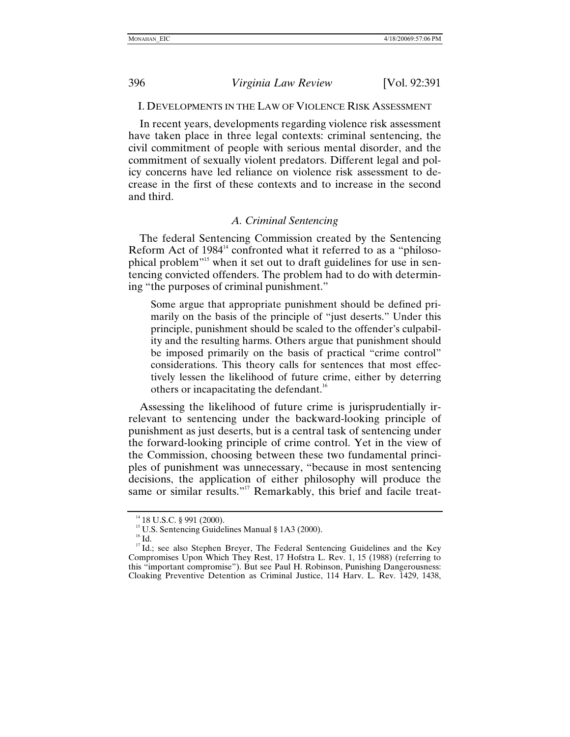## I. DEVELOPMENTS IN THE LAW OF VIOLENCE RISK ASSESSMENT

In recent years, developments regarding violence risk assessment have taken place in three legal contexts: criminal sentencing, the civil commitment of people with serious mental disorder, and the commitment of sexually violent predators. Different legal and policy concerns have led reliance on violence risk assessment to decrease in the first of these contexts and to increase in the second and third.

### *A. Criminal Sentencing*

The federal Sentencing Commission created by the Sentencing Reform Act of 1984[14] confronted what it referred to as a "philosophical problem"[15] when it set out to draft guidelines for use in sentencing convicted offenders. The problem had to do with determining "the purposes of criminal punishment."

> Some argue that appropriate punishment should be defined primarily on the basis of the principle of "just deserts." Under this principle, punishment should be scaled to the offender's culpability and the resulting harms. Others argue that punishment should be imposed primarily on the basis of practical "crime control" considerations. This theory calls for sentences that most effectively lessen the likelihood of future crime, either by deterring others or incapacitating the defendant.[16]

Assessing the likelihood of future crime is jurisprudentially irrelevant to sentencing under the backward-looking principle of punishment as just deserts, but is a central task of sentencing under the forward-looking principle of crime control. Yet in the view of the Commission, choosing between these two fundamental principles of punishment was unnecessary, "because in most sentencing decisions, the application of either philosophy will produce the same or similar results."[17] Remarkably, this brief and facile treat-

---

[14] 18 U.S.C. § 991 (2000).

[15] U.S. Sentencing Guidelines Manual § 1A3 (2000).

[16] Id.

[17] Id.; see also Stephen Breyer, The Federal Sentencing Guidelines and the Key Compromises Upon Which They Rest, 17 Hofstra L. Rev. 1, 15 (1988) (referring to this "important compromise"). But see Paul H. Robinson, Punishing Dangerousness: Cloaking Preventive Detention as Criminal Justice, 114 Harv. L. Rev. 1429, 1438,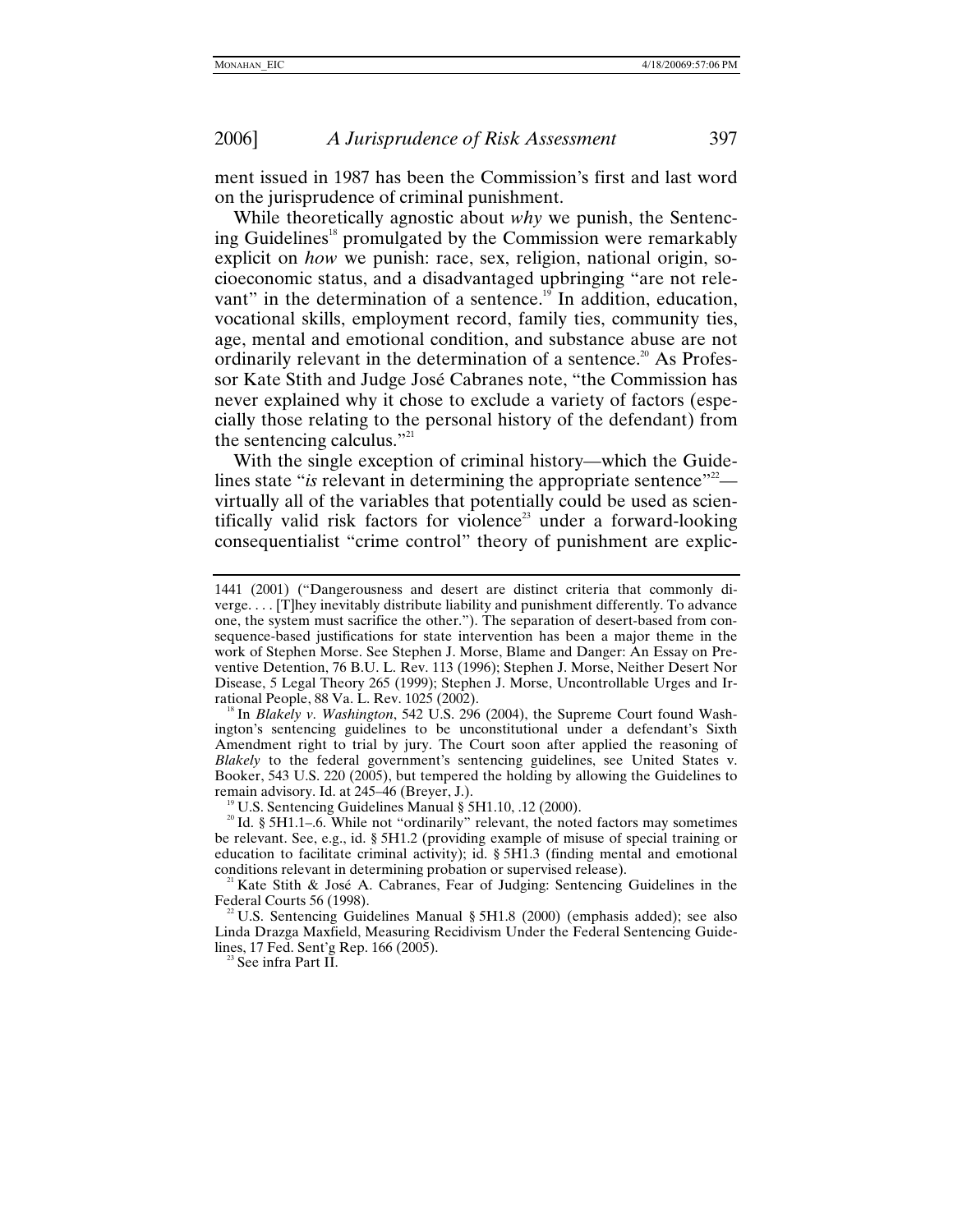ment issued in 1987 has been the Commission's first and last word on the jurisprudence of criminal punishment.

While theoretically agnostic about *why* we punish, the Sentencing Guidelines[18] promulgated by the Commission were remarkably explicit on *how* we punish: race, sex, religion, national origin, socioeconomic status, and a disadvantaged upbringing "are not relevant" in the determination of a sentence.[19] In addition, education, vocational skills, employment record, family ties, community ties, age, mental and emotional condition, and substance abuse are not ordinarily relevant in the determination of a sentence.[20] As Professor Kate Stith and Judge José Cabranes note, "the Commission has never explained why it chose to exclude a variety of factors (especially those relating to the personal history of the defendant) from the sentencing calculus."[21]

With the single exception of criminal history—which the Guidelines state "*is* relevant in determining the appropriate sentence"[22]—virtually all of the variables that potentially could be used as scientifically valid risk factors for violence[23] under a forward-looking consequentialist "crime control" theory of punishment are explic-

---

1441 (2001) ("Dangerousness and desert are distinct criteria that commonly diverge. . . . [T]hey inevitably distribute liability and punishment differently. To advance one, the system must sacrifice the other."). The separation of desert-based from consequence-based justifications for state intervention has been a major theme in the work of Stephen Morse. See Stephen J. Morse, Blame and Danger: An Essay on Preventive Detention, 76 B.U. L. Rev. 113 (1996); Stephen J. Morse, Neither Desert Nor Disease, 5 Legal Theory 265 (1999); Stephen J. Morse, Uncontrollable Urges and Irrational People, 88 Va. L. Rev. 1025 (2002).

[18] In *Blakely v. Washington*, 542 U.S. 296 (2004), the Supreme Court found Washington's sentencing guidelines to be unconstitutional under a defendant's Sixth Amendment right to trial by jury. The Court soon after applied the reasoning of *Blakely* to the federal government's sentencing guidelines, see United States v. Booker, 543 U.S. 220 (2005), but tempered the holding by allowing the Guidelines to remain advisory. Id. at 245–46 (Breyer, J.).

[19] U.S. Sentencing Guidelines Manual § 5H1.10, .12 (2000).

[20] Id. § 5H1.1–.6. While not "ordinarily" relevant, the noted factors may sometimes be relevant. See, e.g., id. § 5H1.2 (providing example of misuse of special training or education to facilitate criminal activity); id. § 5H1.3 (finding mental and emotional conditions relevant in determining probation or supervised release).

[21] Kate Stith & José A. Cabranes, Fear of Judging: Sentencing Guidelines in the Federal Courts 56 (1998).

[22] U.S. Sentencing Guidelines Manual § 5H1.8 (2000) (emphasis added); see also Linda Drazga Maxfield, Measuring Recidivism Under the Federal Sentencing Guidelines, 17 Fed. Sent'g Rep. 166 (2005).

[23] See infra Part II.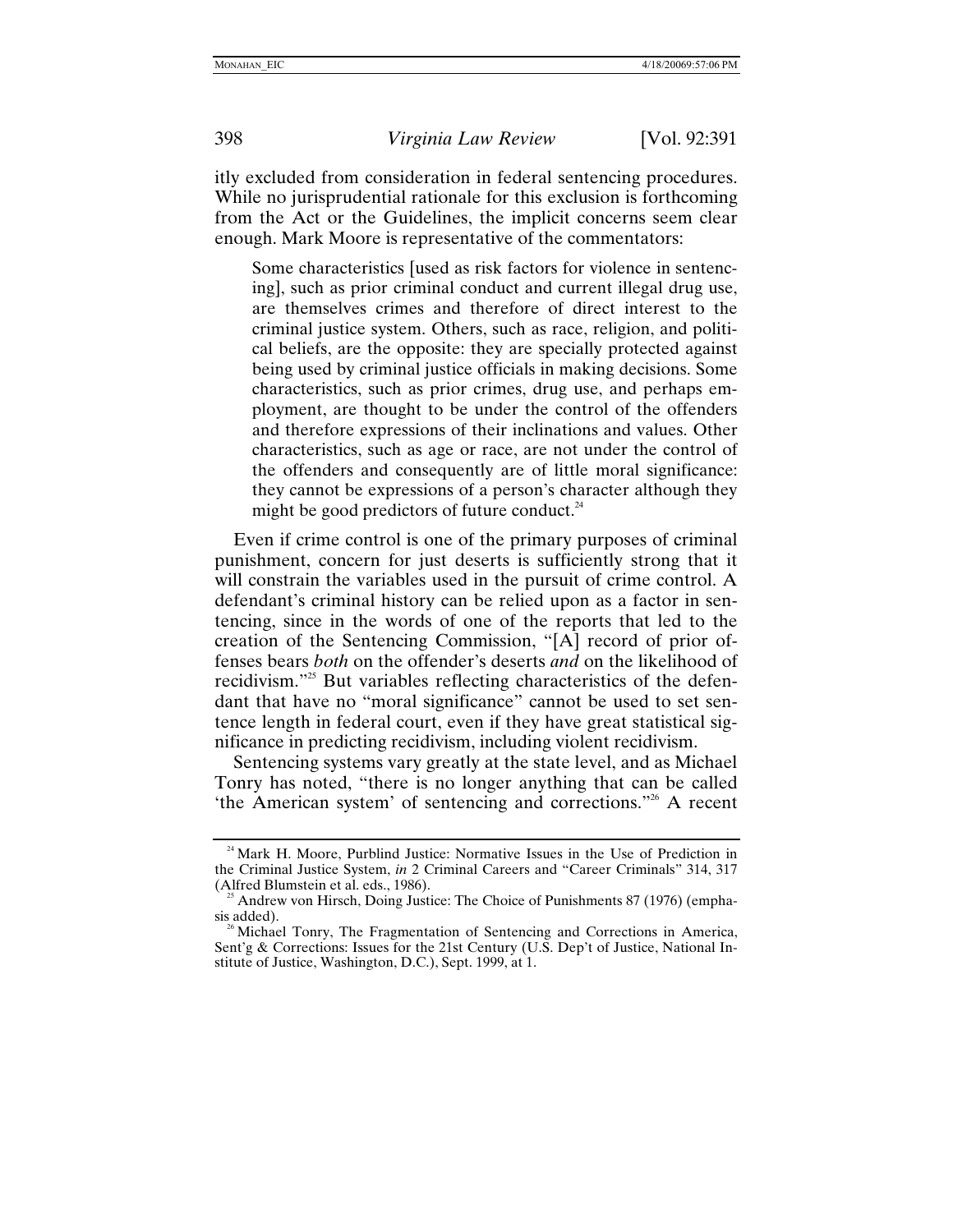itly excluded from consideration in federal sentencing procedures. While no jurisprudential rationale for this exclusion is forthcoming from the Act or the Guidelines, the implicit concerns seem clear enough. Mark Moore is representative of the commentators:

> Some characteristics [used as risk factors for violence in sentencing], such as prior criminal conduct and current illegal drug use, are themselves crimes and therefore of direct interest to the criminal justice system. Others, such as race, religion, and political beliefs, are the opposite: they are specially protected against being used by criminal justice officials in making decisions. Some characteristics, such as prior crimes, drug use, and perhaps employment, are thought to be under the control of the offenders and therefore expressions of their inclinations and values. Other characteristics, such as age or race, are not under the control of the offenders and consequently are of little moral significance: they cannot be expressions of a person's character although they might be good predictors of future conduct.[24]

Even if crime control is one of the primary purposes of criminal punishment, concern for just deserts is sufficiently strong that it will constrain the variables used in the pursuit of crime control. A defendant's criminal history can be relied upon as a factor in sentencing, since in the words of one of the reports that led to the creation of the Sentencing Commission, "[A] record of prior offenses bears *both* on the offender's deserts *and* on the likelihood of recidivism."[25] But variables reflecting characteristics of the defendant that have no "moral significance" cannot be used to set sentence length in federal court, even if they have great statistical significance in predicting recidivism, including violent recidivism.

Sentencing systems vary greatly at the state level, and as Michael Tonry has noted, "there is no longer anything that can be called 'the American system' of sentencing and corrections."[26] A recent

---

[24] Mark H. Moore, Purblind Justice: Normative Issues in the Use of Prediction in the Criminal Justice System, *in* 2 Criminal Careers and "Career Criminals" 314, 317 (Alfred Blumstein et al. eds., 1986).

[25] Andrew von Hirsch, Doing Justice: The Choice of Punishments 87 (1976) (emphasis added).

[26] Michael Tonry, The Fragmentation of Sentencing and Corrections in America, Sent'g & Corrections: Issues for the 21st Century (U.S. Dep't of Justice, National Institute of Justice, Washington, D.C.), Sept. 1999, at 1.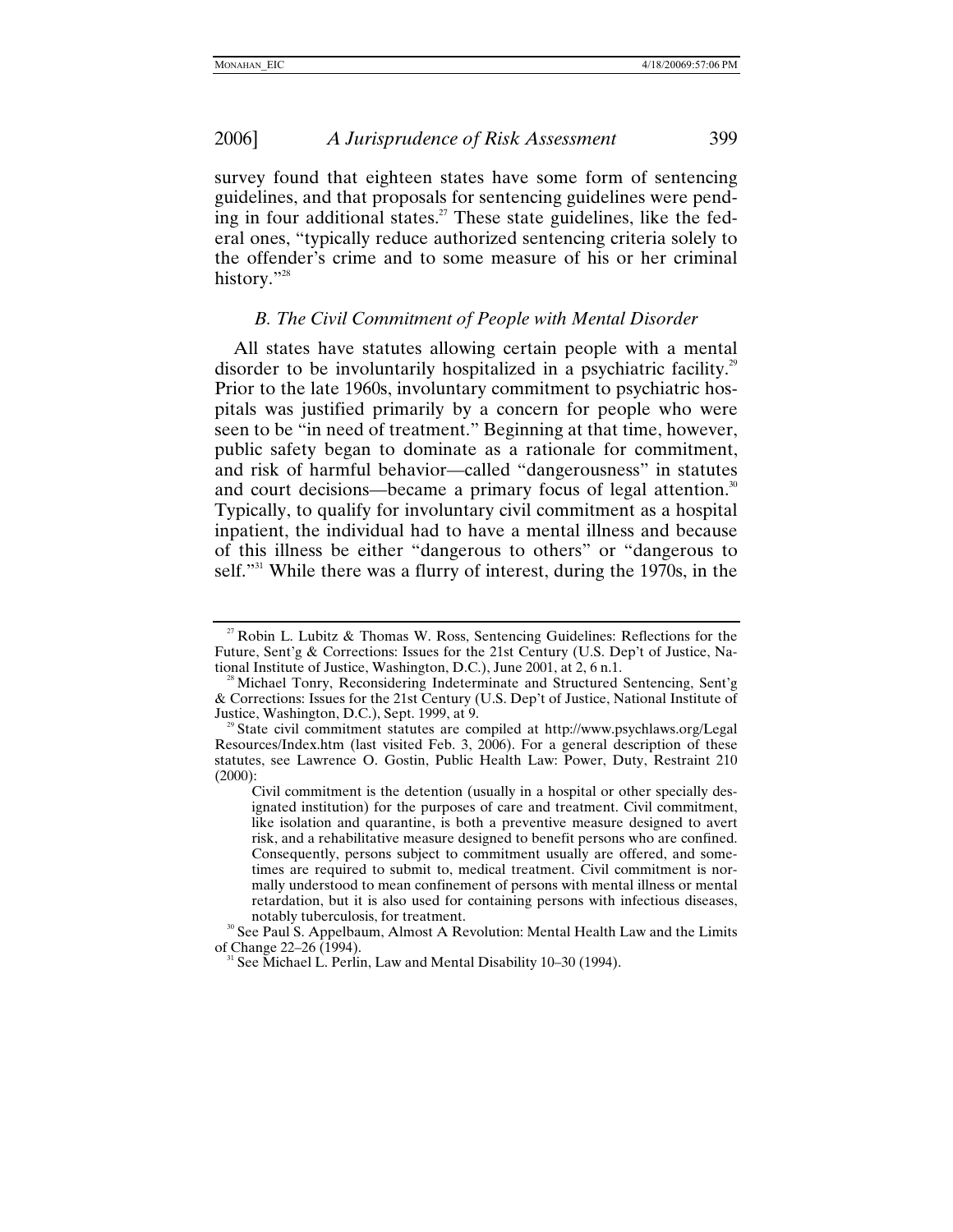survey found that eighteen states have some form of sentencing guidelines, and that proposals for sentencing guidelines were pending in four additional states.[27] These state guidelines, like the federal ones, "typically reduce authorized sentencing criteria solely to the offender's crime and to some measure of his or her criminal history."[28]

### *B. The Civil Commitment of People with Mental Disorder*

All states have statutes allowing certain people with a mental disorder to be involuntarily hospitalized in a psychiatric facility.[29] Prior to the late 1960s, involuntary commitment to psychiatric hospitals was justified primarily by a concern for people who were seen to be "in need of treatment." Beginning at that time, however, public safety began to dominate as a rationale for commitment, and risk of harmful behavior—called "dangerousness" in statutes and court decisions—became a primary focus of legal attention.[30] Typically, to qualify for involuntary civil commitment as a hospital inpatient, the individual had to have a mental illness and because of this illness be either "dangerous to others" or "dangerous to self."[31] While there was a flurry of interest, during the 1970s, in the

---

[27] Robin L. Lubitz & Thomas W. Ross, Sentencing Guidelines: Reflections for the Future, Sent'g & Corrections: Issues for the 21st Century (U.S. Dep't of Justice, National Institute of Justice, Washington, D.C.), June 2001, at 2, 6 n.1.

[28] Michael Tonry, Reconsidering Indeterminate and Structured Sentencing, Sent'g & Corrections: Issues for the 21st Century (U.S. Dep't of Justice, National Institute of Justice, Washington, D.C.), Sept. 1999, at 9.

[29] State civil commitment statutes are compiled at http://www.psychlaws.org/LegalResources/Index.htm (last visited Feb. 3, 2006). For a general description of these statutes, see Lawrence O. Gostin, Public Health Law: Power, Duty, Restraint 210 (2000):

> Civil commitment is the detention (usually in a hospital or other specially designated institution) for the purposes of care and treatment. Civil commitment, like isolation and quarantine, is both a preventive measure designed to avert risk, and a rehabilitative measure designed to benefit persons who are confined. Consequently, persons subject to commitment usually are offered, and sometimes are required to submit to, medical treatment. Civil commitment is normally understood to mean confinement of persons with mental illness or mental retardation, but it is also used for containing persons with infectious diseases, notably tuberculosis, for treatment.

[30] See Paul S. Appelbaum, Almost A Revolution: Mental Health Law and the Limits of Change 22–26 (1994).

[31] See Michael L. Perlin, Law and Mental Disability 10–30 (1994).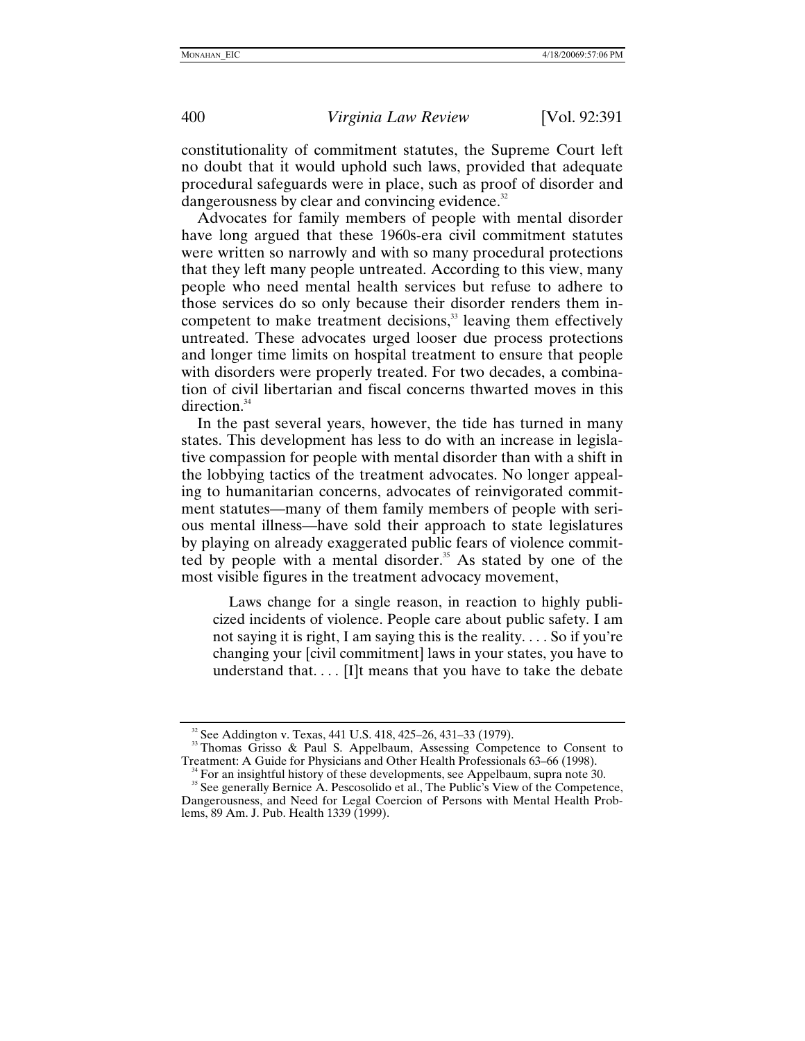constitutionality of commitment statutes, the Supreme Court left no doubt that it would uphold such laws, provided that adequate procedural safeguards were in place, such as proof of disorder and dangerousness by clear and convincing evidence.[32]

Advocates for family members of people with mental disorder have long argued that these 1960s-era civil commitment statutes were written so narrowly and with so many procedural protections that they left many people untreated. According to this view, many people who need mental health services but refuse to adhere to those services do so only because their disorder renders them incompetent to make treatment decisions,[33] leaving them effectively untreated. These advocates urged looser due process protections and longer time limits on hospital treatment to ensure that people with disorders were properly treated. For two decades, a combination of civil libertarian and fiscal concerns thwarted moves in this direction.[34]

In the past several years, however, the tide has turned in many states. This development has less to do with an increase in legislative compassion for people with mental disorder than with a shift in the lobbying tactics of the treatment advocates. No longer appealing to humanitarian concerns, advocates of reinvigorated commitment statutes—many of them family members of people with serious mental illness—have sold their approach to state legislatures by playing on already exaggerated public fears of violence committed by people with a mental disorder.[35] As stated by one of the most visible figures in the treatment advocacy movement,

> Laws change for a single reason, in reaction to highly publicized incidents of violence. People care about public safety. I am not saying it is right, I am saying this is the reality. . . . So if you're changing your [civil commitment] laws in your states, you have to understand that. . . . [I]t means that you have to take the debate

---

[32] See Addington v. Texas, 441 U.S. 418, 425–26, 431–33 (1979).

[33] Thomas Grisso & Paul S. Appelbaum, Assessing Competence to Consent to Treatment: A Guide for Physicians and Other Health Professionals 63–66 (1998).

[34] For an insightful history of these developments, see Appelbaum, supra note 30.

[35] See generally Bernice A. Pescosolido et al., The Public's View of the Competence, Dangerousness, and Need for Legal Coercion of Persons with Mental Health Problems, 89 Am. J. Pub. Health 1339 (1999).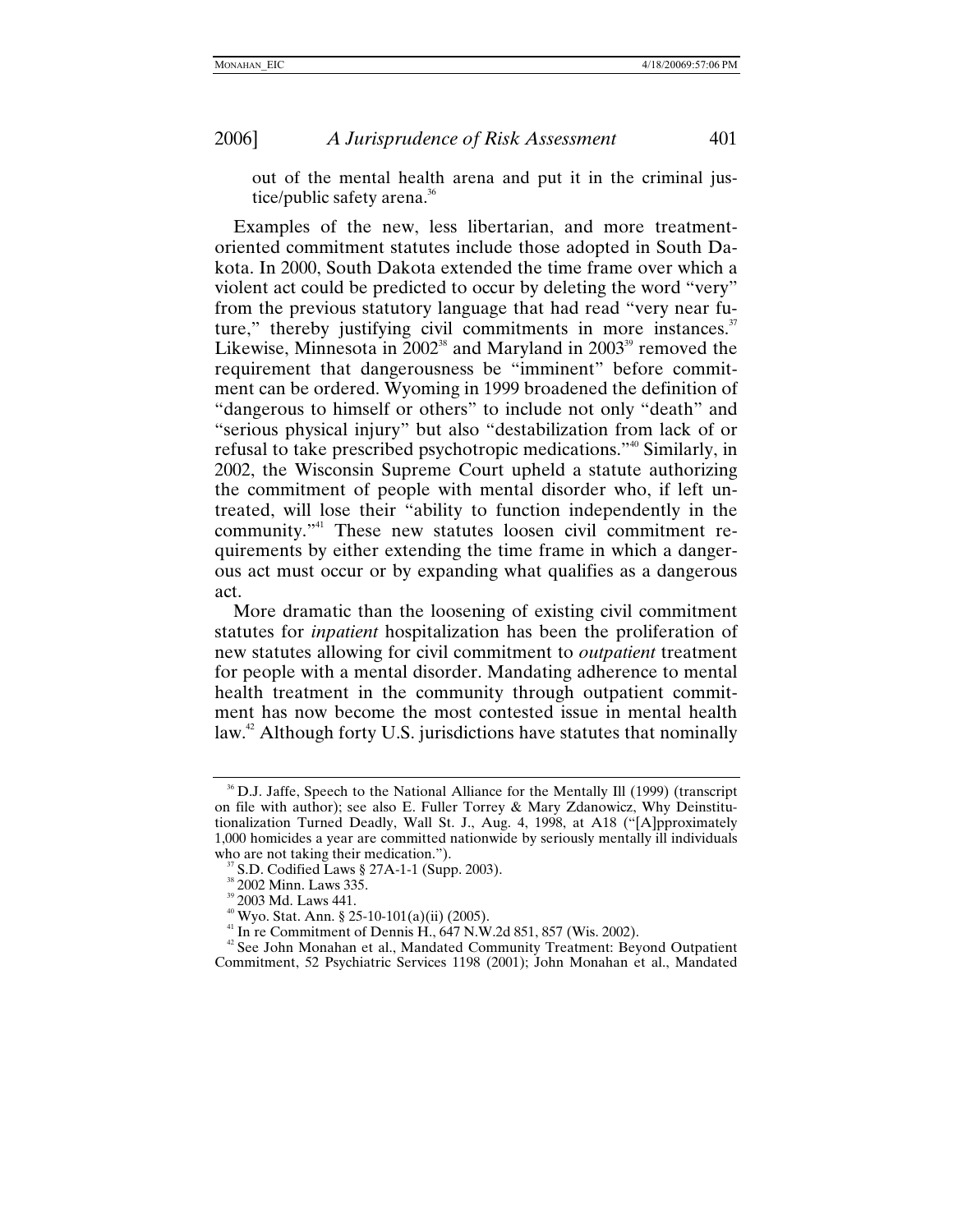out of the mental health arena and put it in the criminal justice/public safety arena.[36]

Examples of the new, less libertarian, and more treatment-oriented commitment statutes include those adopted in South Dakota. In 2000, South Dakota extended the time frame over which a violent act could be predicted to occur by deleting the word "very" from the previous statutory language that had read "very near future," thereby justifying civil commitments in more instances.[37] Likewise, Minnesota in 2002[38] and Maryland in 2003[39] removed the requirement that dangerousness be "imminent" before commitment can be ordered. Wyoming in 1999 broadened the definition of "dangerous to himself or others" to include not only "death" and "serious physical injury" but also "destabilization from lack of or refusal to take prescribed psychotropic medications."[40] Similarly, in 2002, the Wisconsin Supreme Court upheld a statute authorizing the commitment of people with mental disorder who, if left untreated, will lose their "ability to function independently in the community."[41] These new statutes loosen civil commitment requirements by either extending the time frame in which a dangerous act must occur or by expanding what qualifies as a dangerous act.

More dramatic than the loosening of existing civil commitment statutes for *inpatient* hospitalization has been the proliferation of new statutes allowing for civil commitment to *outpatient* treatment for people with a mental disorder. Mandating adherence to mental health treatment in the community through outpatient commitment has now become the most contested issue in mental health law.[42] Although forty U.S. jurisdictions have statutes that nominally

---

[36] D.J. Jaffe, Speech to the National Alliance for the Mentally Ill (1999) (transcript on file with author); see also E. Fuller Torrey & Mary Zdanowicz, Why Deinstitutionalization Turned Deadly, Wall St. J., Aug. 4, 1998, at A18 ("[A]pproximately 1,000 homicides a year are committed nationwide by seriously mentally ill individuals who are not taking their medication.").

[37] S.D. Codified Laws § 27A-1-1 (Supp. 2003).

[38] 2002 Minn. Laws 335.

[39] 2003 Md. Laws 441.

[40] Wyo. Stat. Ann. § 25-10-101(a)(ii) (2005).

[41] In re Commitment of Dennis H., 647 N.W.2d 851, 857 (Wis. 2002).

[42] See John Monahan et al., Mandated Community Treatment: Beyond Outpatient Commitment, 52 Psychiatric Services 1198 (2001); John Monahan et al., Mandated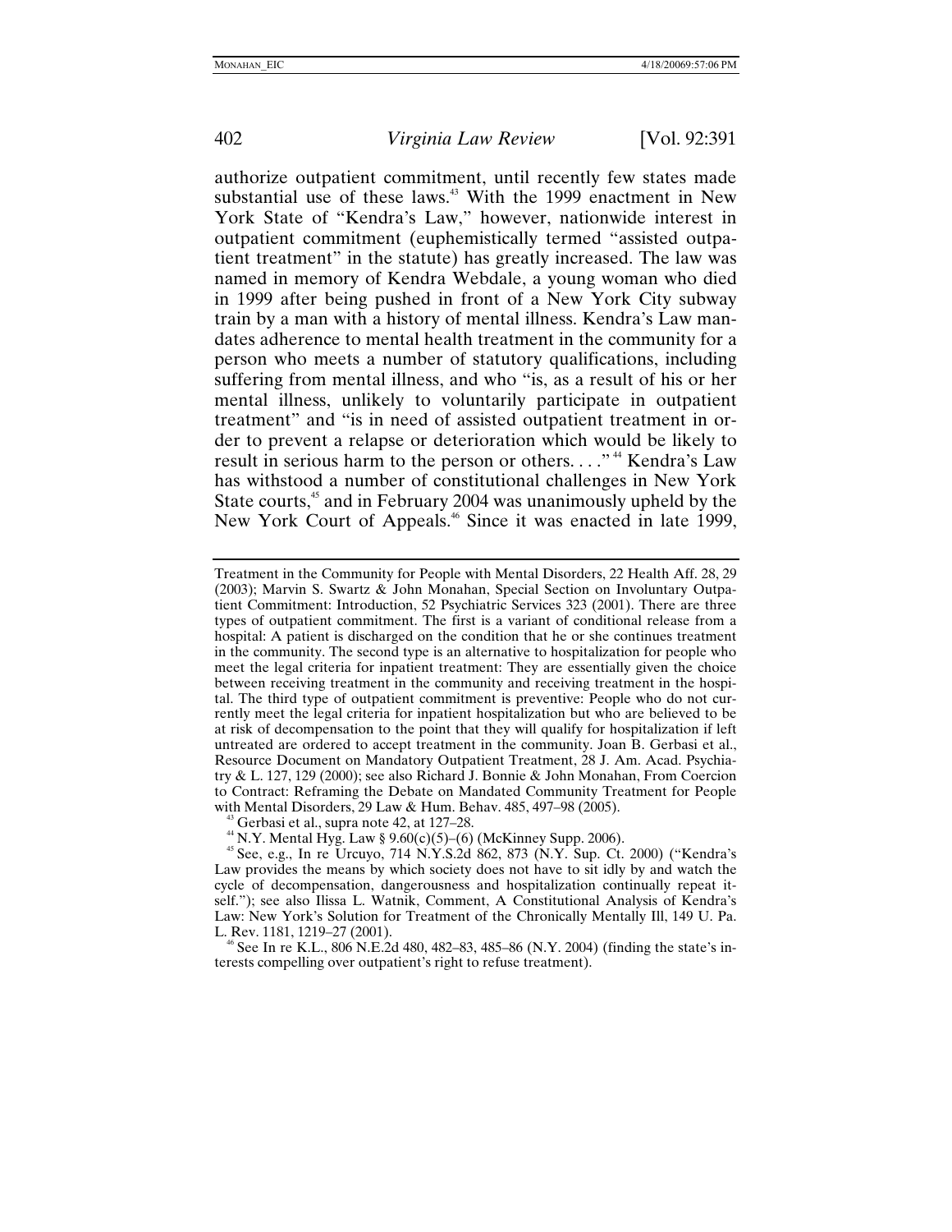authorize outpatient commitment, until recently few states made substantial use of these laws.[43] With the 1999 enactment in New York State of "Kendra's Law," however, nationwide interest in outpatient commitment (euphemistically termed "assisted outpatient treatment" in the statute) has greatly increased. The law was named in memory of Kendra Webdale, a young woman who died in 1999 after being pushed in front of a New York City subway train by a man with a history of mental illness. Kendra's Law mandates adherence to mental health treatment in the community for a person who meets a number of statutory qualifications, including suffering from mental illness, and who "is, as a result of his or her mental illness, unlikely to voluntarily participate in outpatient treatment" and "is in need of assisted outpatient treatment in order to prevent a relapse or deterioration which would be likely to result in serious harm to the person or others. . . ."[44] Kendra's Law has withstood a number of constitutional challenges in New York State courts,[45] and in February 2004 was unanimously upheld by the New York Court of Appeals.[46] Since it was enacted in late 1999,

---

Treatment in the Community for People with Mental Disorders, 22 Health Aff. 28, 29 (2003); Marvin S. Swartz & John Monahan, Special Section on Involuntary Outpatient Commitment: Introduction, 52 Psychiatric Services 323 (2001). There are three types of outpatient commitment. The first is a variant of conditional release from a hospital: A patient is discharged on the condition that he or she continues treatment in the community. The second type is an alternative to hospitalization for people who meet the legal criteria for inpatient treatment: They are essentially given the choice between receiving treatment in the community and receiving treatment in the hospital. The third type of outpatient commitment is preventive: People who do not currently meet the legal criteria for inpatient hospitalization but who are believed to be at risk of decompensation to the point that they will qualify for hospitalization if left untreated are ordered to accept treatment in the community. Joan B. Gerbasi et al., Resource Document on Mandatory Outpatient Treatment, 28 J. Am. Acad. Psychiatry & L. 127, 129 (2000); see also Richard J. Bonnie & John Monahan, From Coercion to Contract: Reframing the Debate on Mandated Community Treatment for People with Mental Disorders, 29 Law & Hum. Behav. 485, 497–98 (2005).

[43] Gerbasi et al., supra note 42, at 127–28.

[44] N.Y. Mental Hyg. Law § 9.60(c)(5)–(6) (McKinney Supp. 2006).

[45] See, e.g., In re Urcuyo, 714 N.Y.S.2d 862, 873 (N.Y. Sup. Ct. 2000) ("Kendra's Law provides the means by which society does not have to sit idly by and watch the cycle of decompensation, dangerousness and hospitalization continually repeat itself."); see also Ilissa L. Watnik, Comment, A Constitutional Analysis of Kendra's Law: New York's Solution for Treatment of the Chronically Mentally Ill, 149 U. Pa. L. Rev. 1181, 1219–27 (2001).

[46] See In re K.L., 806 N.E.2d 480, 482–83, 485–86 (N.Y. 2004) (finding the state's interests compelling over outpatient's right to refuse treatment).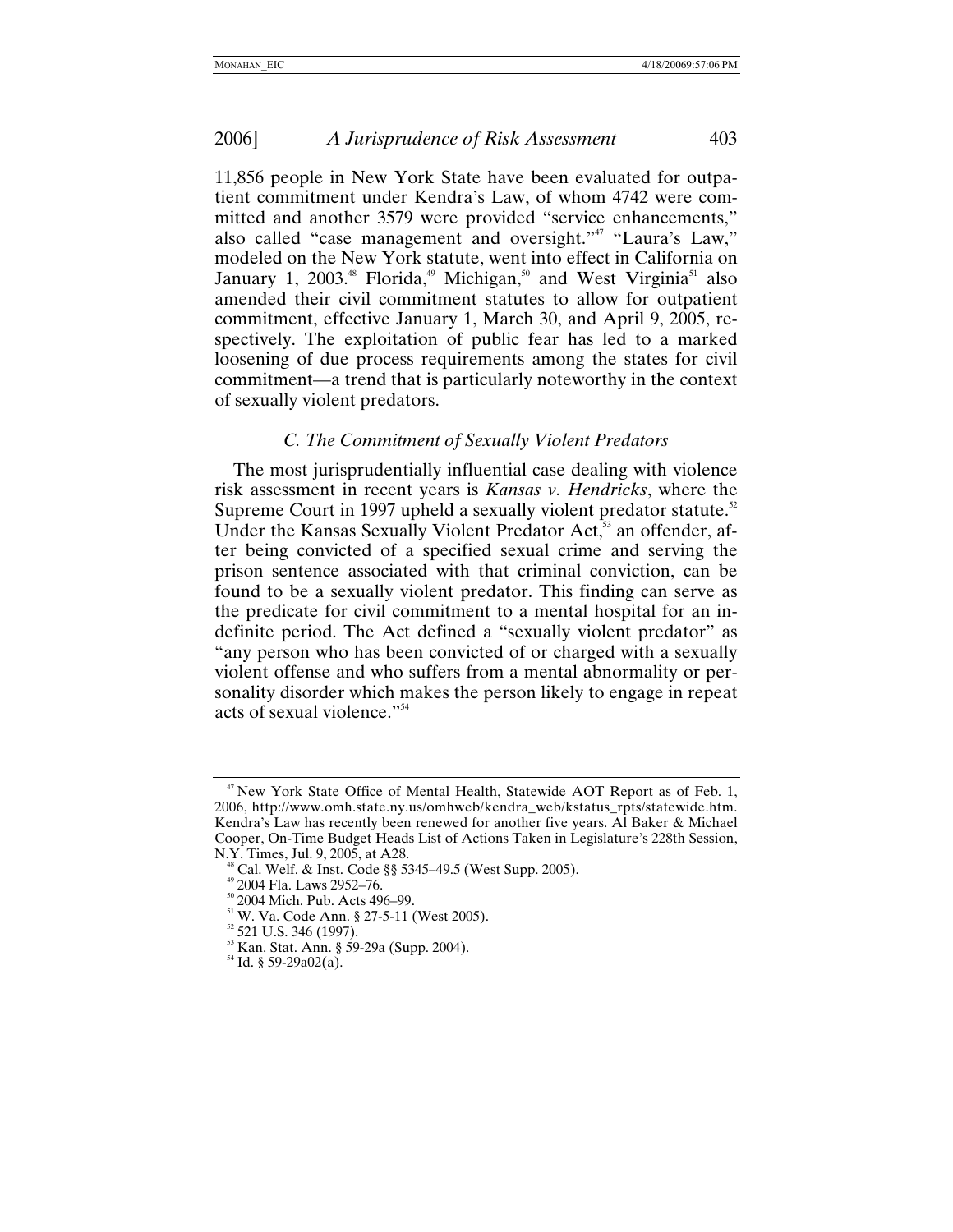11,856 people in New York State have been evaluated for outpatient commitment under Kendra's Law, of whom 4742 were committed and another 3579 were provided "service enhancements," also called "case management and oversight."[47] "Laura's Law," modeled on the New York statute, went into effect in California on January 1, 2003.[48] Florida,[49] Michigan,[50] and West Virginia[51] also amended their civil commitment statutes to allow for outpatient commitment, effective January 1, March 30, and April 9, 2005, respectively. The exploitation of public fear has led to a marked loosening of due process requirements among the states for civil commitment—a trend that is particularly noteworthy in the context of sexually violent predators.

### *C. The Commitment of Sexually Violent Predators*

The most jurisprudentially influential case dealing with violence risk assessment in recent years is *Kansas v. Hendricks*, where the Supreme Court in 1997 upheld a sexually violent predator statute.[52] Under the Kansas Sexually Violent Predator Act,[53] an offender, after being convicted of a specified sexual crime and serving the prison sentence associated with that criminal conviction, can be found to be a sexually violent predator. This finding can serve as the predicate for civil commitment to a mental hospital for an indefinite period. The Act defined a "sexually violent predator" as "any person who has been convicted of or charged with a sexually violent offense and who suffers from a mental abnormality or personality disorder which makes the person likely to engage in repeat acts of sexual violence."[54]

---

[47] New York State Office of Mental Health, Statewide AOT Report as of Feb. 1, 2006, http://www.omh.state.ny.us/omhweb/kendra_web/kstatus_rpts/statewide.htm. Kendra's Law has recently been renewed for another five years. Al Baker & Michael Cooper, On-Time Budget Heads List of Actions Taken in Legislature's 228th Session, N.Y. Times, Jul. 9, 2005, at A28.

[48] Cal. Welf. & Inst. Code §§ 5345–49.5 (West Supp. 2005).

[49] 2004 Fla. Laws 2952–76.

[50] 2004 Mich. Pub. Acts 496–99.

[51] W. Va. Code Ann. § 27-5-11 (West 2005).

[52] 521 U.S. 346 (1997).

[53] Kan. Stat. Ann. § 59-29a (Supp. 2004).

[54] Id. § 59-29a02(a).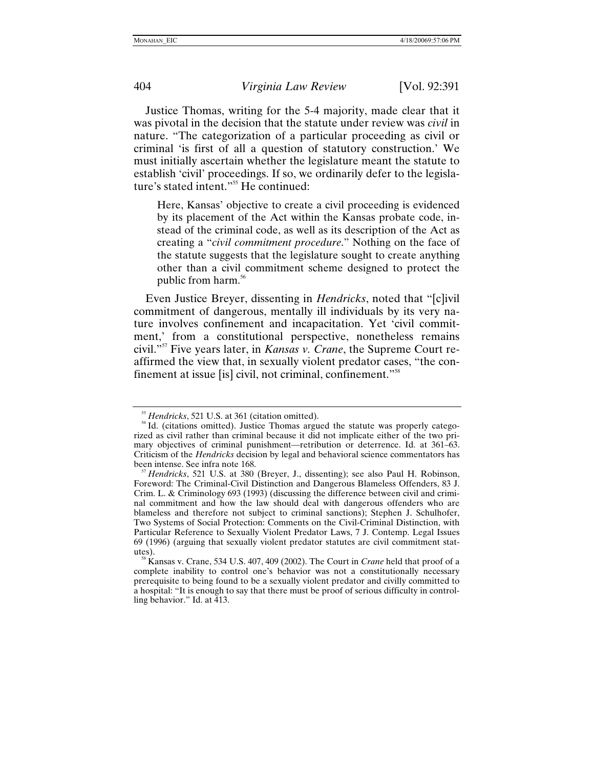Justice Thomas, writing for the 5-4 majority, made clear that it was pivotal in the decision that the statute under review was *civil* in nature. "The categorization of a particular proceeding as civil or criminal 'is first of all a question of statutory construction.' We must initially ascertain whether the legislature meant the statute to establish 'civil' proceedings. If so, we ordinarily defer to the legislature's stated intent."[55] He continued:

> Here, Kansas' objective to create a civil proceeding is evidenced by its placement of the Act within the Kansas probate code, instead of the criminal code, as well as its description of the Act as creating a "*civil commitment procedure*." Nothing on the face of the statute suggests that the legislature sought to create anything other than a civil commitment scheme designed to protect the public from harm.[56]

Even Justice Breyer, dissenting in *Hendricks*, noted that "[c]ivil commitment of dangerous, mentally ill individuals by its very nature involves confinement and incapacitation. Yet 'civil commitment,' from a constitutional perspective, nonetheless remains civil."[57] Five years later, in *Kansas v. Crane*, the Supreme Court reaffirmed the view that, in sexually violent predator cases, "the confinement at issue [is] civil, not criminal, confinement."[58]

---

[55] *Hendricks*, 521 U.S. at 361 (citation omitted).

[56] Id. (citations omitted). Justice Thomas argued the statute was properly categorized as civil rather than criminal because it did not implicate either of the two primary objectives of criminal punishment—retribution or deterrence. Id. at 361–63. Criticism of the *Hendricks* decision by legal and behavioral science commentators has been intense. See infra note 168.

[57] *Hendricks*, 521 U.S. at 380 (Breyer, J., dissenting); see also Paul H. Robinson, Foreword: The Criminal-Civil Distinction and Dangerous Blameless Offenders, 83 J. Crim. L. & Criminology 693 (1993) (discussing the difference between civil and criminal commitment and how the law should deal with dangerous offenders who are blameless and therefore not subject to criminal sanctions); Stephen J. Schulhofer, Two Systems of Social Protection: Comments on the Civil-Criminal Distinction, with Particular Reference to Sexually Violent Predator Laws, 7 J. Contemp. Legal Issues 69 (1996) (arguing that sexually violent predator statutes are civil commitment statutes).

[58] Kansas v. Crane, 534 U.S. 407, 409 (2002). The Court in *Crane* held that proof of a complete inability to control one's behavior was not a constitutionally necessary prerequisite to being found to be a sexually violent predator and civilly committed to a hospital: "It is enough to say that there must be proof of serious difficulty in controlling behavior." Id. at 413.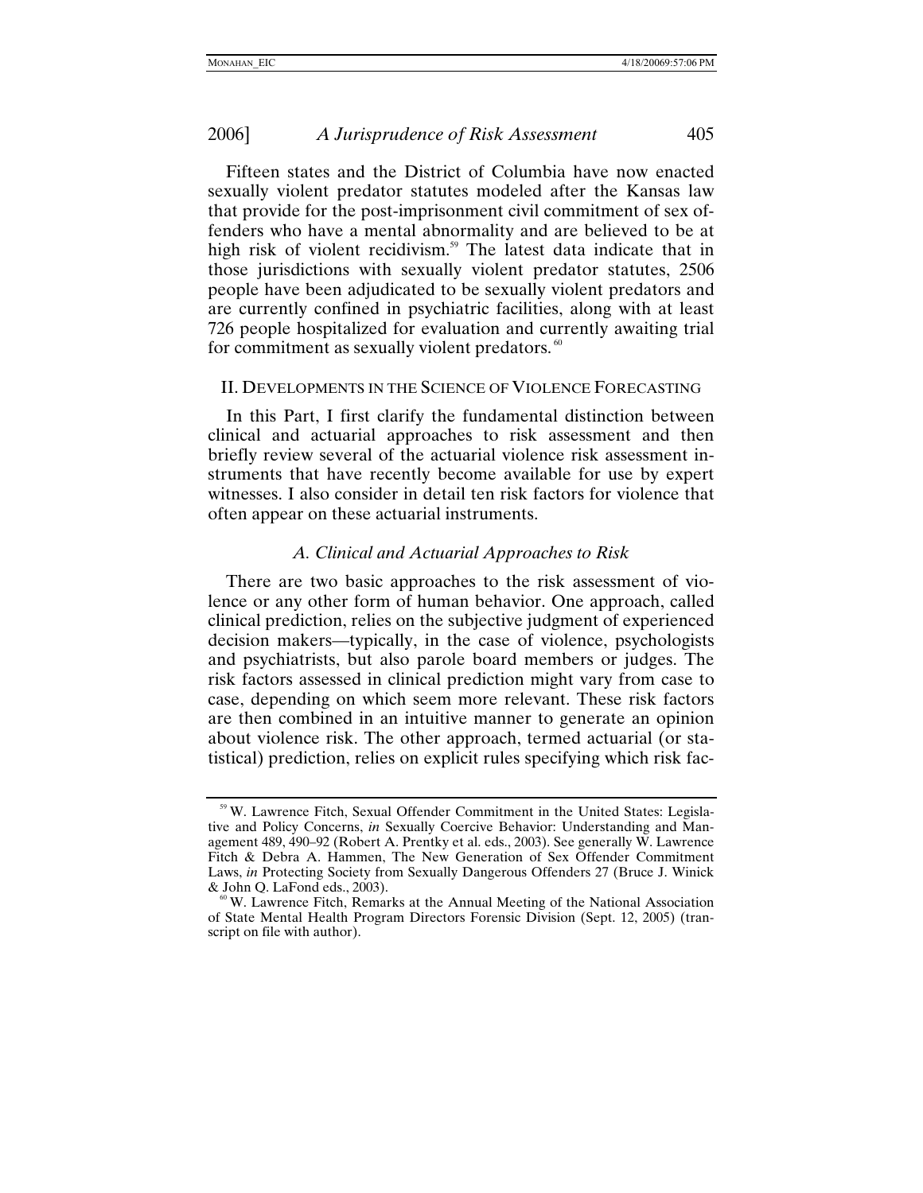Fifteen states and the District of Columbia have now enacted sexually violent predator statutes modeled after the Kansas law that provide for the post-imprisonment civil commitment of sex offenders who have a mental abnormality and are believed to be at high risk of violent recidivism.[59] The latest data indicate that in those jurisdictions with sexually violent predator statutes, 2506 people have been adjudicated to be sexually violent predators and are currently confined in psychiatric facilities, along with at least 726 people hospitalized for evaluation and currently awaiting trial for commitment as sexually violent predators.[60]

## II. Developments in the Science of Violence Forecasting

In this Part, I first clarify the fundamental distinction between clinical and actuarial approaches to risk assessment and then briefly review several of the actuarial violence risk assessment instruments that have recently become available for use by expert witnesses. I also consider in detail ten risk factors for violence that often appear on these actuarial instruments.

### *A. Clinical and Actuarial Approaches to Risk*

There are two basic approaches to the risk assessment of violence or any other form of human behavior. One approach, called clinical prediction, relies on the subjective judgment of experienced decision makers—typically, in the case of violence, psychologists and psychiatrists, but also parole board members or judges. The risk factors assessed in clinical prediction might vary from case to case, depending on which seem more relevant. These risk factors are then combined in an intuitive manner to generate an opinion about violence risk. The other approach, termed actuarial (or statistical) prediction, relies on explicit rules specifying which risk fac-

---

[59] W. Lawrence Fitch, Sexual Offender Commitment in the United States: Legislative and Policy Concerns, *in* Sexually Coercive Behavior: Understanding and Management 489, 490–92 (Robert A. Prentky et al. eds., 2003). See generally W. Lawrence Fitch & Debra A. Hammen, The New Generation of Sex Offender Commitment Laws, *in* Protecting Society from Sexually Dangerous Offenders 27 (Bruce J. Winick & John Q. LaFond eds., 2003).

[60] W. Lawrence Fitch, Remarks at the Annual Meeting of the National Association of State Mental Health Program Directors Forensic Division (Sept. 12, 2005) (transcript on file with author).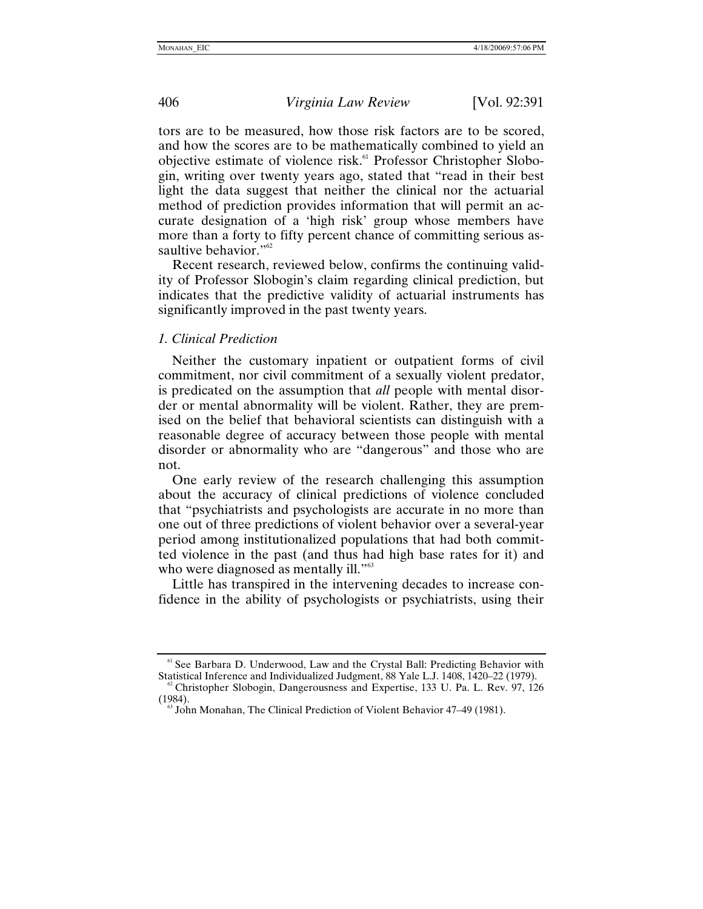tors are to be measured, how those risk factors are to be scored, and how the scores are to be mathematically combined to yield an objective estimate of violence risk.[61] Professor Christopher Slobogin, writing over twenty years ago, stated that "read in their best light the data suggest that neither the clinical nor the actuarial method of prediction provides information that will permit an accurate designation of a 'high risk' group whose members have more than a forty to fifty percent chance of committing serious assaultive behavior."[62]

Recent research, reviewed below, confirms the continuing validity of Professor Slobogin's claim regarding clinical prediction, but indicates that the predictive validity of actuarial instruments has significantly improved in the past twenty years.

### *1. Clinical Prediction*

Neither the customary inpatient or outpatient forms of civil commitment, nor civil commitment of a sexually violent predator, is predicated on the assumption that *all* people with mental disorder or mental abnormality will be violent. Rather, they are premised on the belief that behavioral scientists can distinguish with a reasonable degree of accuracy between those people with mental disorder or abnormality who are "dangerous" and those who are not.

One early review of the research challenging this assumption about the accuracy of clinical predictions of violence concluded that "psychiatrists and psychologists are accurate in no more than one out of three predictions of violent behavior over a several-year period among institutionalized populations that had both committed violence in the past (and thus had high base rates for it) and who were diagnosed as mentally ill."[63]

Little has transpired in the intervening decades to increase confidence in the ability of psychologists or psychiatrists, using their

---

[61] See Barbara D. Underwood, Law and the Crystal Ball: Predicting Behavior with Statistical Inference and Individualized Judgment, 88 Yale L.J. 1408, 1420–22 (1979).

[62] Christopher Slobogin, Dangerousness and Expertise, 133 U. Pa. L. Rev. 97, 126 (1984).

[63] John Monahan, The Clinical Prediction of Violent Behavior 47–49 (1981).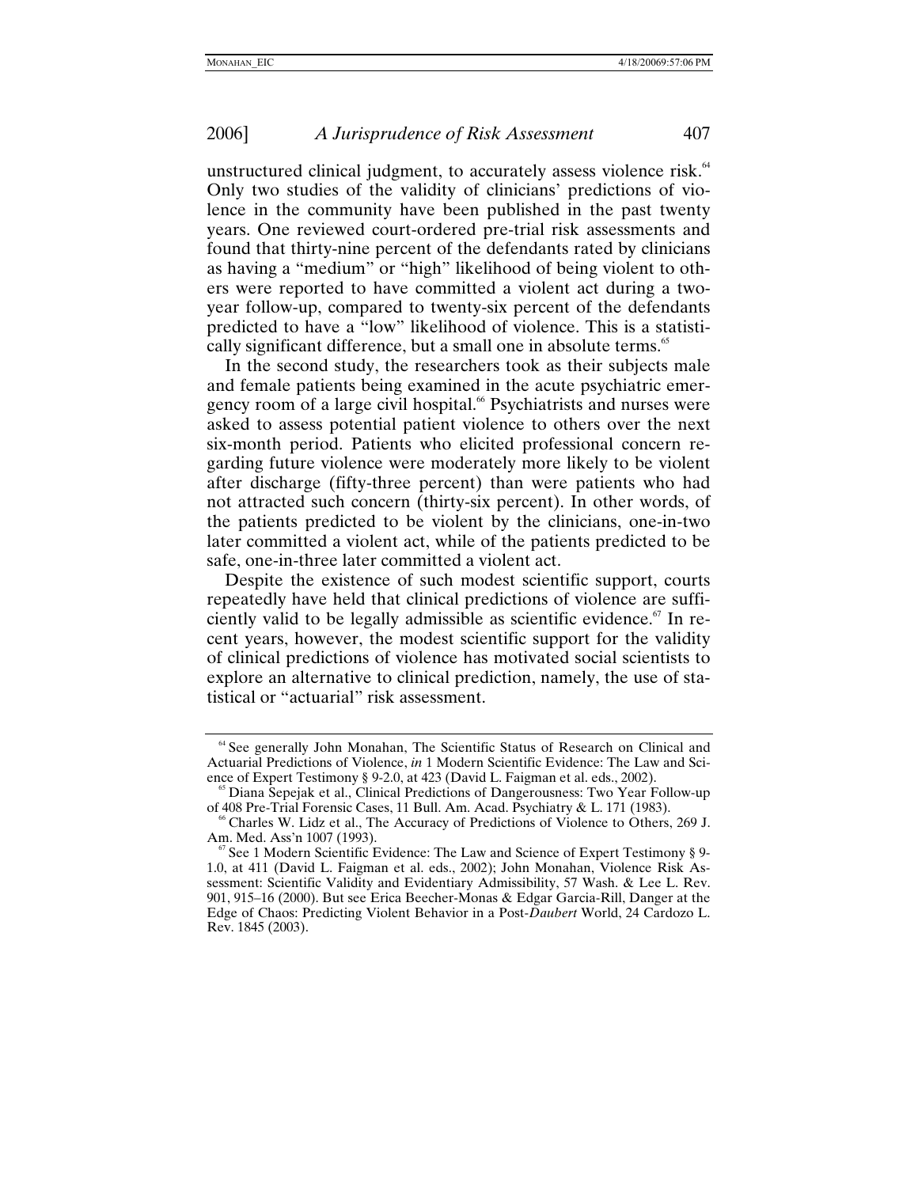unstructured clinical judgment, to accurately assess violence risk.[64] Only two studies of the validity of clinicians' predictions of violence in the community have been published in the past twenty years. One reviewed court-ordered pre-trial risk assessments and found that thirty-nine percent of the defendants rated by clinicians as having a "medium" or "high" likelihood of being violent to others were reported to have committed a violent act during a two-year follow-up, compared to twenty-six percent of the defendants predicted to have a "low" likelihood of violence. This is a statistically significant difference, but a small one in absolute terms.[65]

In the second study, the researchers took as their subjects male and female patients being examined in the acute psychiatric emergency room of a large civil hospital.[66] Psychiatrists and nurses were asked to assess potential patient violence to others over the next six-month period. Patients who elicited professional concern regarding future violence were moderately more likely to be violent after discharge (fifty-three percent) than were patients who had not attracted such concern (thirty-six percent). In other words, of the patients predicted to be violent by the clinicians, one-in-two later committed a violent act, while of the patients predicted to be safe, one-in-three later committed a violent act.

Despite the existence of such modest scientific support, courts repeatedly have held that clinical predictions of violence are sufficiently valid to be legally admissible as scientific evidence.[67] In recent years, however, the modest scientific support for the validity of clinical predictions of violence has motivated social scientists to explore an alternative to clinical prediction, namely, the use of statistical or "actuarial" risk assessment.

---

[64] See generally John Monahan, The Scientific Status of Research on Clinical and Actuarial Predictions of Violence, *in* 1 Modern Scientific Evidence: The Law and Science of Expert Testimony § 9-2.0, at 423 (David L. Faigman et al. eds., 2002).

[65] Diana Sepejak et al., Clinical Predictions of Dangerousness: Two Year Follow-up of 408 Pre-Trial Forensic Cases, 11 Bull. Am. Acad. Psychiatry & L. 171 (1983).

[66] Charles W. Lidz et al., The Accuracy of Predictions of Violence to Others, 269 J. Am. Med. Ass'n 1007 (1993).

[67] See 1 Modern Scientific Evidence: The Law and Science of Expert Testimony § 9-1.0, at 411 (David L. Faigman et al. eds., 2002); John Monahan, Violence Risk Assessment: Scientific Validity and Evidentiary Admissibility, 57 Wash. & Lee L. Rev. 901, 915–16 (2000). But see Erica Beecher-Monas & Edgar Garcia-Rill, Danger at the Edge of Chaos: Predicting Violent Behavior in a Post-*Daubert* World, 24 Cardozo L. Rev. 1845 (2003).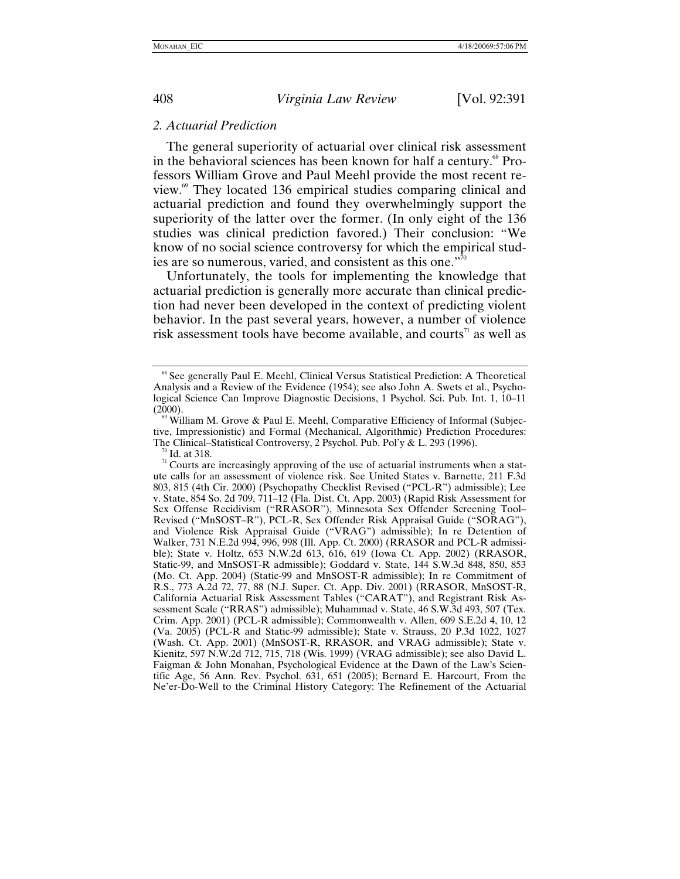### 2. Actuarial Prediction

The general superiority of actuarial over clinical risk assessment in the behavioral sciences has been known for half a century.[68] Professors William Grove and Paul Meehl provide the most recent review.[69] They located 136 empirical studies comparing clinical and actuarial prediction and found they overwhelmingly support the superiority of the latter over the former. (In only eight of the 136 studies was clinical prediction favored.) Their conclusion: "We know of no social science controversy for which the empirical studies are so numerous, varied, and consistent as this one."[70]

Unfortunately, the tools for implementing the knowledge that actuarial prediction is generally more accurate than clinical prediction had never been developed in the context of predicting violent behavior. In the past several years, however, a number of violence risk assessment tools have become available, and courts[71] as well as

---

[68] See generally Paul E. Meehl, Clinical Versus Statistical Prediction: A Theoretical Analysis and a Review of the Evidence (1954); see also John A. Swets et al., Psychological Science Can Improve Diagnostic Decisions, 1 Psychol. Sci. Pub. Int. 1, 10–11 (2000).

[69] William M. Grove & Paul E. Meehl, Comparative Efficiency of Informal (Subjective, Impressionistic) and Formal (Mechanical, Algorithmic) Prediction Procedures: The Clinical–Statistical Controversy, 2 Psychol. Pub. Pol'y & L. 293 (1996).

[70] Id. at 318.

[71] Courts are increasingly approving of the use of actuarial instruments when a statute calls for an assessment of violence risk. See United States v. Barnette, 211 F.3d 803, 815 (4th Cir. 2000) (Psychopathy Checklist Revised ("PCL-R") admissible); Lee v. State, 854 So. 2d 709, 711–12 (Fla. Dist. Ct. App. 2003) (Rapid Risk Assessment for Sex Offense Recidivism ("RRASOR"), Minnesota Sex Offender Screening Tool–Revised ("MnSOST–R"), PCL-R, Sex Offender Risk Appraisal Guide ("SORAG"), and Violence Risk Appraisal Guide ("VRAG") admissible); In re Detention of Walker, 731 N.E.2d 994, 996, 998 (Ill. App. Ct. 2000) (RRASOR and PCL-R admissible); State v. Holtz, 653 N.W.2d 613, 616, 619 (Iowa Ct. App. 2002) (RRASOR, Static-99, and MnSOST-R admissible); Goddard v. State, 144 S.W.3d 848, 850, 853 (Mo. Ct. App. 2004) (Static-99 and MnSOST-R admissible); In re Commitment of R.S., 773 A.2d 72, 77, 88 (N.J. Super. Ct. App. Div. 2001) (RRASOR, MnSOST-R, California Actuarial Risk Assessment Tables ("CARAT"), and Registrant Risk Assessment Scale ("RRAS") admissible); Muhammad v. State, 46 S.W.3d 493, 507 (Tex. Crim. App. 2001) (PCL-R admissible); Commonwealth v. Allen, 609 S.E.2d 4, 10, 12 (Va. 2005) (PCL-R and Static-99 admissible); State v. Strauss, 20 P.3d 1022, 1027 (Wash. Ct. App. 2001) (MnSOST-R, RRASOR, and VRAG admissible); State v. Kienitz, 597 N.W.2d 712, 715, 718 (Wis. 1999) (VRAG admissible); see also David L. Faigman & John Monahan, Psychological Evidence at the Dawn of the Law's Scientific Age, 56 Ann. Rev. Psychol. 631, 651 (2005); Bernard E. Harcourt, From the Ne'er-Do-Well to the Criminal History Category: The Refinement of the Actuarial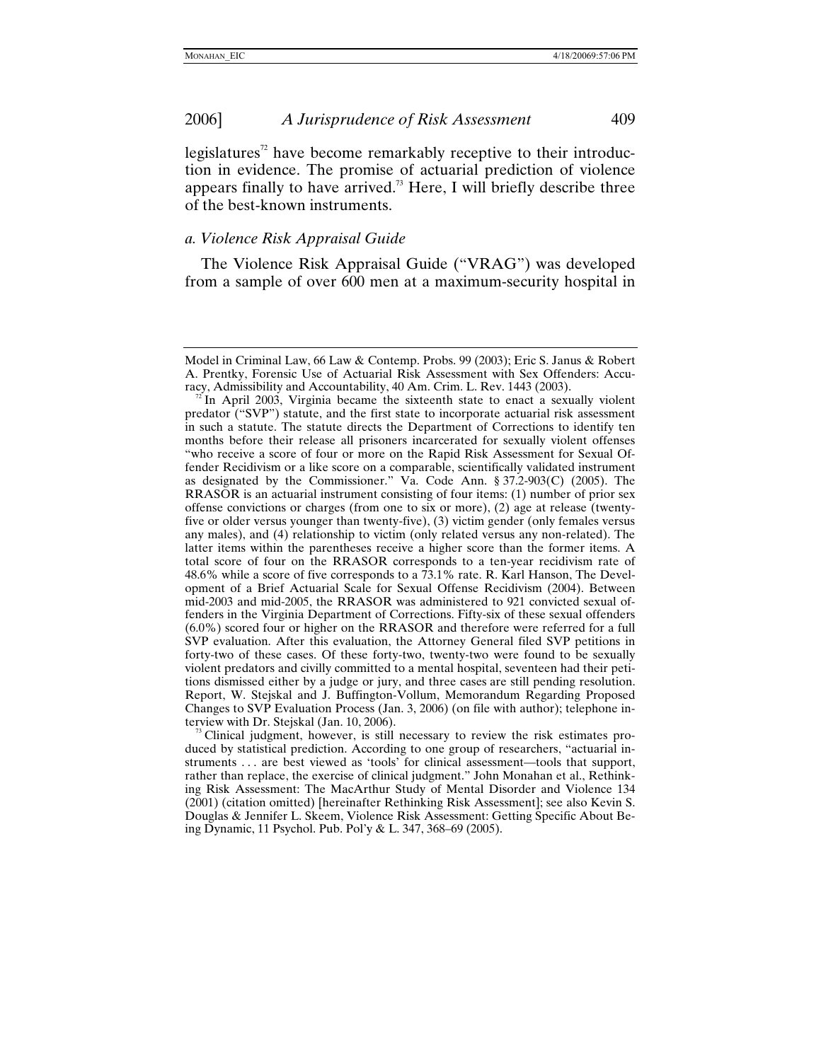legislatures[72] have become remarkably receptive to their introduction in evidence. The promise of actuarial prediction of violence appears finally to have arrived.[73] Here, I will briefly describe three of the best-known instruments.

### *a. Violence Risk Appraisal Guide*

The Violence Risk Appraisal Guide ("VRAG") was developed from a sample of over 600 men at a maximum-security hospital in

---

Model in Criminal Law, 66 Law & Contemp. Probs. 99 (2003); Eric S. Janus & Robert A. Prentky, Forensic Use of Actuarial Risk Assessment with Sex Offenders: Accuracy, Admissibility and Accountability, 40 Am. Crim. L. Rev. 1443 (2003).

[72] In April 2003, Virginia became the sixteenth state to enact a sexually violent predator ("SVP") statute, and the first state to incorporate actuarial risk assessment in such a statute. The statute directs the Department of Corrections to identify ten months before their release all prisoners incarcerated for sexually violent offenses "who receive a score of four or more on the Rapid Risk Assessment for Sexual Offender Recidivism or a like score on a comparable, scientifically validated instrument as designated by the Commissioner." Va. Code Ann. § 37.2-903(C) (2005). The RRASOR is an actuarial instrument consisting of four items: (1) number of prior sex offense convictions or charges (from one to six or more), (2) age at release (twenty-five or older versus younger than twenty-five), (3) victim gender (only females versus any males), and (4) relationship to victim (only related versus any non-related). The latter items within the parentheses receive a higher score than the former items. A total score of four on the RRASOR corresponds to a ten-year recidivism rate of 48.6% while a score of five corresponds to a 73.1% rate. R. Karl Hanson, The Development of a Brief Actuarial Scale for Sexual Offense Recidivism (2004). Between mid-2003 and mid-2005, the RRASOR was administered to 921 convicted sexual offenders in the Virginia Department of Corrections. Fifty-six of these sexual offenders (6.0%) scored four or higher on the RRASOR and therefore were referred for a full SVP evaluation. After this evaluation, the Attorney General filed SVP petitions in forty-two of these cases. Of these forty-two, twenty-two were found to be sexually violent predators and civilly committed to a mental hospital, seventeen had their petitions dismissed either by a judge or jury, and three cases are still pending resolution. Report, W. Stejskal and J. Buffington-Vollum, Memorandum Regarding Proposed Changes to SVP Evaluation Process (Jan. 3, 2006) (on file with author); telephone interview with Dr. Stejskal (Jan. 10, 2006).

[73] Clinical judgment, however, is still necessary to review the risk estimates produced by statistical prediction. According to one group of researchers, "actuarial instruments . . . are best viewed as 'tools' for clinical assessment—tools that support, rather than replace, the exercise of clinical judgment." John Monahan et al., Rethinking Risk Assessment: The MacArthur Study of Mental Disorder and Violence 134 (2001) (citation omitted) [hereinafter Rethinking Risk Assessment]; see also Kevin S. Douglas & Jennifer L. Skeem, Violence Risk Assessment: Getting Specific About Being Dynamic, 11 Psychol. Pub. Pol'y & L. 347, 368–69 (2005).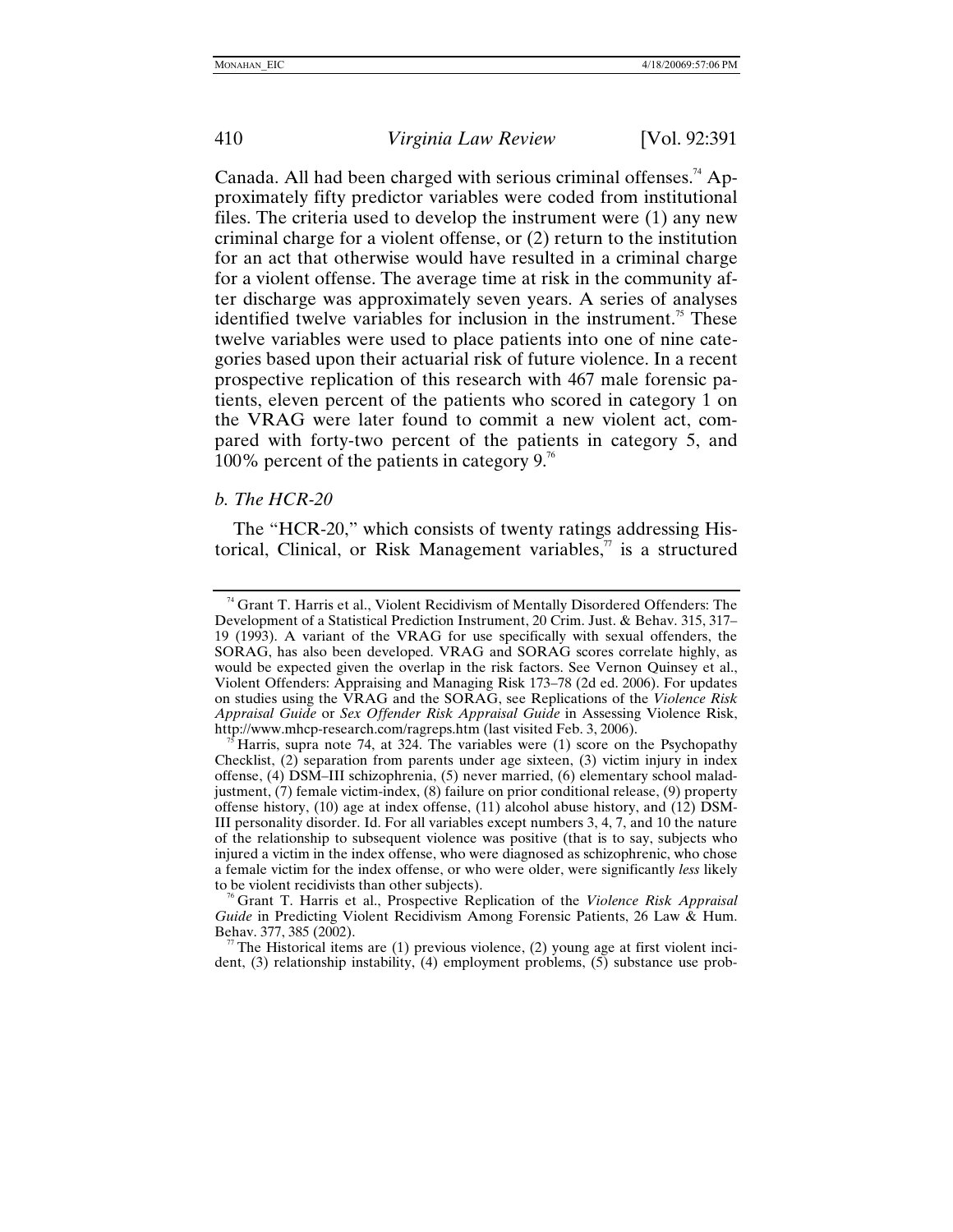Canada. All had been charged with serious criminal offenses.[74] Approximately fifty predictor variables were coded from institutional files. The criteria used to develop the instrument were (1) any new criminal charge for a violent offense, or (2) return to the institution for an act that otherwise would have resulted in a criminal charge for a violent offense. The average time at risk in the community after discharge was approximately seven years. A series of analyses identified twelve variables for inclusion in the instrument.[75] These twelve variables were used to place patients into one of nine categories based upon their actuarial risk of future violence. In a recent prospective replication of this research with 467 male forensic patients, eleven percent of the patients who scored in category 1 on the VRAG were later found to commit a new violent act, compared with forty-two percent of the patients in category 5, and 100% percent of the patients in category 9.[76]

*b. The HCR-20*

The "HCR-20," which consists of twenty ratings addressing Historical, Clinical, or Risk Management variables,[77] is a structured

---

[74] Grant T. Harris et al., Violent Recidivism of Mentally Disordered Offenders: The Development of a Statistical Prediction Instrument, 20 Crim. Just. & Behav. 315, 317–19 (1993). A variant of the VRAG for use specifically with sexual offenders, the SORAG, has also been developed. VRAG and SORAG scores correlate highly, as would be expected given the overlap in the risk factors. See Vernon Quinsey et al., Violent Offenders: Appraising and Managing Risk 173–78 (2d ed. 2006). For updates on studies using the VRAG and the SORAG, see Replications of the *Violence Risk Appraisal Guide* or *Sex Offender Risk Appraisal Guide* in Assessing Violence Risk, http://www.mhcp-research.com/ragreps.htm (last visited Feb. 3, 2006).

[75] Harris, supra note 74, at 324. The variables were (1) score on the Psychopathy Checklist, (2) separation from parents under age sixteen, (3) victim injury in index offense, (4) DSM–III schizophrenia, (5) never married, (6) elementary school maladjustment, (7) female victim-index, (8) failure on prior conditional release, (9) property offense history, (10) age at index offense, (11) alcohol abuse history, and (12) DSM-III personality disorder. Id. For all variables except numbers 3, 4, 7, and 10 the nature of the relationship to subsequent violence was positive (that is to say, subjects who injured a victim in the index offense, who were diagnosed as schizophrenic, who chose a female victim for the index offense, or who were older, were significantly *less* likely to be violent recidivists than other subjects).

[76] Grant T. Harris et al., Prospective Replication of the *Violence Risk Appraisal Guide* in Predicting Violent Recidivism Among Forensic Patients, 26 Law & Hum. Behav. 377, 385 (2002).

[77] The Historical items are (1) previous violence, (2) young age at first violent incident, (3) relationship instability, (4) employment problems, (5) substance use prob-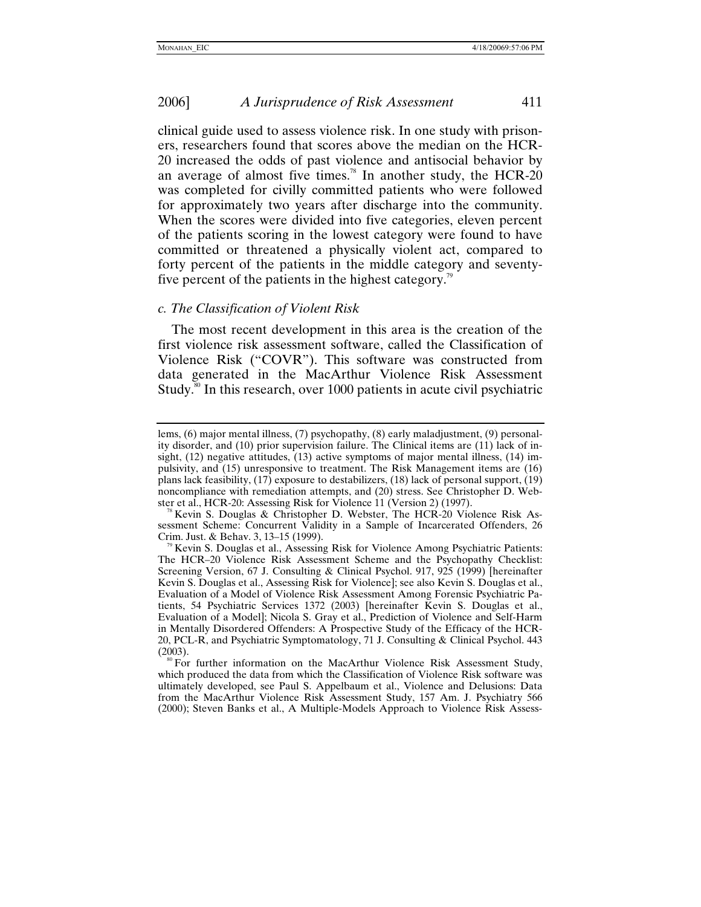clinical guide used to assess violence risk. In one study with prisoners, researchers found that scores above the median on the HCR-20 increased the odds of past violence and antisocial behavior by an average of almost five times.[78] In another study, the HCR-20 was completed for civilly committed patients who were followed for approximately two years after discharge into the community. When the scores were divided into five categories, eleven percent of the patients scoring in the lowest category were found to have committed or threatened a physically violent act, compared to forty percent of the patients in the middle category and seventy-five percent of the patients in the highest category.[79]

### *c. The Classification of Violent Risk*

The most recent development in this area is the creation of the first violence risk assessment software, called the Classification of Violence Risk ("COVR"). This software was constructed from data generated in the MacArthur Violence Risk Assessment Study.[80] In this research, over 1000 patients in acute civil psychiatric

---

lems, (6) major mental illness, (7) psychopathy, (8) early maladjustment, (9) personality disorder, and (10) prior supervision failure. The Clinical items are (11) lack of insight, (12) negative attitudes, (13) active symptoms of major mental illness, (14) impulsivity, and (15) unresponsive to treatment. The Risk Management items are (16) plans lack feasibility, (17) exposure to destabilizers, (18) lack of personal support, (19) noncompliance with remediation attempts, and (20) stress. See Christopher D. Webster et al., HCR-20: Assessing Risk for Violence 11 (Version 2) (1997).

[78] Kevin S. Douglas & Christopher D. Webster, The HCR-20 Violence Risk Assessment Scheme: Concurrent Validity in a Sample of Incarcerated Offenders, 26 Crim. Just. & Behav. 3, 13–15 (1999).

[79] Kevin S. Douglas et al., Assessing Risk for Violence Among Psychiatric Patients: The HCR–20 Violence Risk Assessment Scheme and the Psychopathy Checklist: Screening Version, 67 J. Consulting & Clinical Psychol. 917, 925 (1999) [hereinafter Kevin S. Douglas et al., Assessing Risk for Violence]; see also Kevin S. Douglas et al., Evaluation of a Model of Violence Risk Assessment Among Forensic Psychiatric Patients, 54 Psychiatric Services 1372 (2003) [hereinafter Kevin S. Douglas et al., Evaluation of a Model]; Nicola S. Gray et al., Prediction of Violence and Self-Harm in Mentally Disordered Offenders: A Prospective Study of the Efficacy of the HCR-20, PCL-R, and Psychiatric Symptomatology, 71 J. Consulting & Clinical Psychol. 443 (2003).

[80] For further information on the MacArthur Violence Risk Assessment Study, which produced the data from which the Classification of Violence Risk software was ultimately developed, see Paul S. Appelbaum et al., Violence and Delusions: Data from the MacArthur Violence Risk Assessment Study, 157 Am. J. Psychiatry 566 (2000); Steven Banks et al., A Multiple-Models Approach to Violence Risk Assess-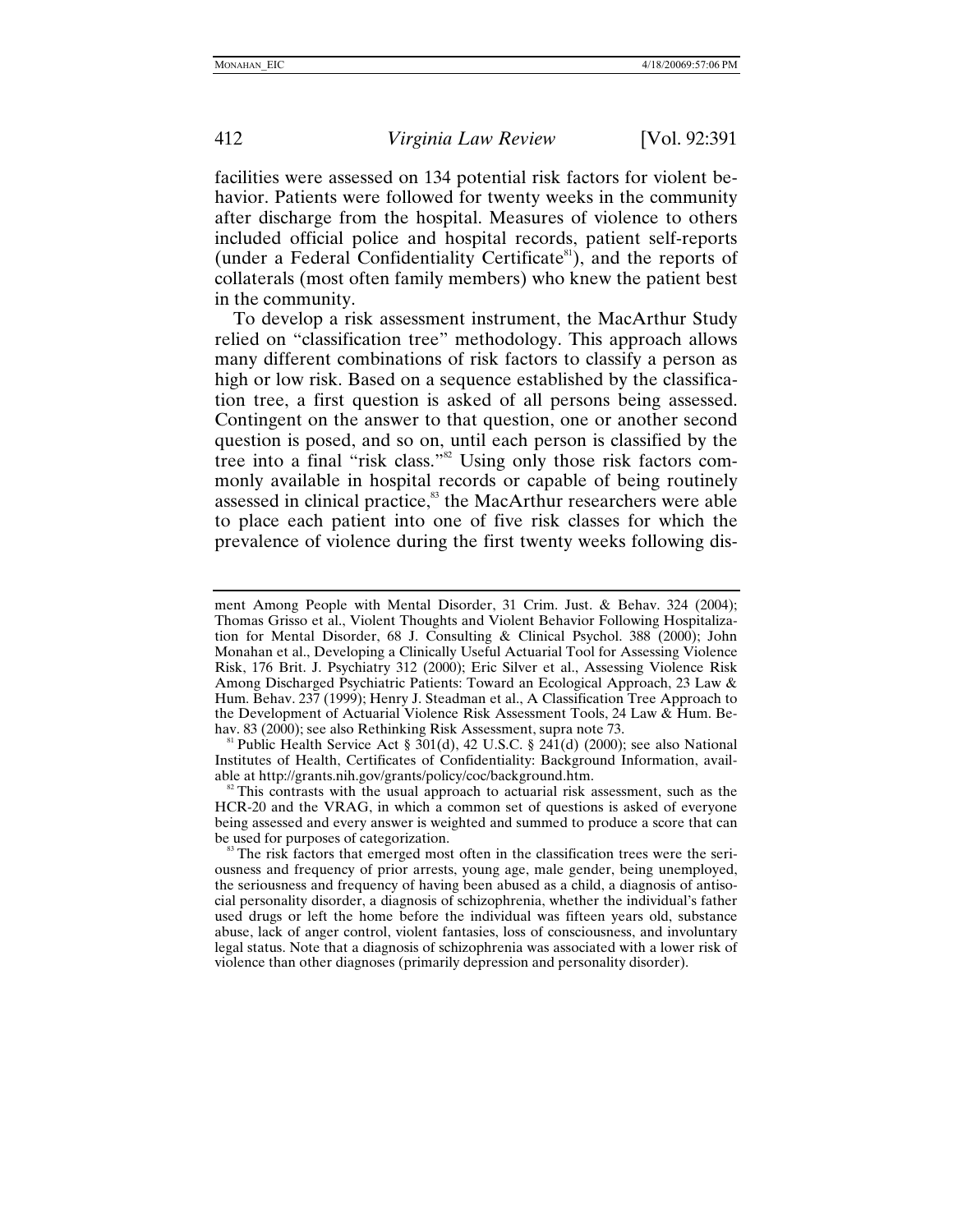facilities were assessed on 134 potential risk factors for violent behavior. Patients were followed for twenty weeks in the community after discharge from the hospital. Measures of violence to others included official police and hospital records, patient self-reports (under a Federal Confidentiality Certificate[81]), and the reports of collaterals (most often family members) who knew the patient best in the community.

To develop a risk assessment instrument, the MacArthur Study relied on "classification tree" methodology. This approach allows many different combinations of risk factors to classify a person as high or low risk. Based on a sequence established by the classification tree, a first question is asked of all persons being assessed. Contingent on the answer to that question, one or another second question is posed, and so on, until each person is classified by the tree into a final "risk class."[82] Using only those risk factors commonly available in hospital records or capable of being routinely assessed in clinical practice,[83] the MacArthur researchers were able to place each patient into one of five risk classes for which the prevalence of violence during the first twenty weeks following dis-

---

ment Among People with Mental Disorder, 31 Crim. Just. & Behav. 324 (2004); Thomas Grisso et al., Violent Thoughts and Violent Behavior Following Hospitalization for Mental Disorder, 68 J. Consulting & Clinical Psychol. 388 (2000); John Monahan et al., Developing a Clinically Useful Actuarial Tool for Assessing Violence Risk, 176 Brit. J. Psychiatry 312 (2000); Eric Silver et al., Assessing Violence Risk Among Discharged Psychiatric Patients: Toward an Ecological Approach, 23 Law & Hum. Behav. 237 (1999); Henry J. Steadman et al., A Classification Tree Approach to the Development of Actuarial Violence Risk Assessment Tools, 24 Law & Hum. Behav. 83 (2000); see also Rethinking Risk Assessment, supra note 73.

[81] Public Health Service Act § 301(d), 42 U.S.C. § 241(d) (2000); see also National Institutes of Health, Certificates of Confidentiality: Background Information, available at http://grants.nih.gov/grants/policy/coc/background.htm.

[82] This contrasts with the usual approach to actuarial risk assessment, such as the HCR-20 and the VRAG, in which a common set of questions is asked of everyone being assessed and every answer is weighted and summed to produce a score that can be used for purposes of categorization.

[83] The risk factors that emerged most often in the classification trees were the seriousness and frequency of prior arrests, young age, male gender, being unemployed, the seriousness and frequency of having been abused as a child, a diagnosis of antisocial personality disorder, a diagnosis of schizophrenia, whether the individual's father used drugs or left the home before the individual was fifteen years old, substance abuse, lack of anger control, violent fantasies, loss of consciousness, and involuntary legal status. Note that a diagnosis of schizophrenia was associated with a lower risk of violence than other diagnoses (primarily depression and personality disorder).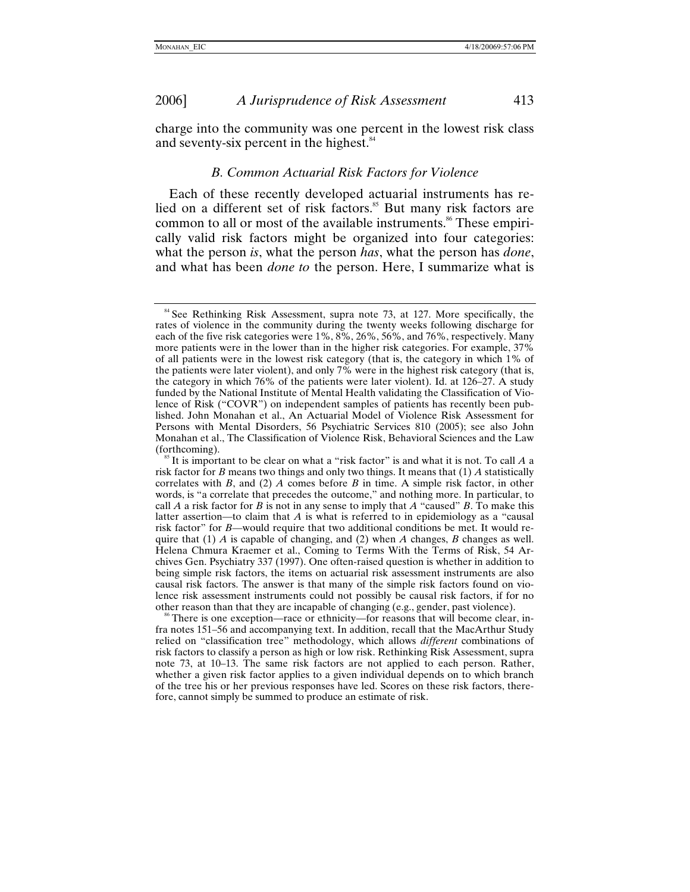charge into the community was one percent in the lowest risk class and seventy-six percent in the highest.[84]

### B. Common Actuarial Risk Factors for Violence

Each of these recently developed actuarial instruments has relied on a different set of risk factors.[85] But many risk factors are common to all or most of the available instruments.[86] These empirically valid risk factors might be organized into four categories: what the person *is*, what the person *has*, what the person has *done*, and what has been *done to* the person. Here, I summarize what is

---

[84] See Rethinking Risk Assessment, supra note 73, at 127. More specifically, the rates of violence in the community during the twenty weeks following discharge for each of the five risk categories were 1%, 8%, 26%, 56%, and 76%, respectively. Many more patients were in the lower than in the higher risk categories. For example, 37% of all patients were in the lowest risk category (that is, the category in which 1% of the patients were later violent), and only 7% were in the highest risk category (that is, the category in which 76% of the patients were later violent). Id. at 126–27. A study funded by the National Institute of Mental Health validating the Classification of Violence of Risk ("COVR") on independent samples of patients has recently been published. John Monahan et al., An Actuarial Model of Violence Risk Assessment for Persons with Mental Disorders, 56 Psychiatric Services 810 (2005); see also John Monahan et al., The Classification of Violence Risk, Behavioral Sciences and the Law (forthcoming).

[85] It is important to be clear on what a "risk factor" is and what it is not. To call *A* a risk factor for *B* means two things and only two things. It means that (1) *A* statistically correlates with *B*, and (2) *A* comes before *B* in time. A simple risk factor, in other words, is "a correlate that precedes the outcome," and nothing more. In particular, to call *A* a risk factor for *B* is not in any sense to imply that *A* "caused" *B*. To make this latter assertion—to claim that *A* is what is referred to in epidemiology as a "causal risk factor" for *B*—would require that two additional conditions be met. It would require that (1) *A* is capable of changing, and (2) when *A* changes, *B* changes as well. Helena Chmura Kraemer et al., Coming to Terms With the Terms of Risk, 54 Archives Gen. Psychiatry 337 (1997). One often-raised question is whether in addition to being simple risk factors, the items on actuarial risk assessment instruments are also causal risk factors. The answer is that many of the simple risk factors found on violence risk assessment instruments could not possibly be causal risk factors, if for no other reason than that they are incapable of changing (e.g., gender, past violence).

[86] There is one exception—race or ethnicity—for reasons that will become clear, infra notes 151–56 and accompanying text. In addition, recall that the MacArthur Study relied on "classification tree" methodology, which allows *different* combinations of risk factors to classify a person as high or low risk. Rethinking Risk Assessment, supra note 73, at 10–13. The same risk factors are not applied to each person. Rather, whether a given risk factor applies to a given individual depends on to which branch of the tree his or her previous responses have led. Scores on these risk factors, therefore, cannot simply be summed to produce an estimate of risk.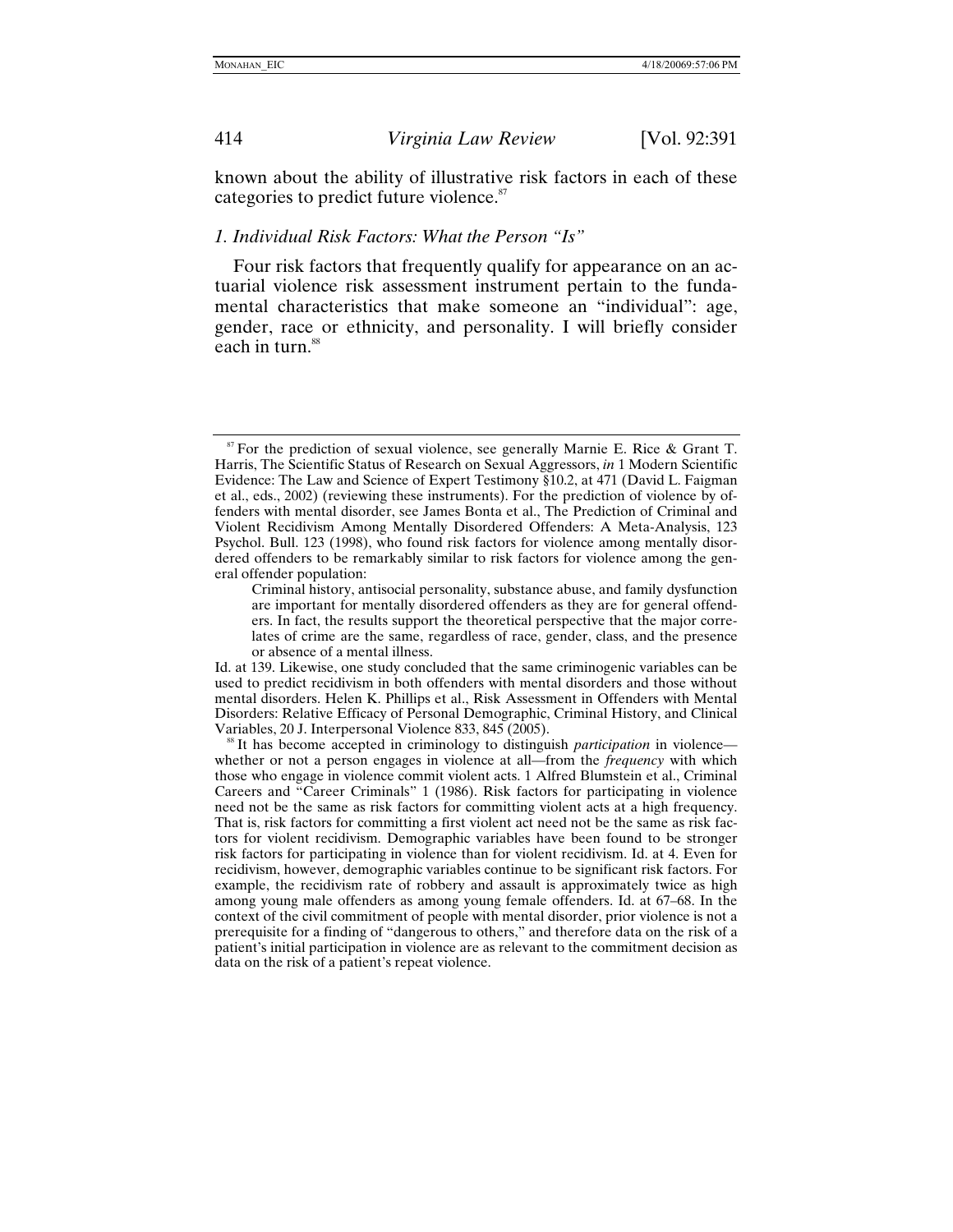known about the ability of illustrative risk factors in each of these categories to predict future violence.[87]

### *1. Individual Risk Factors: What the Person "Is"*

Four risk factors that frequently qualify for appearance on an actuarial violence risk assessment instrument pertain to the fundamental characteristics that make someone an "individual": age, gender, race or ethnicity, and personality. I will briefly consider each in turn.[88]

---

[87] For the prediction of sexual violence, see generally Marnie E. Rice & Grant T. Harris, The Scientific Status of Research on Sexual Aggressors, *in* 1 Modern Scientific Evidence: The Law and Science of Expert Testimony §10.2, at 471 (David L. Faigman et al., eds., 2002) (reviewing these instruments). For the prediction of violence by offenders with mental disorder, see James Bonta et al., The Prediction of Criminal and Violent Recidivism Among Mentally Disordered Offenders: A Meta-Analysis, 123 Psychol. Bull. 123 (1998), who found risk factors for violence among mentally disordered offenders to be remarkably similar to risk factors for violence among the general offender population:

> Criminal history, antisocial personality, substance abuse, and family dysfunction are important for mentally disordered offenders as they are for general offenders. In fact, the results support the theoretical perspective that the major correlates of crime are the same, regardless of race, gender, class, and the presence or absence of a mental illness.

Id. at 139. Likewise, one study concluded that the same criminogenic variables can be used to predict recidivism in both offenders with mental disorders and those without mental disorders. Helen K. Phillips et al., Risk Assessment in Offenders with Mental Disorders: Relative Efficacy of Personal Demographic, Criminal History, and Clinical Variables, 20 J. Interpersonal Violence 833, 845 (2005).

[88] It has become accepted in criminology to distinguish *participation* in violence—whether or not a person engages in violence at all—from the *frequency* with which those who engage in violence commit violent acts. 1 Alfred Blumstein et al., Criminal Careers and "Career Criminals" 1 (1986). Risk factors for participating in violence need not be the same as risk factors for committing violent acts at a high frequency. That is, risk factors for committing a first violent act need not be the same as risk factors for violent recidivism. Demographic variables have been found to be stronger risk factors for participating in violence than for violent recidivism. Id. at 4. Even for recidivism, however, demographic variables continue to be significant risk factors. For example, the recidivism rate of robbery and assault is approximately twice as high among young male offenders as among young female offenders. Id. at 67–68. In the context of the civil commitment of people with mental disorder, prior violence is not a prerequisite for a finding of "dangerous to others," and therefore data on the risk of a patient's initial participation in violence are as relevant to the commitment decision as data on the risk of a patient's repeat violence.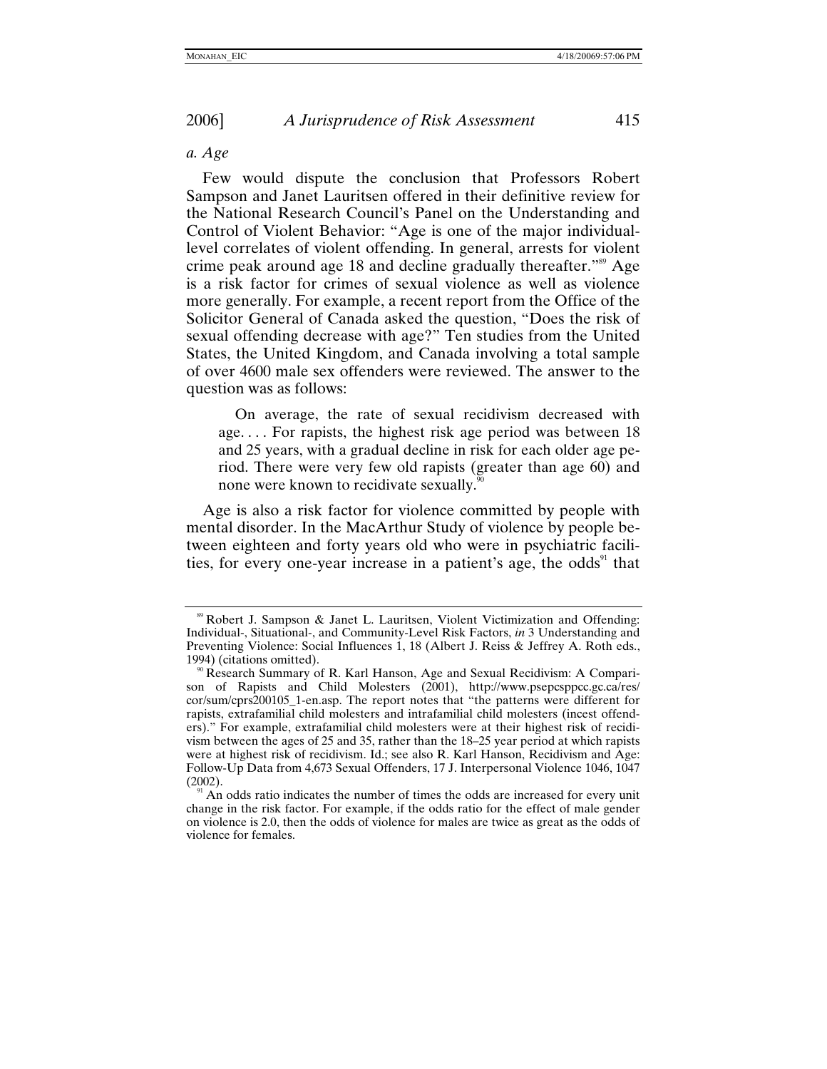*a. Age*

Few would dispute the conclusion that Professors Robert Sampson and Janet Lauritsen offered in their definitive review for the National Research Council's Panel on the Understanding and Control of Violent Behavior: "Age is one of the major individual-level correlates of violent offending. In general, arrests for violent crime peak around age 18 and decline gradually thereafter."[89] Age is a risk factor for crimes of sexual violence as well as violence more generally. For example, a recent report from the Office of the Solicitor General of Canada asked the question, "Does the risk of sexual offending decrease with age?" Ten studies from the United States, the United Kingdom, and Canada involving a total sample of over 4600 male sex offenders were reviewed. The answer to the question was as follows:

> On average, the rate of sexual recidivism decreased with age. . . . For rapists, the highest risk age period was between 18 and 25 years, with a gradual decline in risk for each older age period. There were very few old rapists (greater than age 60) and none were known to recidivate sexually.[90]

Age is also a risk factor for violence committed by people with mental disorder. In the MacArthur Study of violence by people between eighteen and forty years old who were in psychiatric facilities, for every one-year increase in a patient's age, the odds[91] that

---

[89] Robert J. Sampson & Janet L. Lauritsen, Violent Victimization and Offending: Individual-, Situational-, and Community-Level Risk Factors, *in* 3 Understanding and Preventing Violence: Social Influences 1, 18 (Albert J. Reiss & Jeffrey A. Roth eds., 1994) (citations omitted).

[90] Research Summary of R. Karl Hanson, Age and Sexual Recidivism: A Comparison of Rapists and Child Molesters (2001), http://www.psepcsppcc.gc.ca/res/cor/sum/cprs200105_1-en.asp. The report notes that "the patterns were different for rapists, extrafamilial child molesters and intrafamilial child molesters (incest offenders)." For example, extrafamilial child molesters were at their highest risk of recidivism between the ages of 25 and 35, rather than the 18–25 year period at which rapists were at highest risk of recidivism. Id.; see also R. Karl Hanson, Recidivism and Age: Follow-Up Data from 4,673 Sexual Offenders, 17 J. Interpersonal Violence 1046, 1047 (2002).

[91] An odds ratio indicates the number of times the odds are increased for every unit change in the risk factor. For example, if the odds ratio for the effect of male gender on violence is 2.0, then the odds of violence for males are twice as great as the odds of violence for females.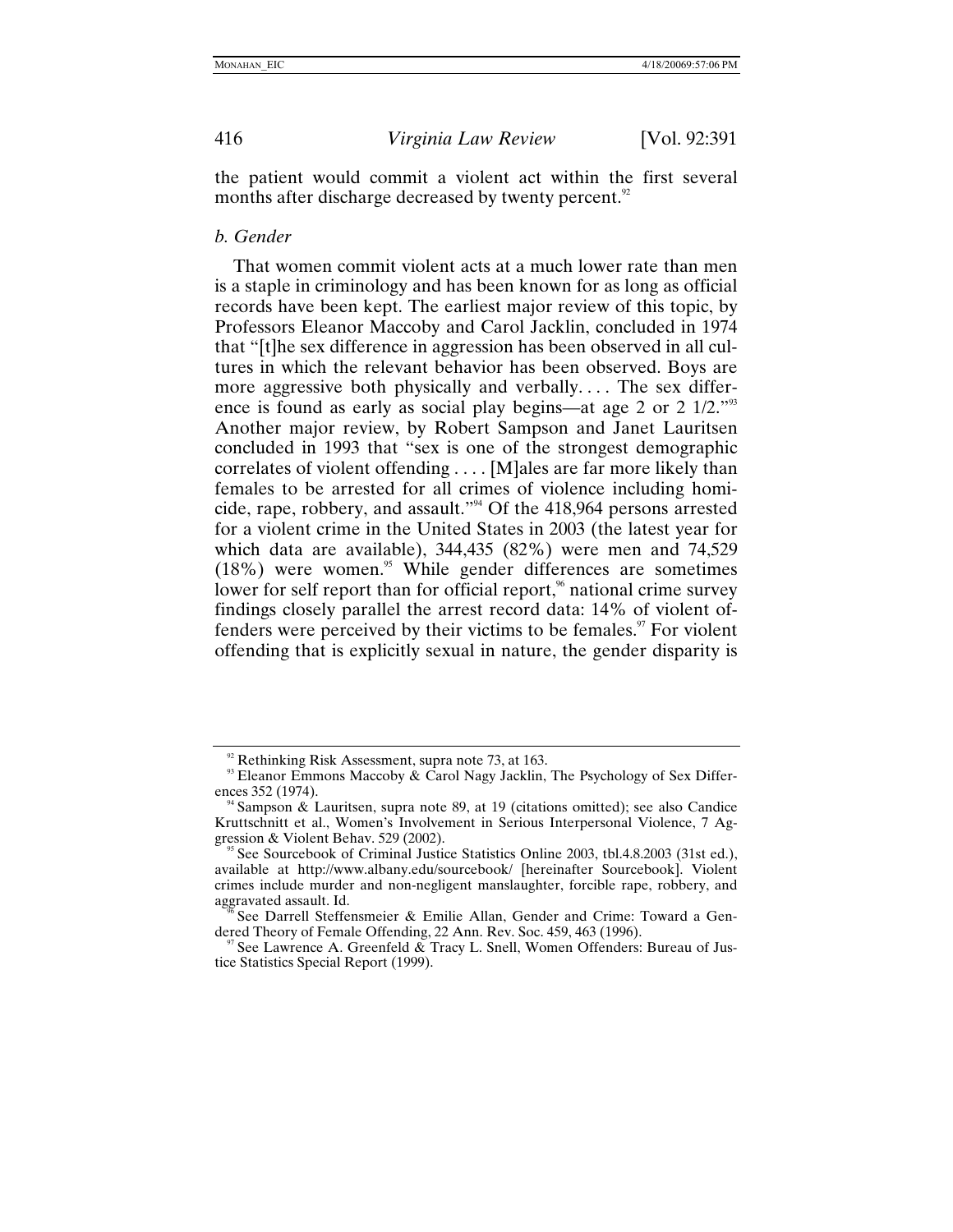the patient would commit a violent act within the first several months after discharge decreased by twenty percent.[92]

*b. Gender*

That women commit violent acts at a much lower rate than men is a staple in criminology and has been known for as long as official records have been kept. The earliest major review of this topic, by Professors Eleanor Maccoby and Carol Jacklin, concluded in 1974 that "[t]he sex difference in aggression has been observed in all cultures in which the relevant behavior has been observed. Boys are more aggressive both physically and verbally. . . . The sex difference is found as early as social play begins—at age 2 or 2 1/2."[93] Another major review, by Robert Sampson and Janet Lauritsen concluded in 1993 that "sex is one of the strongest demographic correlates of violent offending . . . . [M]ales are far more likely than females to be arrested for all crimes of violence including homicide, rape, robbery, and assault."[94] Of the 418,964 persons arrested for a violent crime in the United States in 2003 (the latest year for which data are available), 344,435 (82%) were men and 74,529 (18%) were women.[95] While gender differences are sometimes lower for self report than for official report,[96] national crime survey findings closely parallel the arrest record data: 14% of violent offenders were perceived by their victims to be females.[97] For violent offending that is explicitly sexual in nature, the gender disparity is

---

[92] Rethinking Risk Assessment, supra note 73, at 163.

[93] Eleanor Emmons Maccoby & Carol Nagy Jacklin, The Psychology of Sex Differences 352 (1974).

[94] Sampson & Lauritsen, supra note 89, at 19 (citations omitted); see also Candice Kruttschnitt et al., Women's Involvement in Serious Interpersonal Violence, 7 Aggression & Violent Behav. 529 (2002).

[95] See Sourcebook of Criminal Justice Statistics Online 2003, tbl.4.8.2003 (31st ed.), available at http://www.albany.edu/sourcebook/ [hereinafter Sourcebook]. Violent crimes include murder and non-negligent manslaughter, forcible rape, robbery, and aggravated assault. Id.

[96] See Darrell Steffensmeier & Emilie Allan, Gender and Crime: Toward a Gendered Theory of Female Offending, 22 Ann. Rev. Soc. 459, 463 (1996).

[97] See Lawrence A. Greenfeld & Tracy L. Snell, Women Offenders: Bureau of Justice Statistics Special Report (1999).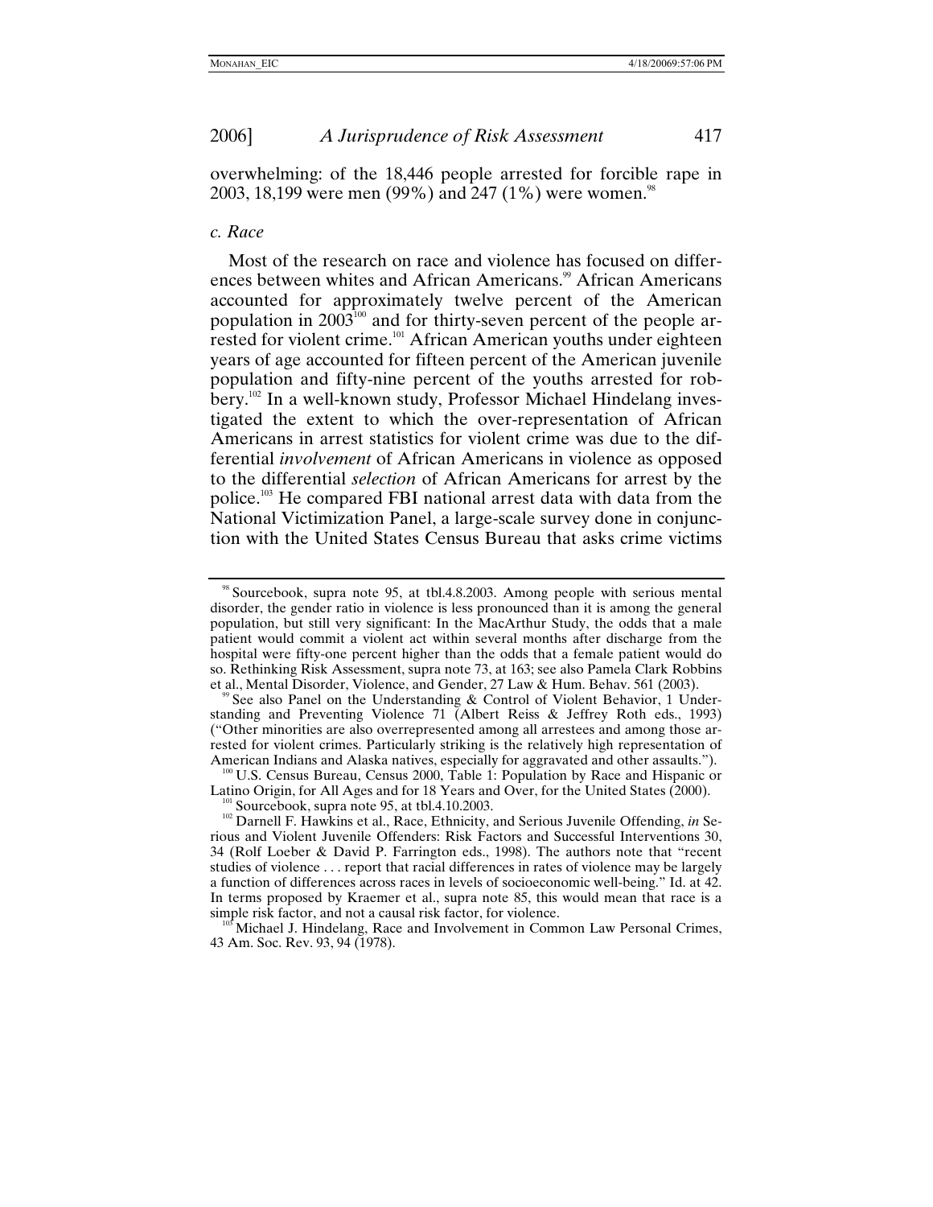overwhelming: of the 18,446 people arrested for forcible rape in 2003, 18,199 were men (99%) and 247 (1%) were women.[98]

*c. Race*

Most of the research on race and violence has focused on differences between whites and African Americans.[99] African Americans accounted for approximately twelve percent of the American population in 2003[100] and for thirty-seven percent of the people arrested for violent crime.[101] African American youths under eighteen years of age accounted for fifteen percent of the American juvenile population and fifty-nine percent of the youths arrested for robbery.[102] In a well-known study, Professor Michael Hindelang investigated the extent to which the over-representation of African Americans in arrest statistics for violent crime was due to the differential *involvement* of African Americans in violence as opposed to the differential *selection* of African Americans for arrest by the police.[103] He compared FBI national arrest data with data from the National Victimization Panel, a large-scale survey done in conjunction with the United States Census Bureau that asks crime victims

---

[98] Sourcebook, supra note 95, at tbl.4.8.2003. Among people with serious mental disorder, the gender ratio in violence is less pronounced than it is among the general population, but still very significant: In the MacArthur Study, the odds that a male patient would commit a violent act within several months after discharge from the hospital were fifty-one percent higher than the odds that a female patient would do so. Rethinking Risk Assessment, supra note 73, at 163; see also Pamela Clark Robbins et al., Mental Disorder, Violence, and Gender, 27 Law & Hum. Behav. 561 (2003).

[99] See also Panel on the Understanding & Control of Violent Behavior, 1 Understanding and Preventing Violence 71 (Albert Reiss & Jeffrey Roth eds., 1993) ("Other minorities are also overrepresented among all arrestees and among those arrested for violent crimes. Particularly striking is the relatively high representation of American Indians and Alaska natives, especially for aggravated and other assaults.").

[100] U.S. Census Bureau, Census 2000, Table 1: Population by Race and Hispanic or Latino Origin, for All Ages and for 18 Years and Over, for the United States (2000).

[101] Sourcebook, supra note 95, at tbl.4.10.2003.

[102] Darnell F. Hawkins et al., Race, Ethnicity, and Serious Juvenile Offending, *in* Serious and Violent Juvenile Offenders: Risk Factors and Successful Interventions 30, 34 (Rolf Loeber & David P. Farrington eds., 1998). The authors note that "recent studies of violence . . . report that racial differences in rates of violence may be largely a function of differences across races in levels of socioeconomic well-being." Id. at 42. In terms proposed by Kraemer et al., supra note 85, this would mean that race is a simple risk factor, and not a causal risk factor, for violence.

[103] Michael J. Hindelang, Race and Involvement in Common Law Personal Crimes, 43 Am. Soc. Rev. 93, 94 (1978).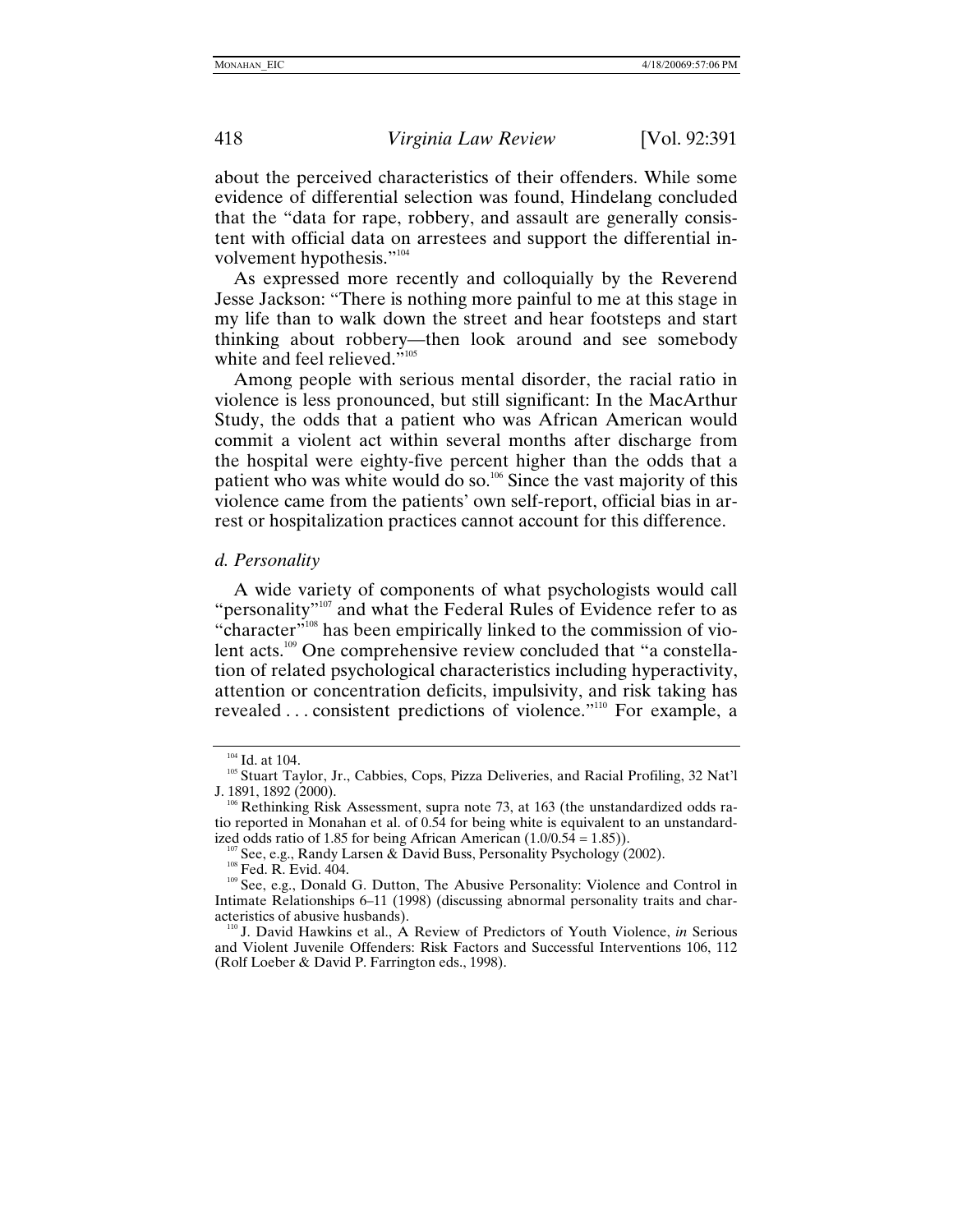about the perceived characteristics of their offenders. While some evidence of differential selection was found, Hindelang concluded that the "data for rape, robbery, and assault are generally consistent with official data on arrestees and support the differential involvement hypothesis."[104]

As expressed more recently and colloquially by the Reverend Jesse Jackson: "There is nothing more painful to me at this stage in my life than to walk down the street and hear footsteps and start thinking about robbery—then look around and see somebody white and feel relieved."[105]

Among people with serious mental disorder, the racial ratio in violence is less pronounced, but still significant: In the MacArthur Study, the odds that a patient who was African American would commit a violent act within several months after discharge from the hospital were eighty-five percent higher than the odds that a patient who was white would do so.[106] Since the vast majority of this violence came from the patients' own self-report, official bias in arrest or hospitalization practices cannot account for this difference.

*d. Personality*

A wide variety of components of what psychologists would call "personality"[107] and what the Federal Rules of Evidence refer to as "character"[108] has been empirically linked to the commission of violent acts.[109] One comprehensive review concluded that "a constellation of related psychological characteristics including hyperactivity, attention or concentration deficits, impulsivity, and risk taking has revealed . . . consistent predictions of violence."[110] For example, a

---

[104] Id. at 104.

[105] Stuart Taylor, Jr., Cabbies, Cops, Pizza Deliveries, and Racial Profiling, 32 Nat'l J. 1891, 1892 (2000).

[106] Rethinking Risk Assessment, supra note 73, at 163 (the unstandardized odds ratio reported in Monahan et al. of 0.54 for being white is equivalent to an unstandardized odds ratio of 1.85 for being African American (1.0/0.54 = 1.85)).

[107] See, e.g., Randy Larsen & David Buss, Personality Psychology (2002).

[108] Fed. R. Evid. 404.

[109] See, e.g., Donald G. Dutton, The Abusive Personality: Violence and Control in Intimate Relationships 6–11 (1998) (discussing abnormal personality traits and characteristics of abusive husbands).

[110] J. David Hawkins et al., A Review of Predictors of Youth Violence, *in* Serious and Violent Juvenile Offenders: Risk Factors and Successful Interventions 106, 112 (Rolf Loeber & David P. Farrington eds., 1998).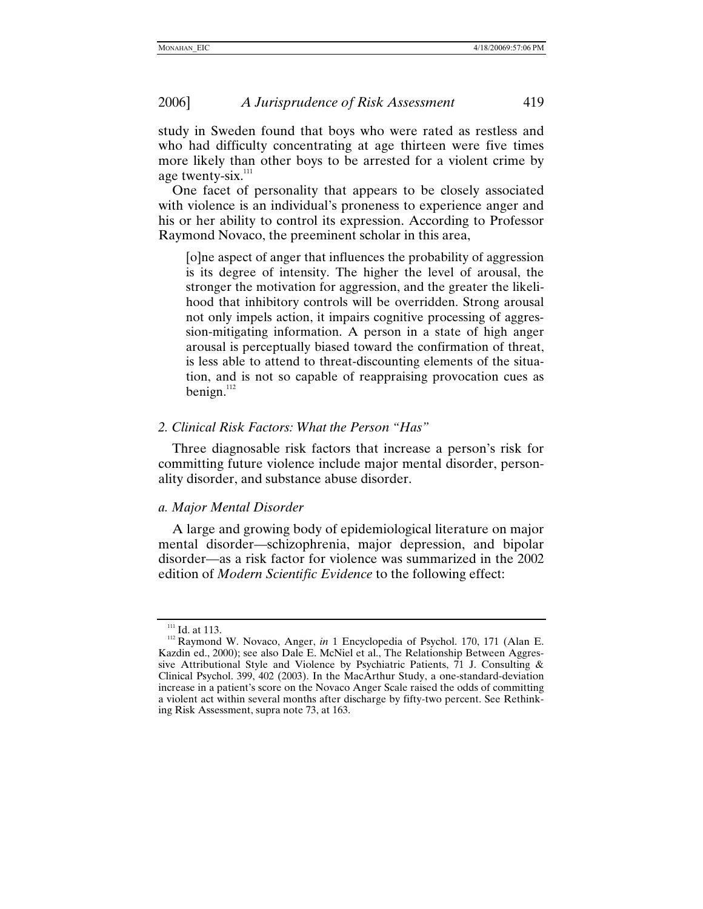study in Sweden found that boys who were rated as restless and who had difficulty concentrating at age thirteen were five times more likely than other boys to be arrested for a violent crime by age twenty-six.[111]

One facet of personality that appears to be closely associated with violence is an individual's proneness to experience anger and his or her ability to control its expression. According to Professor Raymond Novaco, the preeminent scholar in this area,

> [o]ne aspect of anger that influences the probability of aggression is its degree of intensity. The higher the level of arousal, the stronger the motivation for aggression, and the greater the likelihood that inhibitory controls will be overridden. Strong arousal not only impels action, it impairs cognitive processing of aggression-mitigating information. A person in a state of high anger arousal is perceptually biased toward the confirmation of threat, is less able to attend to threat-discounting elements of the situation, and is not so capable of reappraising provocation cues as benign.[112]

### 2. Clinical Risk Factors: What the Person "Has"

Three diagnosable risk factors that increase a person's risk for committing future violence include major mental disorder, personality disorder, and substance abuse disorder.

#### a. Major Mental Disorder

A large and growing body of epidemiological literature on major mental disorder—schizophrenia, major depression, and bipolar disorder—as a risk factor for violence was summarized in the 2002 edition of *Modern Scientific Evidence* to the following effect:

---

[111] Id. at 113.

[112] Raymond W. Novaco, Anger, *in* 1 Encyclopedia of Psychol. 170, 171 (Alan E. Kazdin ed., 2000); see also Dale E. McNiel et al., The Relationship Between Aggressive Attributional Style and Violence by Psychiatric Patients, 71 J. Consulting & Clinical Psychol. 399, 402 (2003). In the MacArthur Study, a one-standard-deviation increase in a patient's score on the Novaco Anger Scale raised the odds of committing a violent act within several months after discharge by fifty-two percent. See Rethinking Risk Assessment, supra note 73, at 163.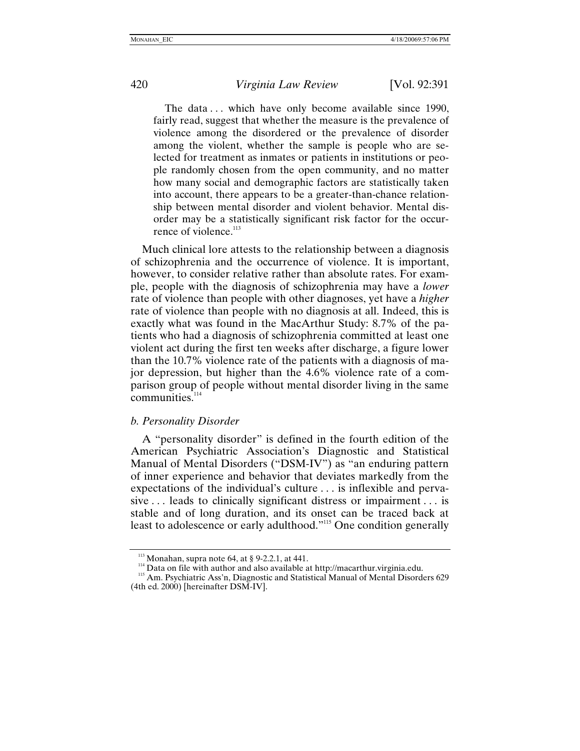> The data . . . which have only become available since 1990, fairly read, suggest that whether the measure is the prevalence of violence among the disordered or the prevalence of disorder among the violent, whether the sample is people who are selected for treatment as inmates or patients in institutions or people randomly chosen from the open community, and no matter how many social and demographic factors are statistically taken into account, there appears to be a greater-than-chance relationship between mental disorder and violent behavior. Mental disorder may be a statistically significant risk factor for the occurrence of violence.[113]

Much clinical lore attests to the relationship between a diagnosis of schizophrenia and the occurrence of violence. It is important, however, to consider relative rather than absolute rates. For example, people with the diagnosis of schizophrenia may have a *lower* rate of violence than people with other diagnoses, yet have a *higher* rate of violence than people with no diagnosis at all. Indeed, this is exactly what was found in the MacArthur Study: 8.7% of the patients who had a diagnosis of schizophrenia committed at least one violent act during the first ten weeks after discharge, a figure lower than the 10.7% violence rate of the patients with a diagnosis of major depression, but higher than the 4.6% violence rate of a comparison group of people without mental disorder living in the same communities.[114]

*b. Personality Disorder*

A "personality disorder" is defined in the fourth edition of the American Psychiatric Association's Diagnostic and Statistical Manual of Mental Disorders ("DSM-IV") as "an enduring pattern of inner experience and behavior that deviates markedly from the expectations of the individual's culture . . . is inflexible and pervasive . . . leads to clinically significant distress or impairment . . . is stable and of long duration, and its onset can be traced back at least to adolescence or early adulthood."[115] One condition generally

---

[113] Monahan, supra note 64, at § 9-2.2.1, at 441.

[114] Data on file with author and also available at http://macarthur.virginia.edu.

[115] Am. Psychiatric Ass'n, Diagnostic and Statistical Manual of Mental Disorders 629 (4th ed. 2000) [hereinafter DSM-IV].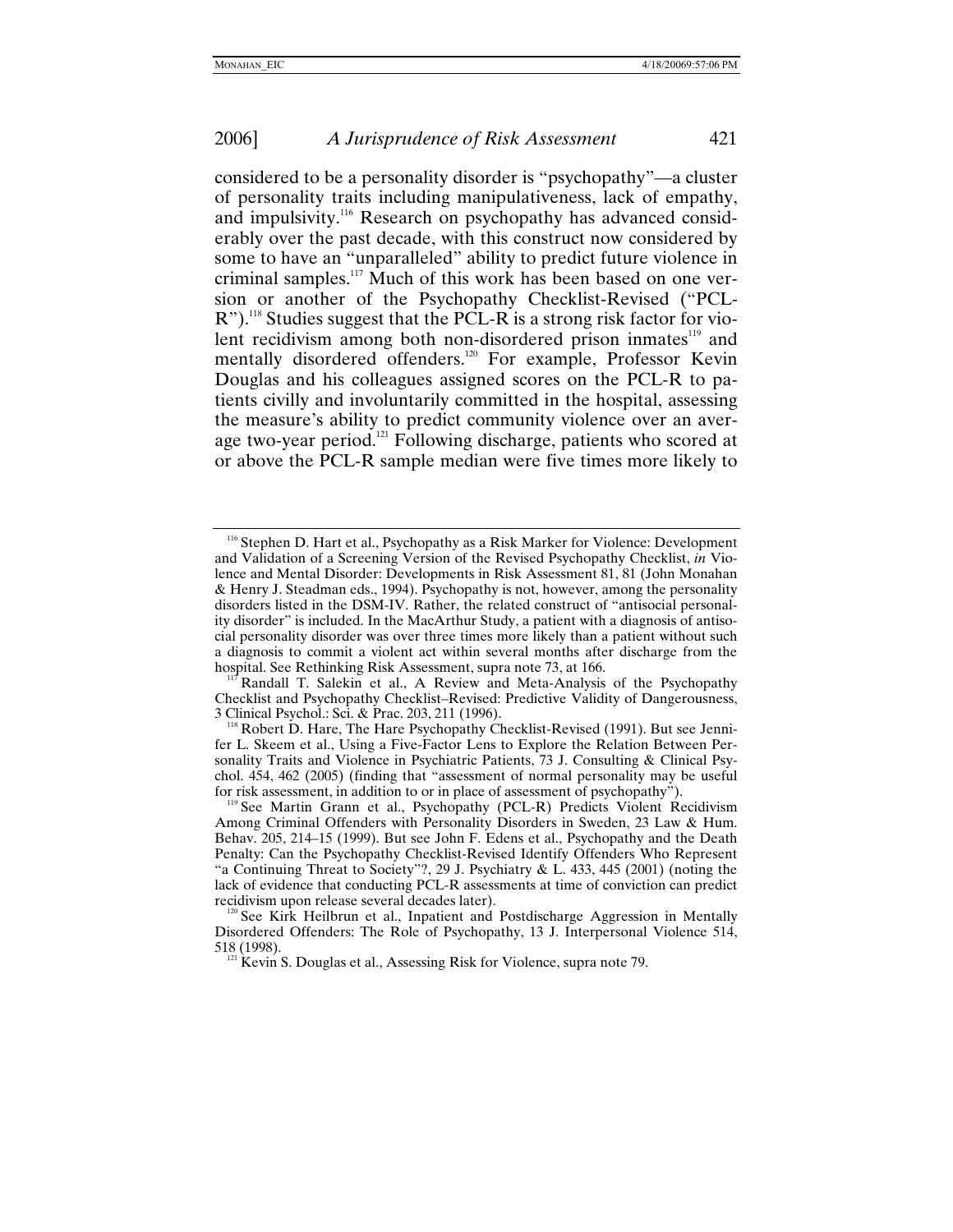considered to be a personality disorder is "psychopathy"—a cluster of personality traits including manipulativeness, lack of empathy, and impulsivity.[116] Research on psychopathy has advanced considerably over the past decade, with this construct now considered by some to have an "unparalleled" ability to predict future violence in criminal samples.[117] Much of this work has been based on one version or another of the Psychopathy Checklist-Revised ("PCL-R").[118] Studies suggest that the PCL-R is a strong risk factor for violent recidivism among both non-disordered prison inmates[119] and mentally disordered offenders.[120] For example, Professor Kevin Douglas and his colleagues assigned scores on the PCL-R to patients civilly and involuntarily committed in the hospital, assessing the measure's ability to predict community violence over an average two-year period.[121] Following discharge, patients who scored at or above the PCL-R sample median were five times more likely to

---

[116] Stephen D. Hart et al., Psychopathy as a Risk Marker for Violence: Development and Validation of a Screening Version of the Revised Psychopathy Checklist, *in* Violence and Mental Disorder: Developments in Risk Assessment 81, 81 (John Monahan & Henry J. Steadman eds., 1994). Psychopathy is not, however, among the personality disorders listed in the DSM-IV. Rather, the related construct of "antisocial personality disorder" is included. In the MacArthur Study, a patient with a diagnosis of antisocial personality disorder was over three times more likely than a patient without such a diagnosis to commit a violent act within several months after discharge from the hospital. See Rethinking Risk Assessment, supra note 73, at 166.

[117] Randall T. Salekin et al., A Review and Meta-Analysis of the Psychopathy Checklist and Psychopathy Checklist–Revised: Predictive Validity of Dangerousness, 3 Clinical Psychol.: Sci. & Prac. 203, 211 (1996).

[118] Robert D. Hare, The Hare Psychopathy Checklist-Revised (1991). But see Jennifer L. Skeem et al., Using a Five-Factor Lens to Explore the Relation Between Personality Traits and Violence in Psychiatric Patients, 73 J. Consulting & Clinical Psychol. 454, 462 (2005) (finding that "assessment of normal personality may be useful for risk assessment, in addition to or in place of assessment of psychopathy").

[119] See Martin Grann et al., Psychopathy (PCL-R) Predicts Violent Recidivism Among Criminal Offenders with Personality Disorders in Sweden, 23 Law & Hum. Behav. 205, 214–15 (1999). But see John F. Edens et al., Psychopathy and the Death Penalty: Can the Psychopathy Checklist-Revised Identify Offenders Who Represent "a Continuing Threat to Society"?, 29 J. Psychiatry & L. 433, 445 (2001) (noting the lack of evidence that conducting PCL-R assessments at time of conviction can predict recidivism upon release several decades later).

[120] See Kirk Heilbrun et al., Inpatient and Postdischarge Aggression in Mentally Disordered Offenders: The Role of Psychopathy, 13 J. Interpersonal Violence 514, 518 (1998).

[121] Kevin S. Douglas et al., Assessing Risk for Violence, supra note 79.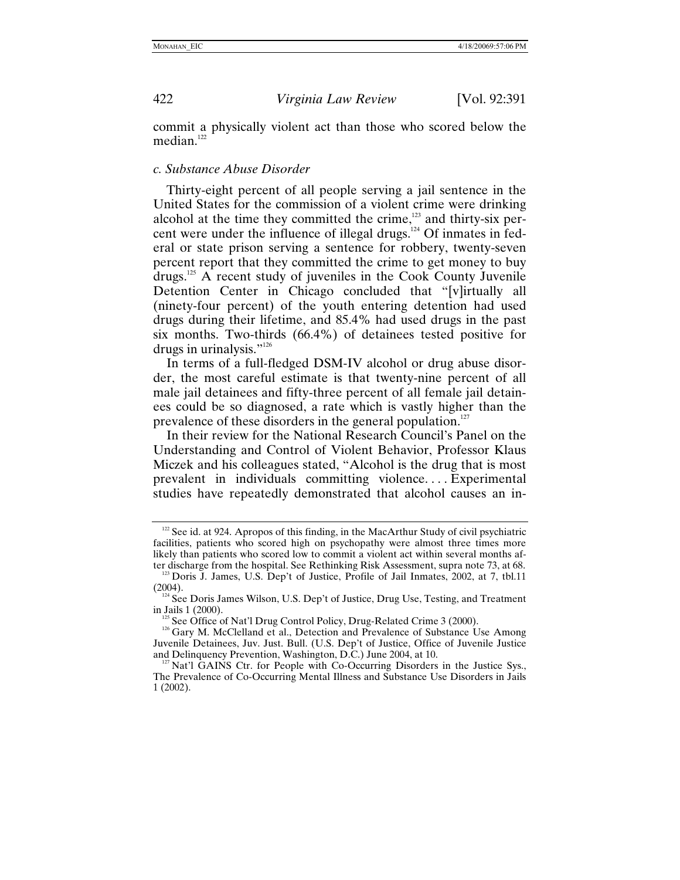commit a physically violent act than those who scored below the median.[122]

*c. Substance Abuse Disorder*

Thirty-eight percent of all people serving a jail sentence in the United States for the commission of a violent crime were drinking alcohol at the time they committed the crime,[123] and thirty-six percent were under the influence of illegal drugs.[124] Of inmates in federal or state prison serving a sentence for robbery, twenty-seven percent report that they committed the crime to get money to buy drugs.[125] A recent study of juveniles in the Cook County Juvenile Detention Center in Chicago concluded that "[v]irtually all (ninety-four percent) of the youth entering detention had used drugs during their lifetime, and 85.4% had used drugs in the past six months. Two-thirds (66.4%) of detainees tested positive for drugs in urinalysis."[126]

In terms of a full-fledged DSM-IV alcohol or drug abuse disorder, the most careful estimate is that twenty-nine percent of all male jail detainees and fifty-three percent of all female jail detainees could be so diagnosed, a rate which is vastly higher than the prevalence of these disorders in the general population.[127]

In their review for the National Research Council's Panel on the Understanding and Control of Violent Behavior, Professor Klaus Miczek and his colleagues stated, "Alcohol is the drug that is most prevalent in individuals committing violence. . . . Experimental studies have repeatedly demonstrated that alcohol causes an in-

---

[122] See id. at 924. Apropos of this finding, in the MacArthur Study of civil psychiatric facilities, patients who scored high on psychopathy were almost three times more likely than patients who scored low to commit a violent act within several months after discharge from the hospital. See Rethinking Risk Assessment, supra note 73, at 68.

[123] Doris J. James, U.S. Dep't of Justice, Profile of Jail Inmates, 2002, at 7, tbl.11 (2004).

[124] See Doris James Wilson, U.S. Dep't of Justice, Drug Use, Testing, and Treatment in Jails 1 (2000).

[125] See Office of Nat'l Drug Control Policy, Drug-Related Crime 3 (2000).

[126] Gary M. McClelland et al., Detection and Prevalence of Substance Use Among Juvenile Detainees, Juv. Just. Bull. (U.S. Dep't of Justice, Office of Juvenile Justice and Delinquency Prevention, Washington, D.C.) June 2004, at 10.

[127] Nat'l GAINS Ctr. for People with Co-Occurring Disorders in the Justice Sys., The Prevalence of Co-Occurring Mental Illness and Substance Use Disorders in Jails 1 (2002).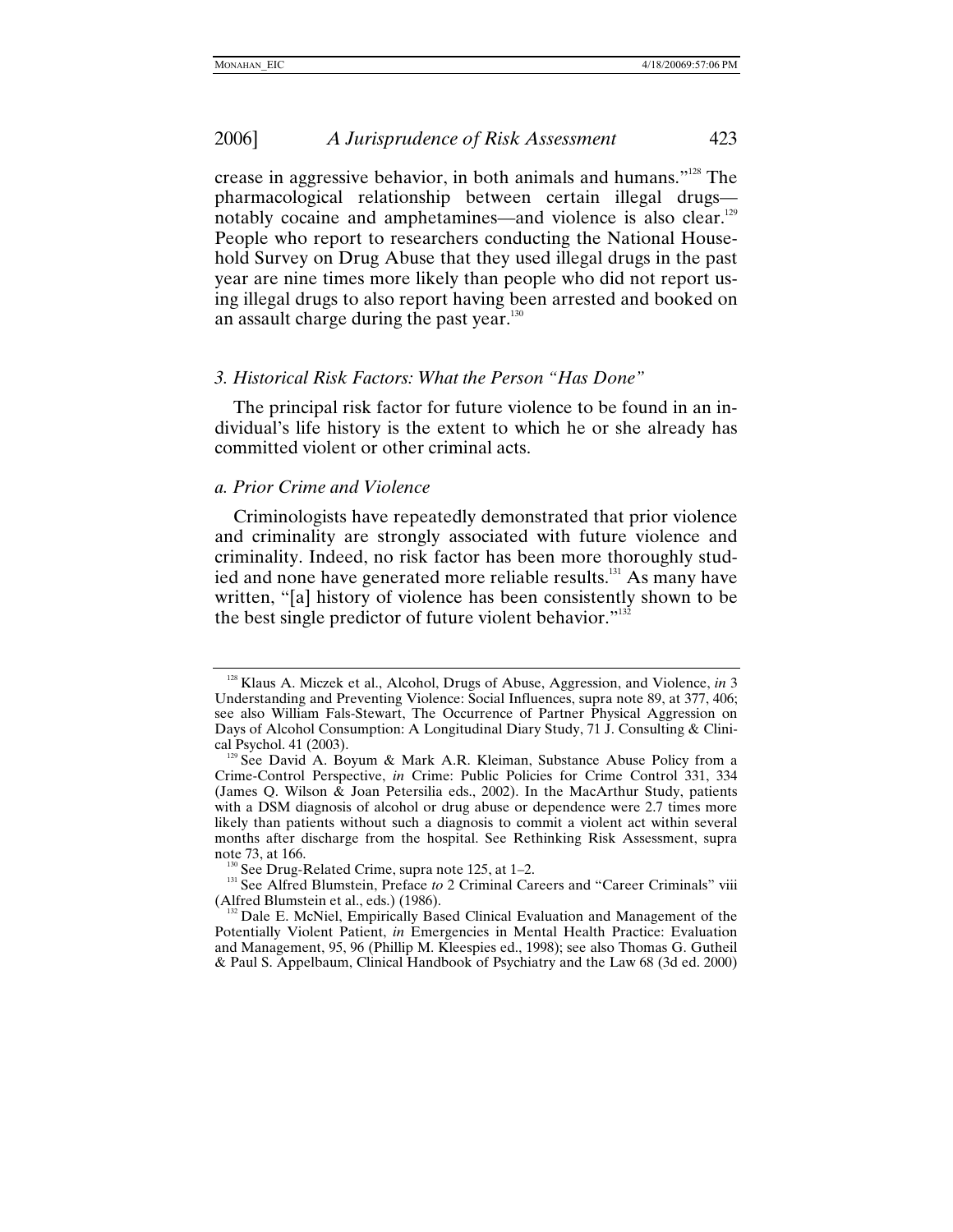crease in aggressive behavior, in both animals and humans."[128] The pharmacological relationship between certain illegal drugs—notably cocaine and amphetamines—and violence is also clear.[129] People who report to researchers conducting the National Household Survey on Drug Abuse that they used illegal drugs in the past year are nine times more likely than people who did not report using illegal drugs to also report having been arrested and booked on an assault charge during the past year.[130]

### 3. Historical Risk Factors: What the Person "Has Done"

The principal risk factor for future violence to be found in an individual's life history is the extent to which he or she already has committed violent or other criminal acts.

#### a. Prior Crime and Violence

Criminologists have repeatedly demonstrated that prior violence and criminality are strongly associated with future violence and criminality. Indeed, no risk factor has been more thoroughly studied and none have generated more reliable results.[131] As many have written, "[a] history of violence has been consistently shown to be the best single predictor of future violent behavior."[132]

---

[128] Klaus A. Miczek et al., Alcohol, Drugs of Abuse, Aggression, and Violence, *in* 3 Understanding and Preventing Violence: Social Influences, supra note 89, at 377, 406; see also William Fals-Stewart, The Occurrence of Partner Physical Aggression on Days of Alcohol Consumption: A Longitudinal Diary Study, 71 J. Consulting & Clinical Psychol. 41 (2003).

[129] See David A. Boyum & Mark A.R. Kleiman, Substance Abuse Policy from a Crime-Control Perspective, *in* Crime: Public Policies for Crime Control 331, 334 (James Q. Wilson & Joan Petersilia eds., 2002). In the MacArthur Study, patients with a DSM diagnosis of alcohol or drug abuse or dependence were 2.7 times more likely than patients without such a diagnosis to commit a violent act within several months after discharge from the hospital. See Rethinking Risk Assessment, supra note 73, at 166.

[130] See Drug-Related Crime, supra note 125, at 1–2.

[131] See Alfred Blumstein, Preface *to* 2 Criminal Careers and "Career Criminals" viii (Alfred Blumstein et al., eds.) (1986).

[132] Dale E. McNiel, Empirically Based Clinical Evaluation and Management of the Potentially Violent Patient, *in* Emergencies in Mental Health Practice: Evaluation and Management, 95, 96 (Phillip M. Kleespies ed., 1998); see also Thomas G. Gutheil & Paul S. Appelbaum, Clinical Handbook of Psychiatry and the Law 68 (3d ed. 2000)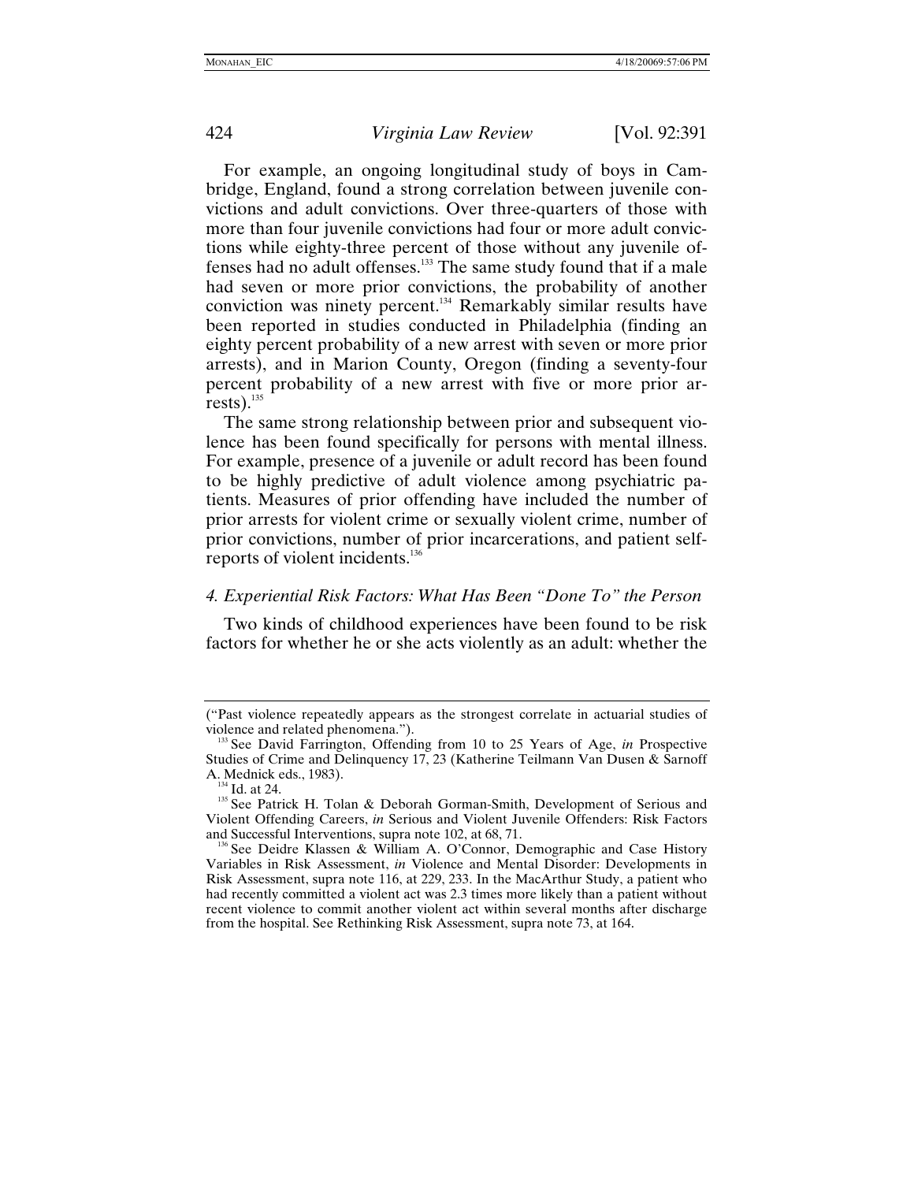For example, an ongoing longitudinal study of boys in Cambridge, England, found a strong correlation between juvenile convictions and adult convictions. Over three-quarters of those with more than four juvenile convictions had four or more adult convictions while eighty-three percent of those without any juvenile offenses had no adult offenses.[133] The same study found that if a male had seven or more prior convictions, the probability of another conviction was ninety percent.[134] Remarkably similar results have been reported in studies conducted in Philadelphia (finding an eighty percent probability of a new arrest with seven or more prior arrests), and in Marion County, Oregon (finding a seventy-four percent probability of a new arrest with five or more prior arrests).[135]

The same strong relationship between prior and subsequent violence has been found specifically for persons with mental illness. For example, presence of a juvenile or adult record has been found to be highly predictive of adult violence among psychiatric patients. Measures of prior offending have included the number of prior arrests for violent crime or sexually violent crime, number of prior convictions, number of prior incarcerations, and patient self-reports of violent incidents.[136]

### 4. Experiential Risk Factors: What Has Been "Done To" the Person

Two kinds of childhood experiences have been found to be risk factors for whether he or she acts violently as an adult: whether the

---

("Past violence repeatedly appears as the strongest correlate in actuarial studies of violence and related phenomena.").

[133] See David Farrington, Offending from 10 to 25 Years of Age, *in* Prospective Studies of Crime and Delinquency 17, 23 (Katherine Teilmann Van Dusen & Sarnoff A. Mednick eds., 1983).

[134] Id. at 24.

[135] See Patrick H. Tolan & Deborah Gorman-Smith, Development of Serious and Violent Offending Careers, *in* Serious and Violent Juvenile Offenders: Risk Factors and Successful Interventions, supra note 102, at 68, 71.

[136] See Deidre Klassen & William A. O'Connor, Demographic and Case History Variables in Risk Assessment, *in* Violence and Mental Disorder: Developments in Risk Assessment, supra note 116, at 229, 233. In the MacArthur Study, a patient who had recently committed a violent act was 2.3 times more likely than a patient without recent violence to commit another violent act within several months after discharge from the hospital. See Rethinking Risk Assessment, supra note 73, at 164.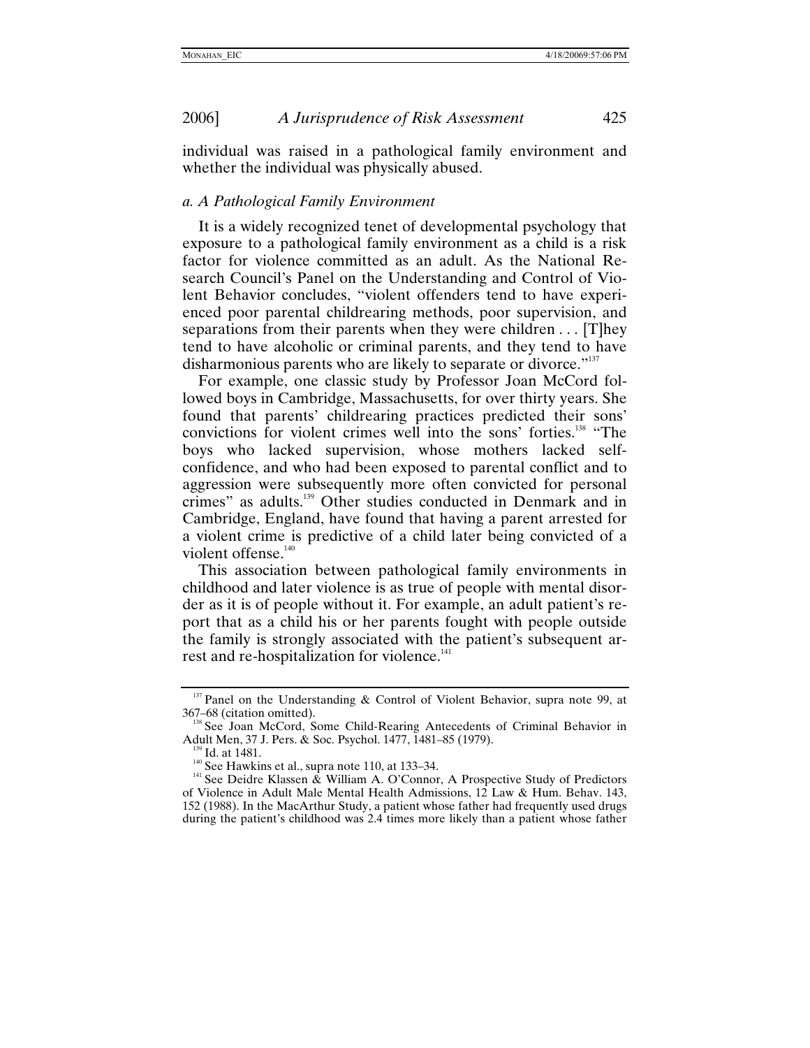individual was raised in a pathological family environment and whether the individual was physically abused.

### *a. A Pathological Family Environment*

It is a widely recognized tenet of developmental psychology that exposure to a pathological family environment as a child is a risk factor for violence committed as an adult. As the National Research Council's Panel on the Understanding and Control of Violent Behavior concludes, "violent offenders tend to have experienced poor parental childrearing methods, poor supervision, and separations from their parents when they were children . . . [T]hey tend to have alcoholic or criminal parents, and they tend to have disharmonious parents who are likely to separate or divorce."[137]

For example, one classic study by Professor Joan McCord followed boys in Cambridge, Massachusetts, for over thirty years. She found that parents' childrearing practices predicted their sons' convictions for violent crimes well into the sons' forties.[138] "The boys who lacked supervision, whose mothers lacked self-confidence, and who had been exposed to parental conflict and to aggression were subsequently more often convicted for personal crimes" as adults.[139] Other studies conducted in Denmark and in Cambridge, England, have found that having a parent arrested for a violent crime is predictive of a child later being convicted of a violent offense.[140]

This association between pathological family environments in childhood and later violence is as true of people with mental disorder as it is of people without it. For example, an adult patient's report that as a child his or her parents fought with people outside the family is strongly associated with the patient's subsequent arrest and re-hospitalization for violence.[141]

---

[137] Panel on the Understanding & Control of Violent Behavior, supra note 99, at 367–68 (citation omitted).

[138] See Joan McCord, Some Child-Rearing Antecedents of Criminal Behavior in Adult Men, 37 J. Pers. & Soc. Psychol. 1477, 1481–85 (1979).

[139] Id. at 1481.

[140] See Hawkins et al., supra note 110, at 133–34.

[141] See Deidre Klassen & William A. O'Connor, A Prospective Study of Predictors of Violence in Adult Male Mental Health Admissions, 12 Law & Hum. Behav. 143, 152 (1988). In the MacArthur Study, a patient whose father had frequently used drugs during the patient's childhood was 2.4 times more likely than a patient whose father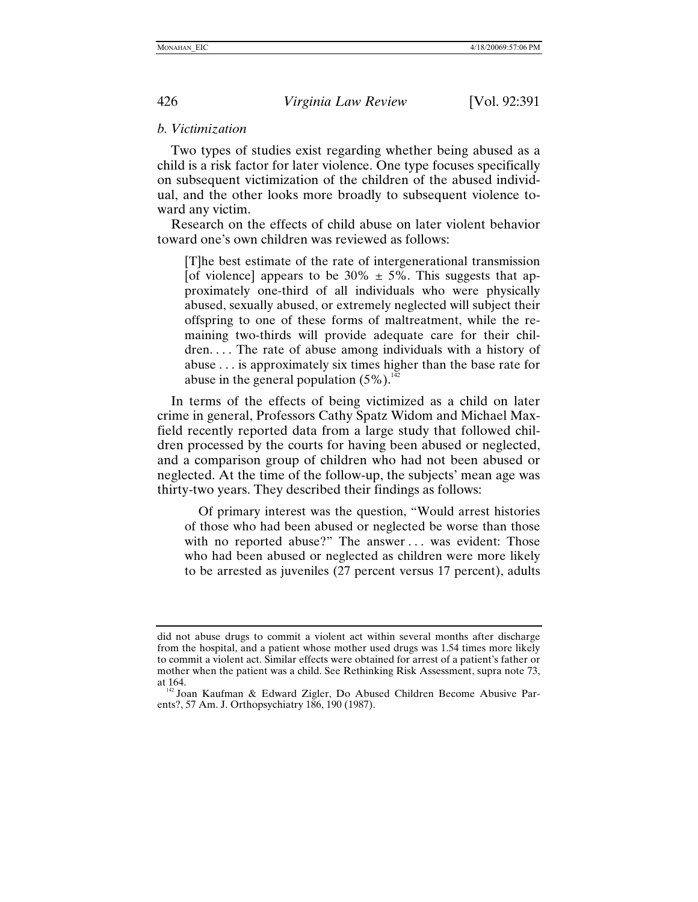*b. Victimization*

Two types of studies exist regarding whether being abused as a child is a risk factor for later violence. One type focuses specifically on subsequent victimization of the children of the abused individual, and the other looks more broadly to subsequent violence toward any victim.

Research on the effects of child abuse on later violent behavior toward one's own children was reviewed as follows:

> [T]he best estimate of the rate of intergenerational transmission [of violence] appears to be 30% ± 5%. This suggests that approximately one-third of all individuals who were physically abused, sexually abused, or extremely neglected will subject their offspring to one of these forms of maltreatment, while the remaining two-thirds will provide adequate care for their children. . . . The rate of abuse among individuals with a history of abuse . . . is approximately six times higher than the base rate for abuse in the general population (5%).[142]

In terms of the effects of being victimized as a child on later crime in general, Professors Cathy Spatz Widom and Michael Maxfield recently reported data from a large study that followed children processed by the courts for having been abused or neglected, and a comparison group of children who had not been abused or neglected. At the time of the follow-up, the subjects' mean age was thirty-two years. They described their findings as follows:

> Of primary interest was the question, "Would arrest histories of those who had been abused or neglected be worse than those with no reported abuse?" The answer . . . was evident: Those who had been abused or neglected as children were more likely to be arrested as juveniles (27 percent versus 17 percent), adults

---

did not abuse drugs to commit a violent act within several months after discharge from the hospital, and a patient whose mother used drugs was 1.54 times more likely to commit a violent act. Similar effects were obtained for arrest of a patient's father or mother when the patient was a child. See Rethinking Risk Assessment, supra note 73, at 164.

[142] Joan Kaufman & Edward Zigler, Do Abused Children Become Abusive Parents?, 57 Am. J. Orthopsychiatry 186, 190 (1987).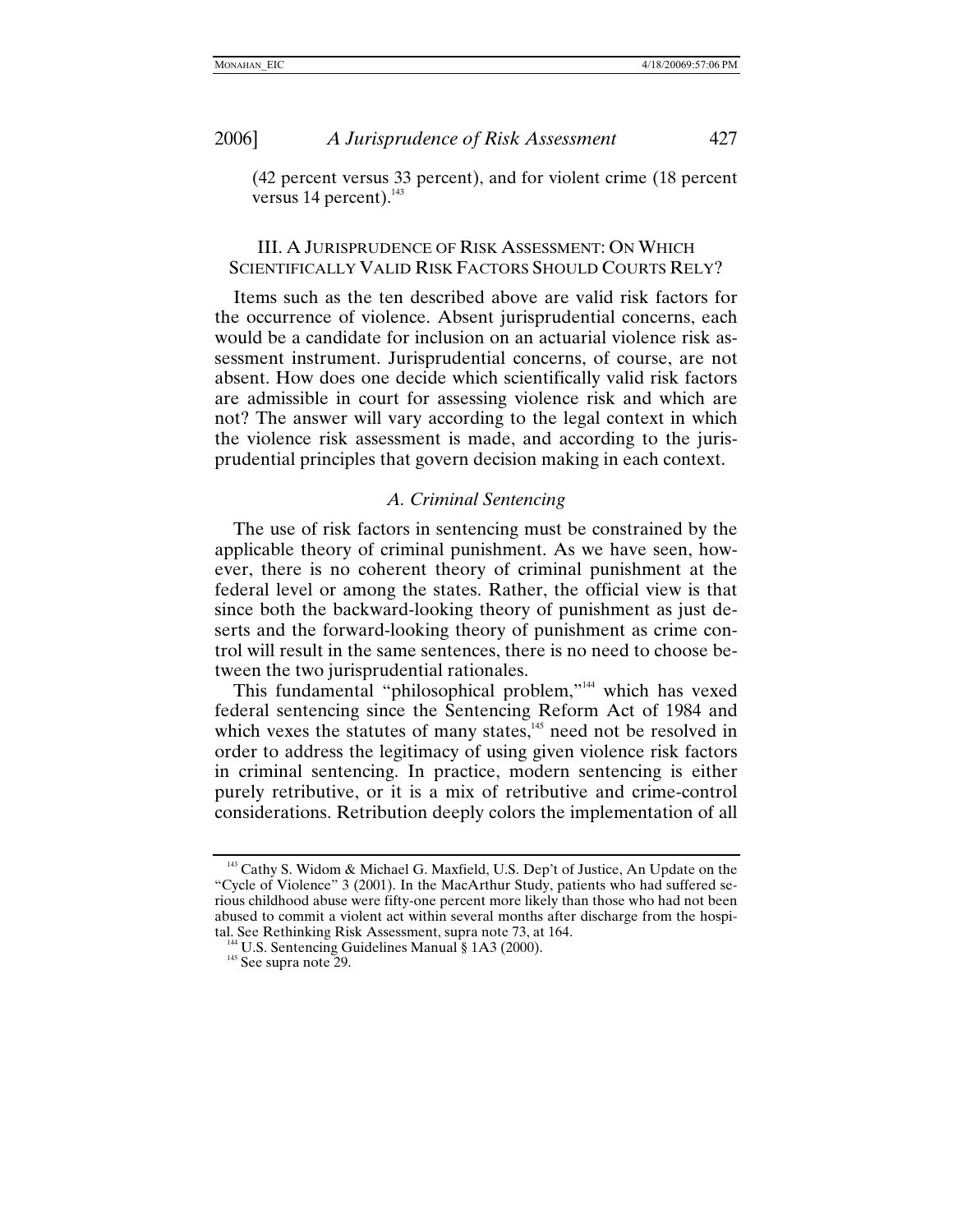(42 percent versus 33 percent), and for violent crime (18 percent versus 14 percent).[143]

## III. A Jurisprudence of Risk Assessment: On Which Scientifically Valid Risk Factors Should Courts Rely?

Items such as the ten described above are valid risk factors for the occurrence of violence. Absent jurisprudential concerns, each would be a candidate for inclusion on an actuarial violence risk assessment instrument. Jurisprudential concerns, of course, are not absent. How does one decide which scientifically valid risk factors are admissible in court for assessing violence risk and which are not? The answer will vary according to the legal context in which the violence risk assessment is made, and according to the jurisprudential principles that govern decision making in each context.

### *A. Criminal Sentencing*

The use of risk factors in sentencing must be constrained by the applicable theory of criminal punishment. As we have seen, however, there is no coherent theory of criminal punishment at the federal level or among the states. Rather, the official view is that since both the backward-looking theory of punishment as just deserts and the forward-looking theory of punishment as crime control will result in the same sentences, there is no need to choose between the two jurisprudential rationales.

This fundamental "philosophical problem,"[144] which has vexed federal sentencing since the Sentencing Reform Act of 1984 and which vexes the statutes of many states,[145] need not be resolved in order to address the legitimacy of using given violence risk factors in criminal sentencing. In practice, modern sentencing is either purely retributive, or it is a mix of retributive and crime-control considerations. Retribution deeply colors the implementation of all

---

[143] Cathy S. Widom & Michael G. Maxfield, U.S. Dep't of Justice, An Update on the "Cycle of Violence" 3 (2001). In the MacArthur Study, patients who had suffered serious childhood abuse were fifty-one percent more likely than those who had not been abused to commit a violent act within several months after discharge from the hospital. See Rethinking Risk Assessment, supra note 73, at 164.

[144] U.S. Sentencing Guidelines Manual § 1A3 (2000).

[145] See supra note 29.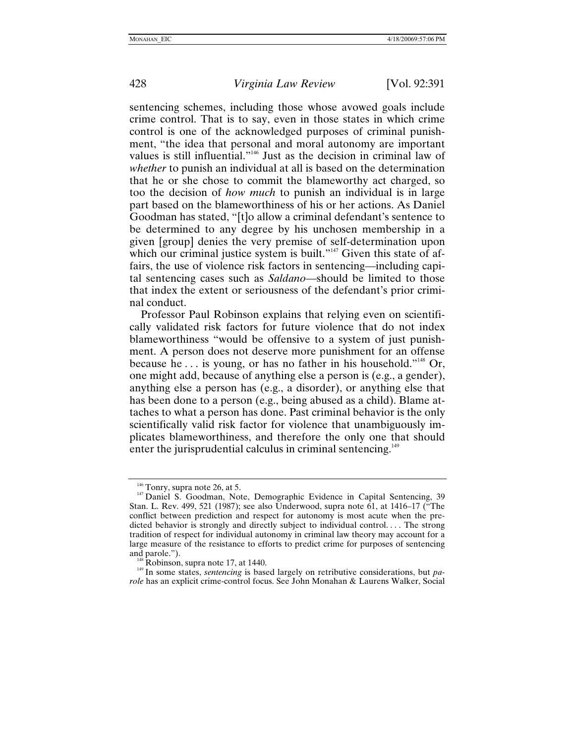sentencing schemes, including those whose avowed goals include crime control. That is to say, even in those states in which crime control is one of the acknowledged purposes of criminal punishment, "the idea that personal and moral autonomy are important values is still influential."[146] Just as the decision in criminal law of *whether* to punish an individual at all is based on the determination that he or she chose to commit the blameworthy act charged, so too the decision of *how much* to punish an individual is in large part based on the blameworthiness of his or her actions. As Daniel Goodman has stated, "[t]o allow a criminal defendant's sentence to be determined to any degree by his unchosen membership in a given [group] denies the very premise of self-determination upon which our criminal justice system is built."[147] Given this state of affairs, the use of violence risk factors in sentencing—including capital sentencing cases such as *Saldano*—should be limited to those that index the extent or seriousness of the defendant's prior criminal conduct.

Professor Paul Robinson explains that relying even on scientifically validated risk factors for future violence that do not index blameworthiness "would be offensive to a system of just punishment. A person does not deserve more punishment for an offense because he . . . is young, or has no father in his household."[148] Or, one might add, because of anything else a person is (e.g., a gender), anything else a person has (e.g., a disorder), or anything else that has been done to a person (e.g., being abused as a child). Blame attaches to what a person has done. Past criminal behavior is the only scientifically valid risk factor for violence that unambiguously implicates blameworthiness, and therefore the only one that should enter the jurisprudential calculus in criminal sentencing.[149]

---

[146] Tonry, supra note 26, at 5.

[147] Daniel S. Goodman, Note, Demographic Evidence in Capital Sentencing, 39 Stan. L. Rev. 499, 521 (1987); see also Underwood, supra note 61, at 1416–17 ("The conflict between prediction and respect for autonomy is most acute when the predicted behavior is strongly and directly subject to individual control. . . . The strong tradition of respect for individual autonomy in criminal law theory may account for a large measure of the resistance to efforts to predict crime for purposes of sentencing and parole.").

[148] Robinson, supra note 17, at 1440.

[149] In some states, *sentencing* is based largely on retributive considerations, but *parole* has an explicit crime-control focus. See John Monahan & Laurens Walker, Social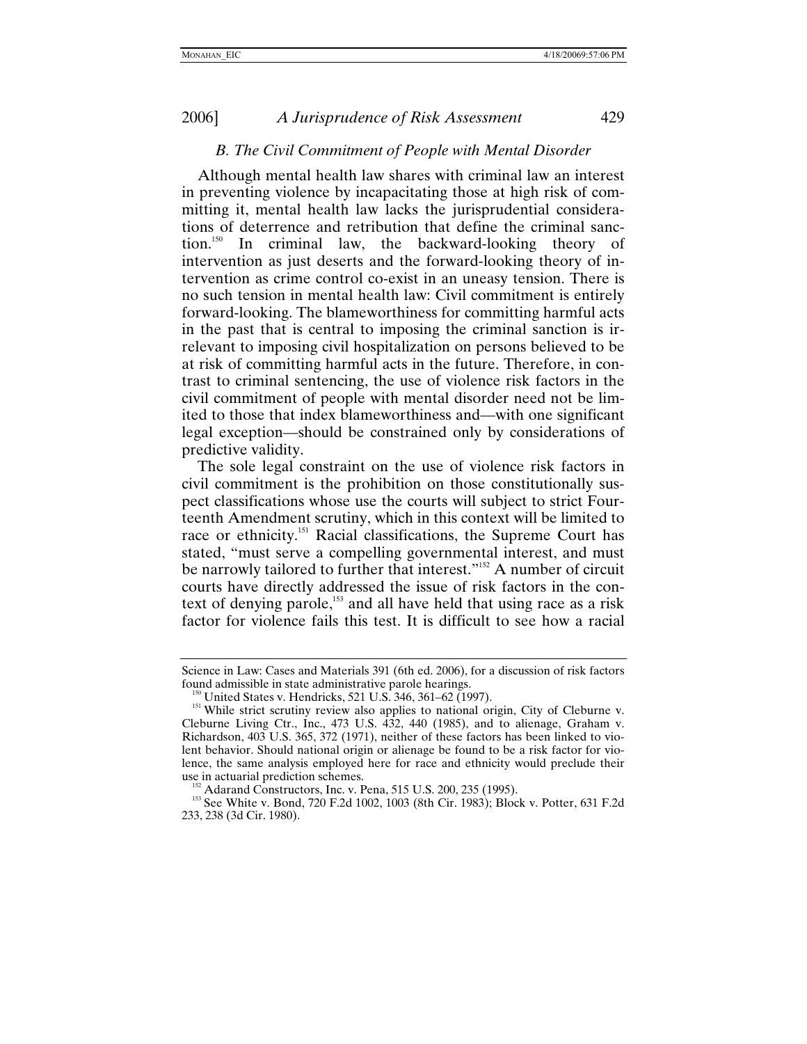### *B. The Civil Commitment of People with Mental Disorder*

Although mental health law shares with criminal law an interest in preventing violence by incapacitating those at high risk of committing it, mental health law lacks the jurisprudential considerations of deterrence and retribution that define the criminal sanction.[150] In criminal law, the backward-looking theory of intervention as just deserts and the forward-looking theory of intervention as crime control co-exist in an uneasy tension. There is no such tension in mental health law: Civil commitment is entirely forward-looking. The blameworthiness for committing harmful acts in the past that is central to imposing the criminal sanction is irrelevant to imposing civil hospitalization on persons believed to be at risk of committing harmful acts in the future. Therefore, in contrast to criminal sentencing, the use of violence risk factors in the civil commitment of people with mental disorder need not be limited to those that index blameworthiness and—with one significant legal exception—should be constrained only by considerations of predictive validity.

The sole legal constraint on the use of violence risk factors in civil commitment is the prohibition on those constitutionally suspect classifications whose use the courts will subject to strict Fourteenth Amendment scrutiny, which in this context will be limited to race or ethnicity.[151] Racial classifications, the Supreme Court has stated, "must serve a compelling governmental interest, and must be narrowly tailored to further that interest."[152] A number of circuit courts have directly addressed the issue of risk factors in the context of denying parole,[153] and all have held that using race as a risk factor for violence fails this test. It is difficult to see how a racial

---

Science in Law: Cases and Materials 391 (6th ed. 2006), for a discussion of risk factors found admissible in state administrative parole hearings.

[150] United States v. Hendricks, 521 U.S. 346, 361–62 (1997).

[151] While strict scrutiny review also applies to national origin, City of Cleburne v. Cleburne Living Ctr., Inc., 473 U.S. 432, 440 (1985), and to alienage, Graham v. Richardson, 403 U.S. 365, 372 (1971), neither of these factors has been linked to violent behavior. Should national origin or alienage be found to be a risk factor for violence, the same analysis employed here for race and ethnicity would preclude their use in actuarial prediction schemes.

[152] Adarand Constructors, Inc. v. Pena, 515 U.S. 200, 235 (1995).

[153] See White v. Bond, 720 F.2d 1002, 1003 (8th Cir. 1983); Block v. Potter, 631 F.2d 233, 238 (3d Cir. 1980).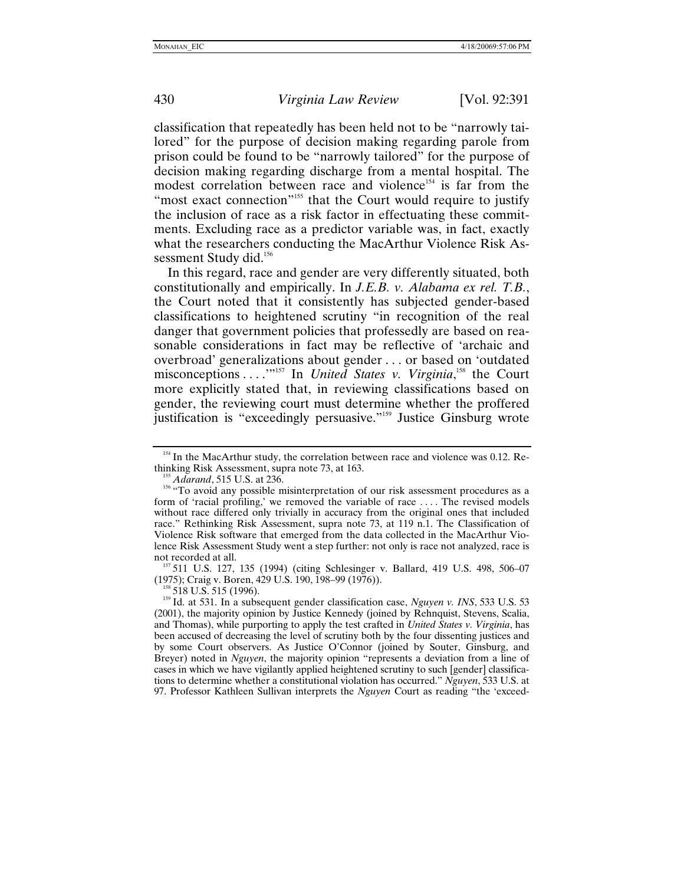classification that repeatedly has been held not to be "narrowly tailored" for the purpose of decision making regarding parole from prison could be found to be "narrowly tailored" for the purpose of decision making regarding discharge from a mental hospital. The modest correlation between race and violence[154] is far from the "most exact connection"[155] that the Court would require to justify the inclusion of race as a risk factor in effectuating these commitments. Excluding race as a predictor variable was, in fact, exactly what the researchers conducting the MacArthur Violence Risk Assessment Study did.[156]

In this regard, race and gender are very differently situated, both constitutionally and empirically. In *J.E.B. v. Alabama ex rel. T.B.*, the Court noted that it consistently has subjected gender-based classifications to heightened scrutiny "in recognition of the real danger that government policies that professedly are based on reasonable considerations in fact may be reflective of 'archaic and overbroad' generalizations about gender . . . or based on 'outdated misconceptions . . . .'"[157] In *United States v. Virginia*,[158] the Court more explicitly stated that, in reviewing classifications based on gender, the reviewing court must determine whether the proffered justification is "exceedingly persuasive."[159] Justice Ginsburg wrote

---

[154] In the MacArthur study, the correlation between race and violence was 0.12. Rethinking Risk Assessment, supra note 73, at 163.

[155] *Adarand*, 515 U.S. at 236.

[156] "To avoid any possible misinterpretation of our risk assessment procedures as a form of 'racial profiling,' we removed the variable of race . . . . The revised models without race differed only trivially in accuracy from the original ones that included race." Rethinking Risk Assessment, supra note 73, at 119 n.1. The Classification of Violence Risk software that emerged from the data collected in the MacArthur Violence Risk Assessment Study went a step further: not only is race not analyzed, race is not recorded at all.

[157] 511 U.S. 127, 135 (1994) (citing Schlesinger v. Ballard, 419 U.S. 498, 506–07 (1975); Craig v. Boren, 429 U.S. 190, 198–99 (1976)).

[158] 518 U.S. 515 (1996).

[159] Id. at 531. In a subsequent gender classification case, *Nguyen v. INS*, 533 U.S. 53 (2001), the majority opinion by Justice Kennedy (joined by Rehnquist, Stevens, Scalia, and Thomas), while purporting to apply the test crafted in *United States v. Virginia*, has been accused of decreasing the level of scrutiny both by the four dissenting justices and by some Court observers. As Justice O'Connor (joined by Souter, Ginsburg, and Breyer) noted in *Nguyen*, the majority opinion "represents a deviation from a line of cases in which we have vigilantly applied heightened scrutiny to such [gender] classifications to determine whether a constitutional violation has occurred." *Nguyen*, 533 U.S. at 97. Professor Kathleen Sullivan interprets the *Nguyen* Court as reading "the 'exceed-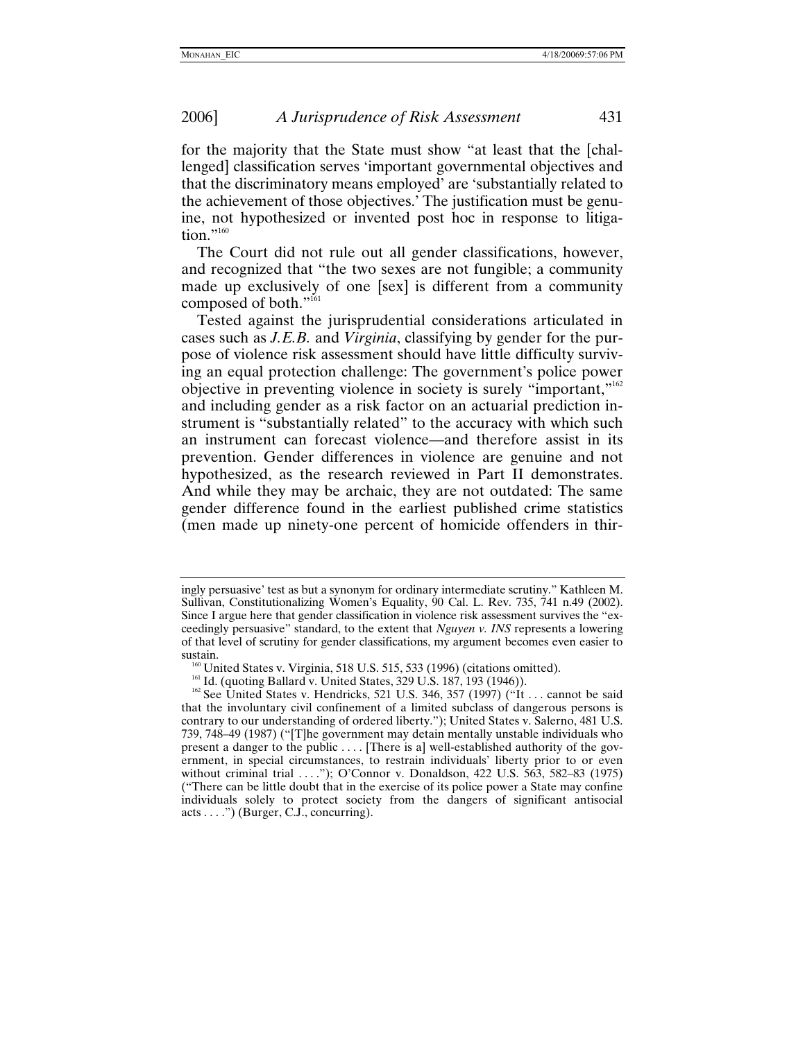for the majority that the State must show "at least that the [challenged] classification serves 'important governmental objectives and that the discriminatory means employed' are 'substantially related to the achievement of those objectives.' The justification must be genuine, not hypothesized or invented post hoc in response to litigation."[160]

The Court did not rule out all gender classifications, however, and recognized that "the two sexes are not fungible; a community made up exclusively of one [sex] is different from a community composed of both."[161]

Tested against the jurisprudential considerations articulated in cases such as *J.E.B.* and *Virginia*, classifying by gender for the purpose of violence risk assessment should have little difficulty surviving an equal protection challenge: The government's police power objective in preventing violence in society is surely "important,"[162] and including gender as a risk factor on an actuarial prediction instrument is "substantially related" to the accuracy with which such an instrument can forecast violence—and therefore assist in its prevention. Gender differences in violence are genuine and not hypothesized, as the research reviewed in Part II demonstrates. And while they may be archaic, they are not outdated: The same gender difference found in the earliest published crime statistics (men made up ninety-one percent of homicide offenders in thir-

---

ingly persuasive' test as but a synonym for ordinary intermediate scrutiny." Kathleen M. Sullivan, Constitutionalizing Women's Equality, 90 Cal. L. Rev. 735, 741 n.49 (2002). Since I argue here that gender classification in violence risk assessment survives the "exceedingly persuasive" standard, to the extent that *Nguyen v. INS* represents a lowering of that level of scrutiny for gender classifications, my argument becomes even easier to sustain.

[160] United States v. Virginia, 518 U.S. 515, 533 (1996) (citations omitted).

[161] Id. (quoting Ballard v. United States, 329 U.S. 187, 193 (1946)).

[162] See United States v. Hendricks, 521 U.S. 346, 357 (1997) ("It . . . cannot be said that the involuntary civil confinement of a limited subclass of dangerous persons is contrary to our understanding of ordered liberty."); United States v. Salerno, 481 U.S. 739, 748–49 (1987) ("[T]he government may detain mentally unstable individuals who present a danger to the public . . . . [There is a] well-established authority of the government, in special circumstances, to restrain individuals' liberty prior to or even without criminal trial . . . ."); O'Connor v. Donaldson, 422 U.S. 563, 582–83 (1975) ("There can be little doubt that in the exercise of its police power a State may confine individuals solely to protect society from the dangers of significant antisocial acts . . . .") (Burger, C.J., concurring).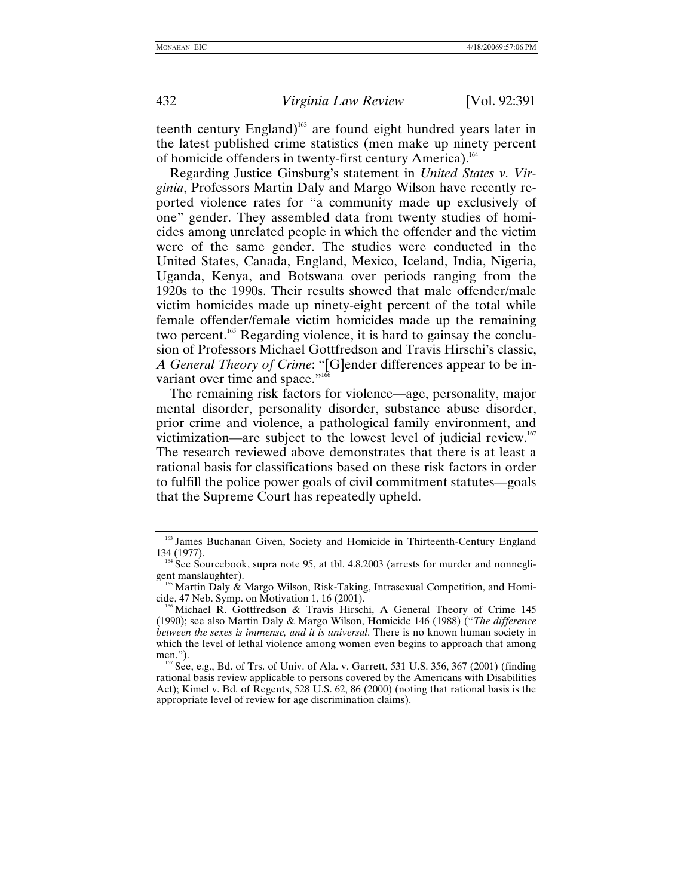teenth century England)[163] are found eight hundred years later in the latest published crime statistics (men make up ninety percent of homicide offenders in twenty-first century America).[164]

Regarding Justice Ginsburg's statement in *United States v. Virginia*, Professors Martin Daly and Margo Wilson have recently reported violence rates for "a community made up exclusively of one" gender. They assembled data from twenty studies of homicides among unrelated people in which the offender and the victim were of the same gender. The studies were conducted in the United States, Canada, England, Mexico, Iceland, India, Nigeria, Uganda, Kenya, and Botswana over periods ranging from the 1920s to the 1990s. Their results showed that male offender/male victim homicides made up ninety-eight percent of the total while female offender/female victim homicides made up the remaining two percent.[165] Regarding violence, it is hard to gainsay the conclusion of Professors Michael Gottfredson and Travis Hirschi's classic, *A General Theory of Crime*: "[G]ender differences appear to be invariant over time and space."[166]

The remaining risk factors for violence—age, personality, major mental disorder, personality disorder, substance abuse disorder, prior crime and violence, a pathological family environment, and victimization—are subject to the lowest level of judicial review.[167] The research reviewed above demonstrates that there is at least a rational basis for classifications based on these risk factors in order to fulfill the police power goals of civil commitment statutes—goals that the Supreme Court has repeatedly upheld.

---

[163] James Buchanan Given, Society and Homicide in Thirteenth-Century England 134 (1977).

[164] See Sourcebook, supra note 95, at tbl. 4.8.2003 (arrests for murder and nonnegligent manslaughter).

[165] Martin Daly & Margo Wilson, Risk-Taking, Intrasexual Competition, and Homicide, 47 Neb. Symp. on Motivation 1, 16 (2001).

[166] Michael R. Gottfredson & Travis Hirschi, A General Theory of Crime 145 (1990); see also Martin Daly & Margo Wilson, Homicide 146 (1988) ("*The difference between the sexes is immense, and it is universal*. There is no known human society in which the level of lethal violence among women even begins to approach that among men.").

[167] See, e.g., Bd. of Trs. of Univ. of Ala. v. Garrett, 531 U.S. 356, 367 (2001) (finding rational basis review applicable to persons covered by the Americans with Disabilities Act); Kimel v. Bd. of Regents, 528 U.S. 62, 86 (2000) (noting that rational basis is the appropriate level of review for age discrimination claims).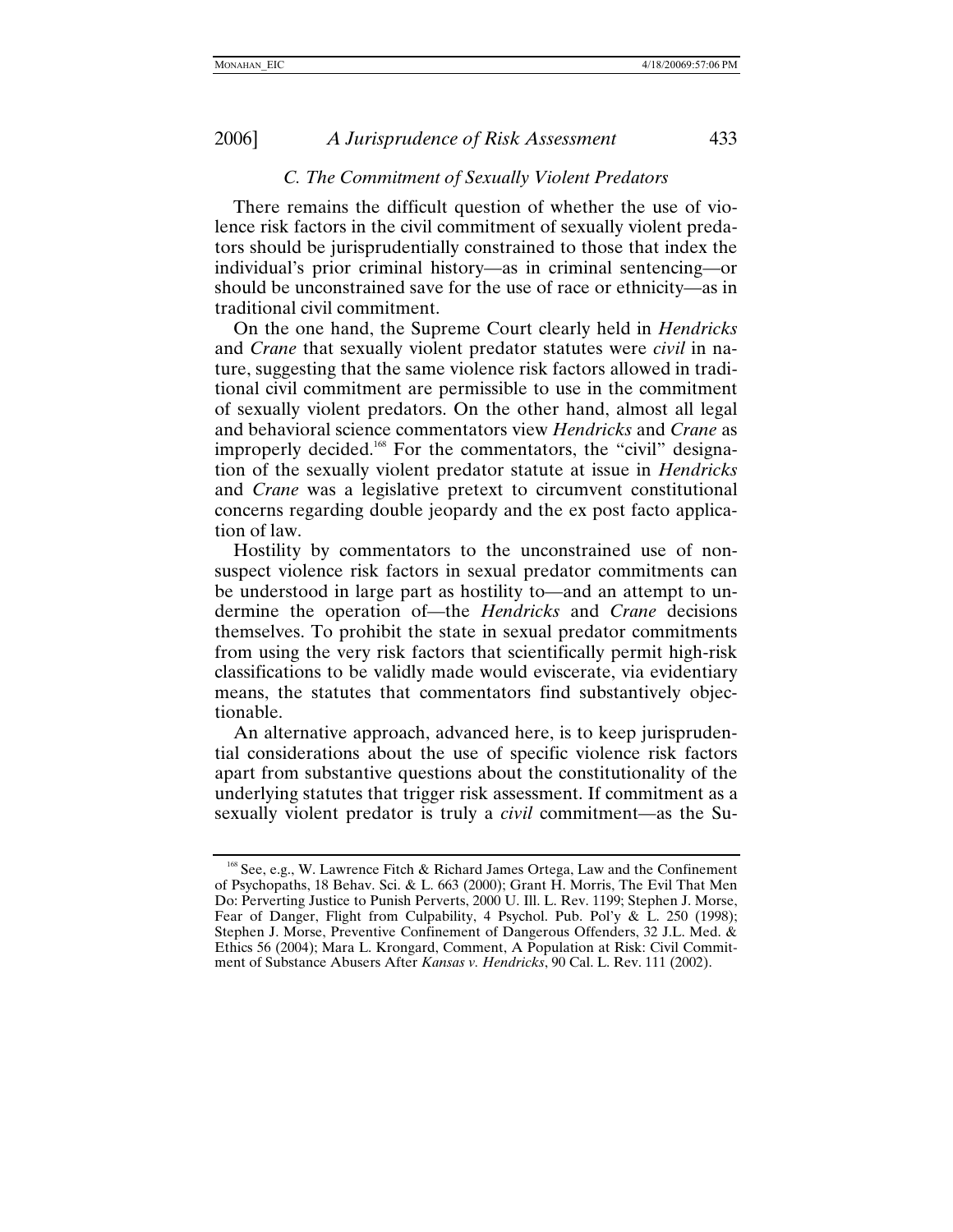### C. The Commitment of Sexually Violent Predators

There remains the difficult question of whether the use of violence risk factors in the civil commitment of sexually violent predators should be jurisprudentially constrained to those that index the individual's prior criminal history—as in criminal sentencing—or should be unconstrained save for the use of race or ethnicity—as in traditional civil commitment.

On the one hand, the Supreme Court clearly held in *Hendricks* and *Crane* that sexually violent predator statutes were *civil* in nature, suggesting that the same violence risk factors allowed in traditional civil commitment are permissible to use in the commitment of sexually violent predators. On the other hand, almost all legal and behavioral science commentators view *Hendricks* and *Crane* as improperly decided.[168] For the commentators, the "civil" designation of the sexually violent predator statute at issue in *Hendricks* and *Crane* was a legislative pretext to circumvent constitutional concerns regarding double jeopardy and the ex post facto application of law.

Hostility by commentators to the unconstrained use of non-suspect violence risk factors in sexual predator commitments can be understood in large part as hostility to—and an attempt to undermine the operation of—the *Hendricks* and *Crane* decisions themselves. To prohibit the state in sexual predator commitments from using the very risk factors that scientifically permit high-risk classifications to be validly made would eviscerate, via evidentiary means, the statutes that commentators find substantively objectionable.

An alternative approach, advanced here, is to keep jurisprudential considerations about the use of specific violence risk factors apart from substantive questions about the constitutionality of the underlying statutes that trigger risk assessment. If commitment as a sexually violent predator is truly a *civil* commitment—as the Su-

---

[168] See, e.g., W. Lawrence Fitch & Richard James Ortega, Law and the Confinement of Psychopaths, 18 Behav. Sci. & L. 663 (2000); Grant H. Morris, The Evil That Men Do: Perverting Justice to Punish Perverts, 2000 U. Ill. L. Rev. 1199; Stephen J. Morse, Fear of Danger, Flight from Culpability, 4 Psychol. Pub. Pol'y & L. 250 (1998); Stephen J. Morse, Preventive Confinement of Dangerous Offenders, 32 J.L. Med. & Ethics 56 (2004); Mara L. Krongard, Comment, A Population at Risk: Civil Commitment of Substance Abusers After *Kansas v. Hendricks*, 90 Cal. L. Rev. 111 (2002).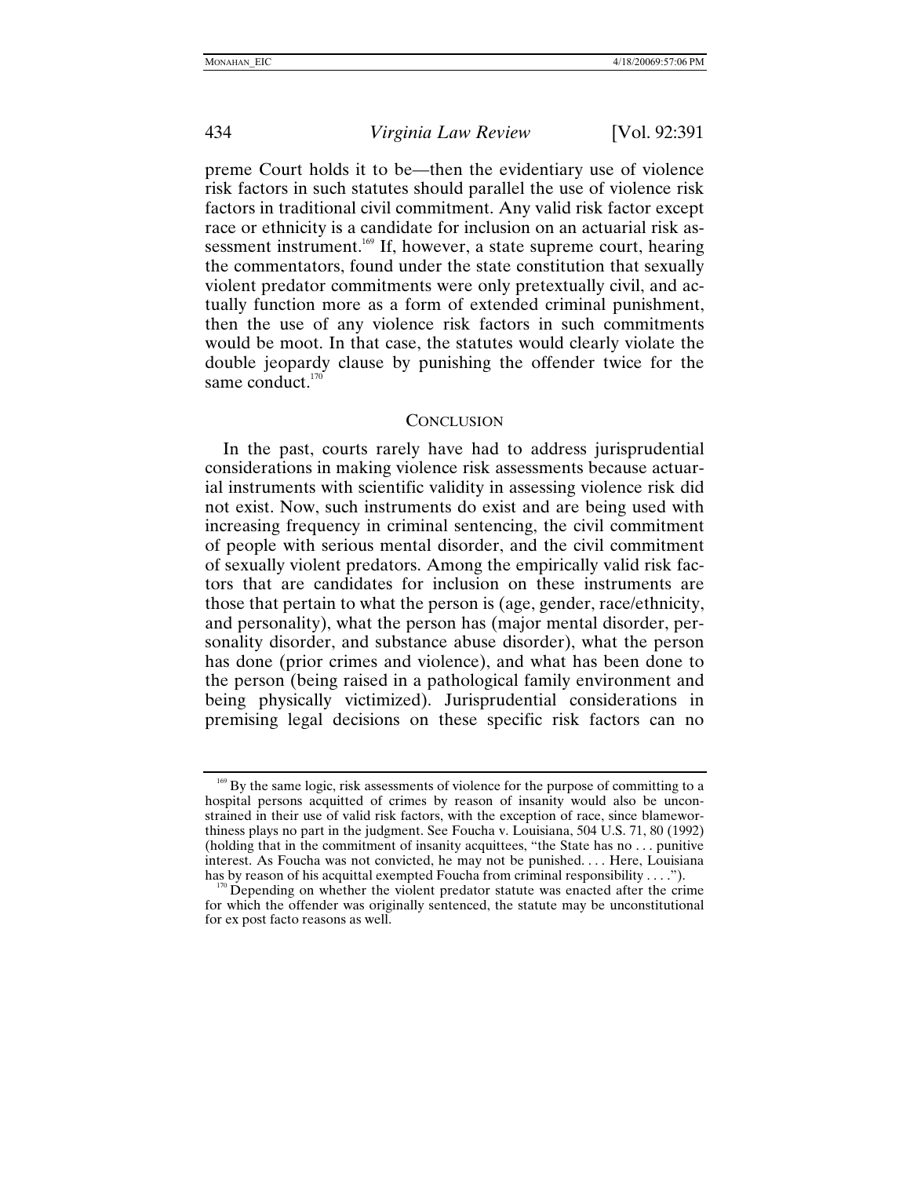preme Court holds it to be—then the evidentiary use of violence risk factors in such statutes should parallel the use of violence risk factors in traditional civil commitment. Any valid risk factor except race or ethnicity is a candidate for inclusion on an actuarial risk assessment instrument.[169] If, however, a state supreme court, hearing the commentators, found under the state constitution that sexually violent predator commitments were only pretextually civil, and actually function more as a form of extended criminal punishment, then the use of any violence risk factors in such commitments would be moot. In that case, the statutes would clearly violate the double jeopardy clause by punishing the offender twice for the same conduct.[170]

## CONCLUSION

In the past, courts rarely have had to address jurisprudential considerations in making violence risk assessments because actuarial instruments with scientific validity in assessing violence risk did not exist. Now, such instruments do exist and are being used with increasing frequency in criminal sentencing, the civil commitment of people with serious mental disorder, and the civil commitment of sexually violent predators. Among the empirically valid risk factors that are candidates for inclusion on these instruments are those that pertain to what the person is (age, gender, race/ethnicity, and personality), what the person has (major mental disorder, personality disorder, and substance abuse disorder), what the person has done (prior crimes and violence), and what has been done to the person (being raised in a pathological family environment and being physically victimized). Jurisprudential considerations in premising legal decisions on these specific risk factors can no

---

[169] By the same logic, risk assessments of violence for the purpose of committing to a hospital persons acquitted of crimes by reason of insanity would also be unconstrained in their use of valid risk factors, with the exception of race, since blameworthiness plays no part in the judgment. See Foucha v. Louisiana, 504 U.S. 71, 80 (1992) (holding that in the commitment of insanity acquittees, "the State has no . . . punitive interest. As Foucha was not convicted, he may not be punished. . . . Here, Louisiana has by reason of his acquittal exempted Foucha from criminal responsibility . . . .").

[170] Depending on whether the violent predator statute was enacted after the crime for which the offender was originally sentenced, the statute may be unconstitutional for ex post facto reasons as well.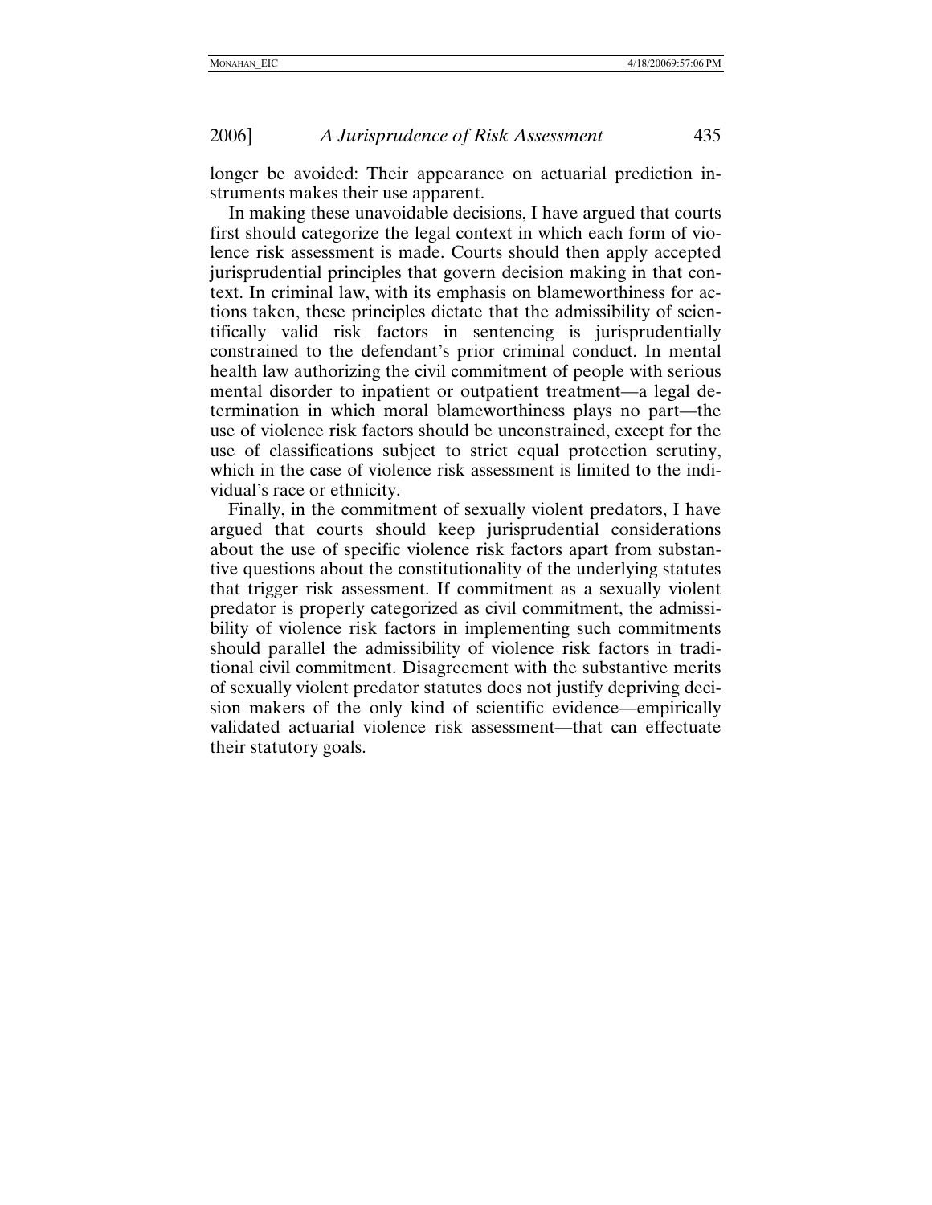longer be avoided: Their appearance on actuarial prediction instruments makes their use apparent.

In making these unavoidable decisions, I have argued that courts first should categorize the legal context in which each form of violence risk assessment is made. Courts should then apply accepted jurisprudential principles that govern decision making in that context. In criminal law, with its emphasis on blameworthiness for actions taken, these principles dictate that the admissibility of scientifically valid risk factors in sentencing is jurisprudentially constrained to the defendant's prior criminal conduct. In mental health law authorizing the civil commitment of people with serious mental disorder to inpatient or outpatient treatment—a legal determination in which moral blameworthiness plays no part—the use of violence risk factors should be unconstrained, except for the use of classifications subject to strict equal protection scrutiny, which in the case of violence risk assessment is limited to the individual's race or ethnicity.

Finally, in the commitment of sexually violent predators, I have argued that courts should keep jurisprudential considerations about the use of specific violence risk factors apart from substantive questions about the constitutionality of the underlying statutes that trigger risk assessment. If commitment as a sexually violent predator is properly categorized as civil commitment, the admissibility of violence risk factors in implementing such commitments should parallel the admissibility of violence risk factors in traditional civil commitment. Disagreement with the substantive merits of sexually violent predator statutes does not justify depriving decision makers of the only kind of scientific evidence—empirically validated actuarial violence risk assessment—that can effectuate their statutory goals.